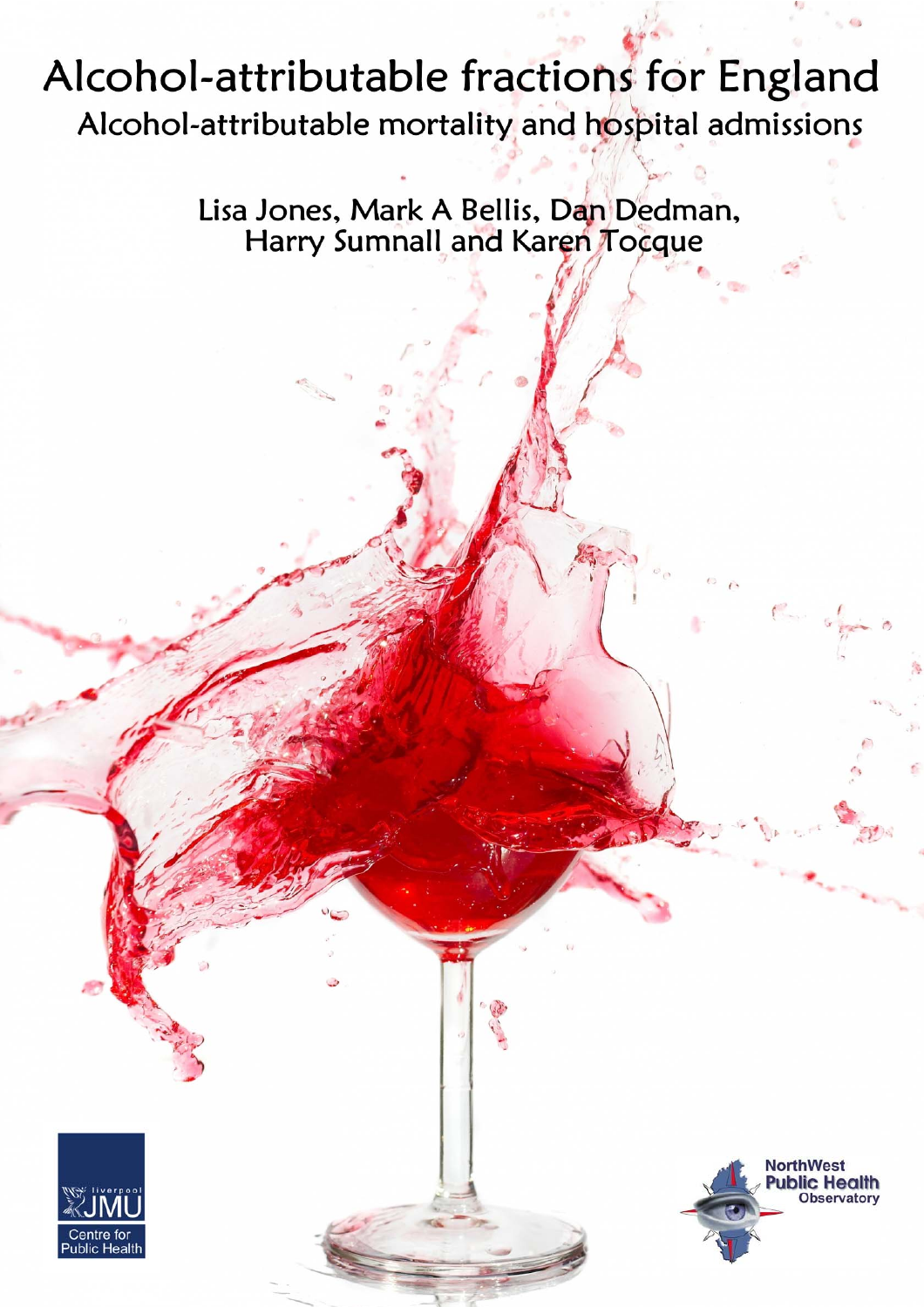# Alcohol-attributable fractions for England

## Alcohol-attributable mortality and hospital admissions

Lisa Jones, Mark A Bellis, Dan Dedman, Harry Sumnall and Karen Tocque

Liverpool JMU Centre for Public Health

NorthWest Public Health Observatory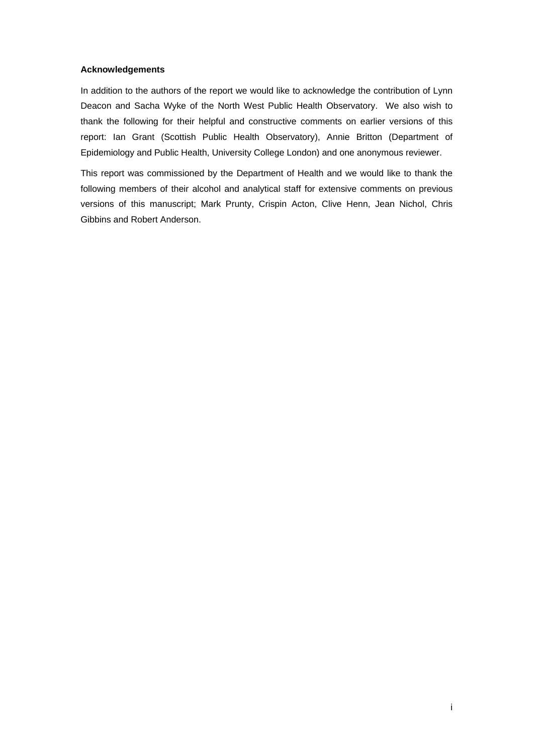**Acknowledgements**

In addition to the authors of the report we would like to acknowledge the contribution of Lynn Deacon and Sacha Wyke of the North West Public Health Observatory. We also wish to thank the following for their helpful and constructive comments on earlier versions of this report: Ian Grant (Scottish Public Health Observatory), Annie Britton (Department of Epidemiology and Public Health, University College London) and one anonymous reviewer.

This report was commissioned by the Department of Health and we would like to thank the following members of their alcohol and analytical staff for extensive comments on previous versions of this manuscript; Mark Prunty, Crispin Acton, Clive Henn, Jean Nichol, Chris Gibbins and Robert Anderson.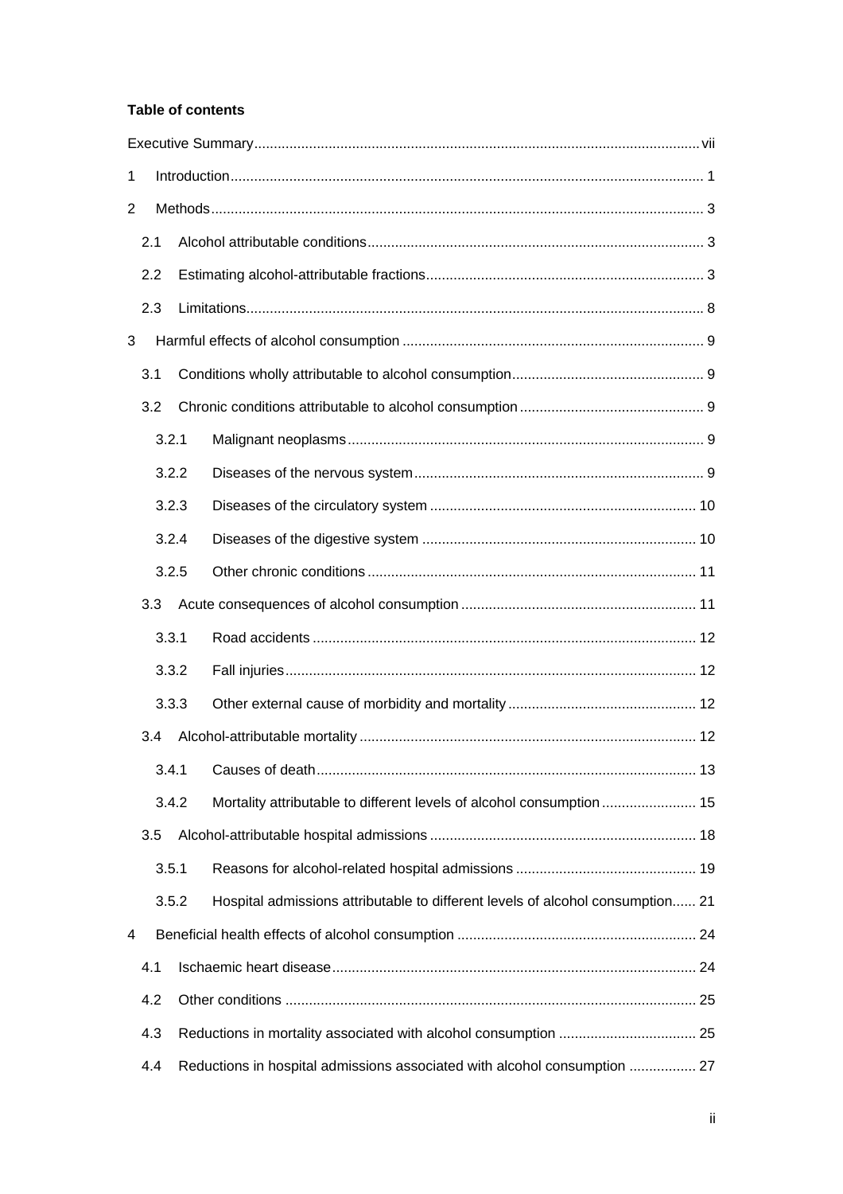**Table of contents**

Executive Summary ........ vii

1 Introduction ........ 1

2 Methods ........ 3

- 2.1 Alcohol attributable conditions ........ 3
- 2.2 Estimating alcohol-attributable fractions ........ 3
- 2.3 Limitations ........ 8

3 Harmful effects of alcohol consumption ........ 9

- 3.1 Conditions wholly attributable to alcohol consumption ........ 9
- 3.2 Chronic conditions attributable to alcohol consumption ........ 9
  - 3.2.1 Malignant neoplasms ........ 9
  - 3.2.2 Diseases of the nervous system ........ 9
  - 3.2.3 Diseases of the circulatory system ........ 10
  - 3.2.4 Diseases of the digestive system ........ 10
  - 3.2.5 Other chronic conditions ........ 11
- 3.3 Acute consequences of alcohol consumption ........ 11
  - 3.3.1 Road accidents ........ 12
  - 3.3.2 Fall injuries ........ 12
  - 3.3.3 Other external cause of morbidity and mortality ........ 12
- 3.4 Alcohol-attributable mortality ........ 12
  - 3.4.1 Causes of death ........ 13
  - 3.4.2 Mortality attributable to different levels of alcohol consumption ........ 15
- 3.5 Alcohol-attributable hospital admissions ........ 18
  - 3.5.1 Reasons for alcohol-related hospital admissions ........ 19
  - 3.5.2 Hospital admissions attributable to different levels of alcohol consumption ........ 21

4 Beneficial health effects of alcohol consumption ........ 24

- 4.1 Ischaemic heart disease ........ 24
- 4.2 Other conditions ........ 25
- 4.3 Reductions in mortality associated with alcohol consumption ........ 25
- 4.4 Reductions in hospital admissions associated with alcohol consumption ........ 27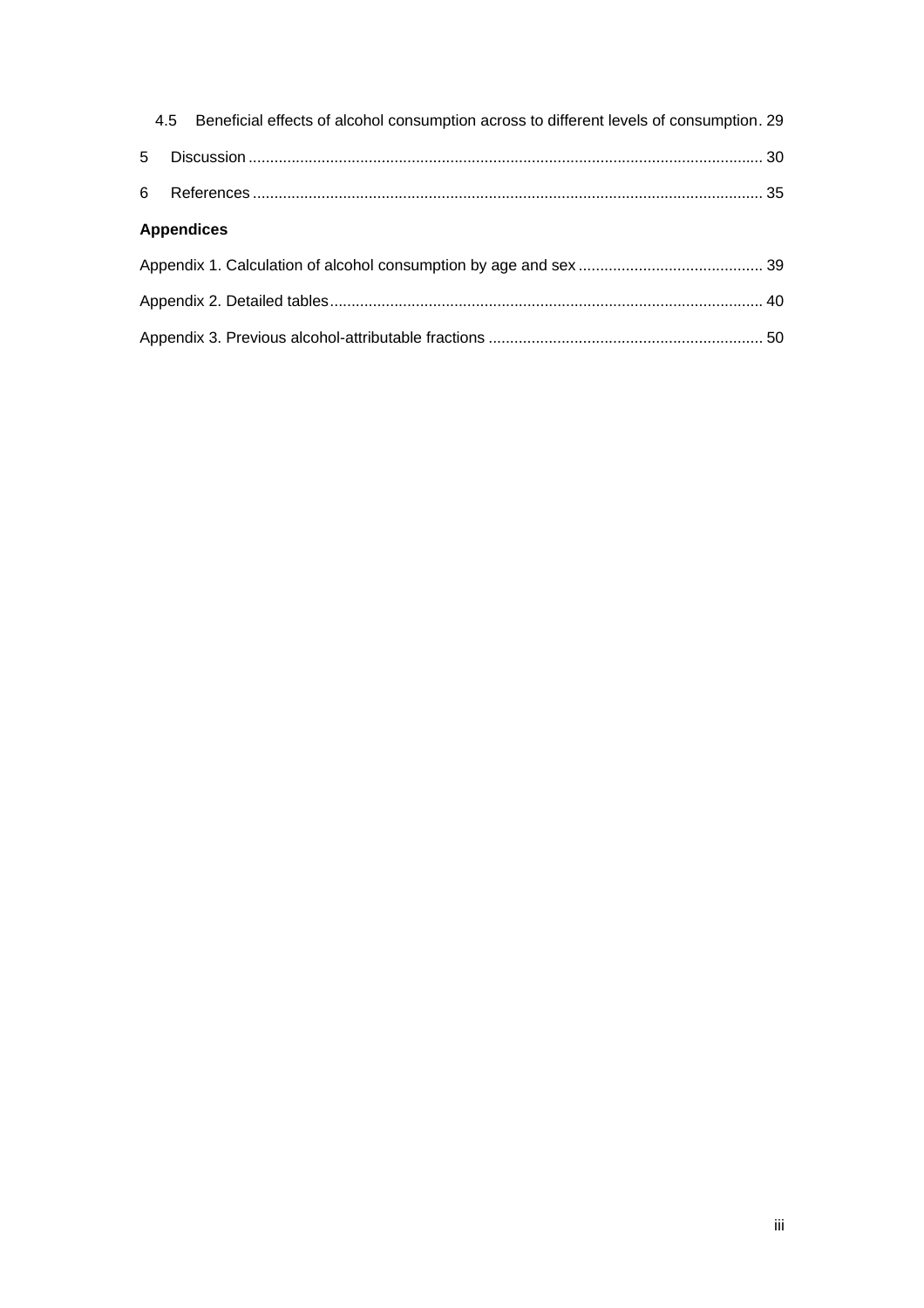4.5 Beneficial effects of alcohol consumption across to different levels of consumption. 29

5 Discussion ... 30

6 References ... 35

**Appendices**

Appendix 1. Calculation of alcohol consumption by age and sex ... 39

Appendix 2. Detailed tables ... 40

Appendix 3. Previous alcohol-attributable fractions ... 50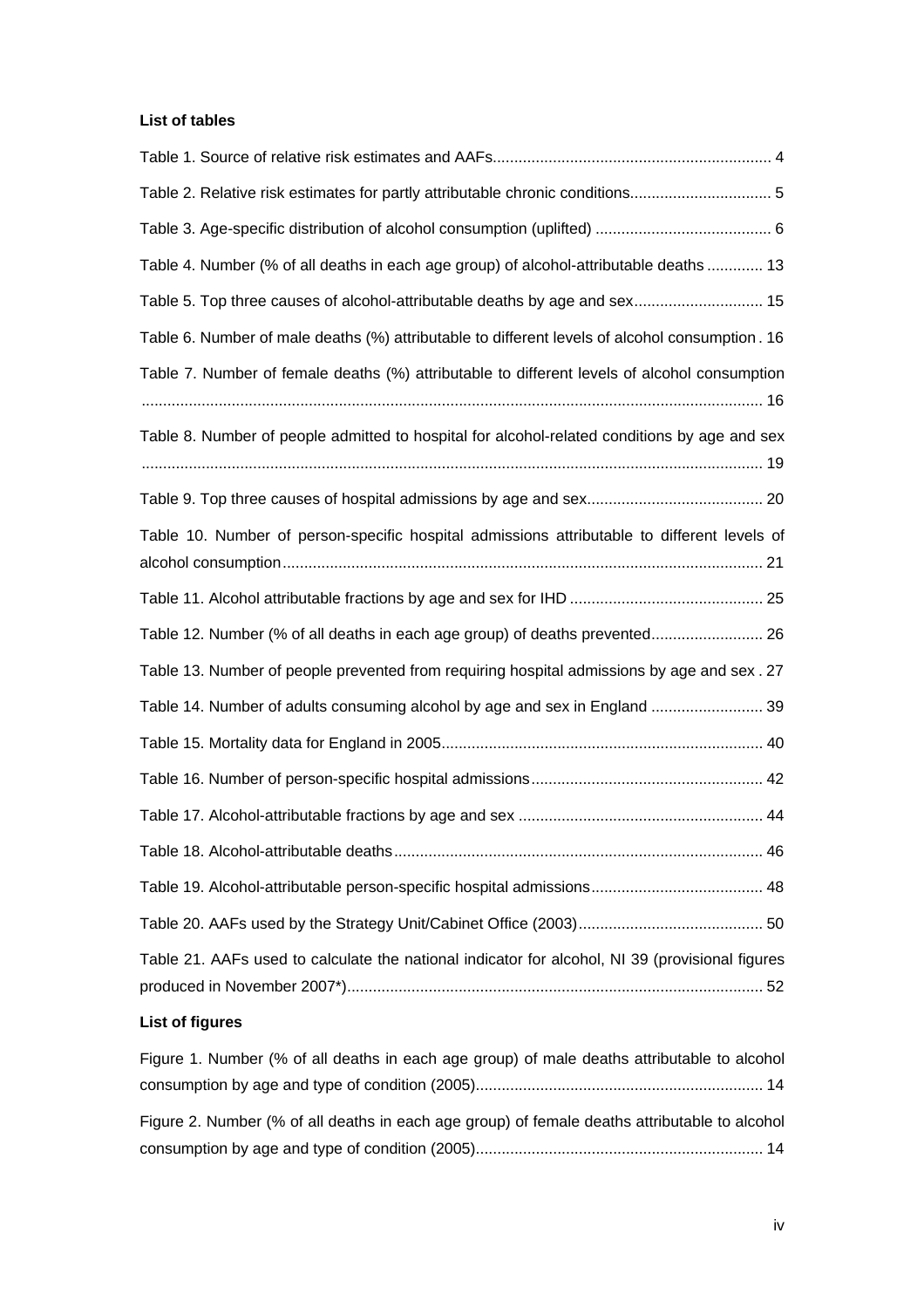**List of tables**

Table 1. Source of relative risk estimates and AAFs................................................................ 4

Table 2. Relative risk estimates for partly attributable chronic conditions................................ 5

Table 3. Age-specific distribution of alcohol consumption (uplifted) ......................................... 6

Table 4. Number (% of all deaths in each age group) of alcohol-attributable deaths ............. 13

Table 5. Top three causes of alcohol-attributable deaths by age and sex.............................. 15

Table 6. Number of male deaths (%) attributable to different levels of alcohol consumption . 16

Table 7. Number of female deaths (%) attributable to different levels of alcohol consumption ............................................................................................................................... 16

Table 8. Number of people admitted to hospital for alcohol-related conditions by age and sex ............................................................................................................................... 19

Table 9. Top three causes of hospital admissions by age and sex......................................... 20

Table 10. Number of person-specific hospital admissions attributable to different levels of alcohol consumption............................................................................................................... 21

Table 11. Alcohol attributable fractions by age and sex for IHD ............................................. 25

Table 12. Number (% of all deaths in each age group) of deaths prevented.......................... 26

Table 13. Number of people prevented from requiring hospital admissions by age and sex . 27

Table 14. Number of adults consuming alcohol by age and sex in England .......................... 39

Table 15. Mortality data for England in 2005.......................................................................... 40

Table 16. Number of person-specific hospital admissions...................................................... 42

Table 17. Alcohol-attributable fractions by age and sex ......................................................... 44

Table 18. Alcohol-attributable deaths...................................................................................... 46

Table 19. Alcohol-attributable person-specific hospital admissions........................................ 48

Table 20. AAFs used by the Strategy Unit/Cabinet Office (2003)........................................... 50

Table 21. AAFs used to calculate the national indicator for alcohol, NI 39 (provisional figures produced in November 2007*)................................................................................................ 52

**List of figures**

Figure 1. Number (% of all deaths in each age group) of male deaths attributable to alcohol consumption by age and type of condition (2005).................................................................. 14

Figure 2. Number (% of all deaths in each age group) of female deaths attributable to alcohol consumption by age and type of condition (2005).................................................................. 14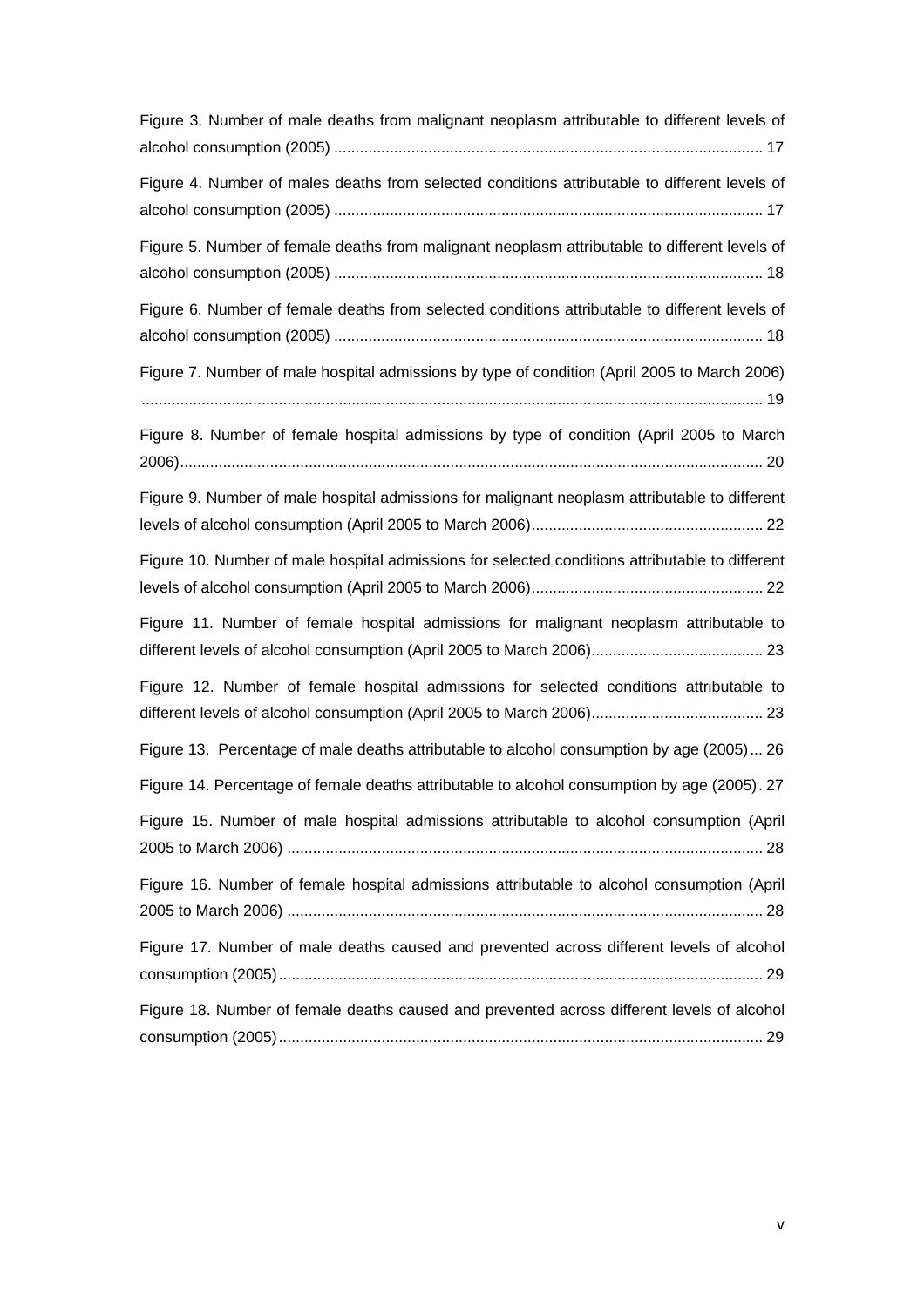Figure 3. Number of male deaths from malignant neoplasm attributable to different levels of alcohol consumption (2005) .................................................................................................. 17

Figure 4. Number of males deaths from selected conditions attributable to different levels of alcohol consumption (2005) .................................................................................................. 17

Figure 5. Number of female deaths from malignant neoplasm attributable to different levels of alcohol consumption (2005) .................................................................................................. 18

Figure 6. Number of female deaths from selected conditions attributable to different levels of alcohol consumption (2005) .................................................................................................. 18

Figure 7. Number of male hospital admissions by type of condition (April 2005 to March 2006) .............................................................................................................................................. 19

Figure 8. Number of female hospital admissions by type of condition (April 2005 to March 2006)..................................................................................................................................... 20

Figure 9. Number of male hospital admissions for malignant neoplasm attributable to different levels of alcohol consumption (April 2005 to March 2006)..................................................... 22

Figure 10. Number of male hospital admissions for selected conditions attributable to different levels of alcohol consumption (April 2005 to March 2006)..................................................... 22

Figure 11. Number of female hospital admissions for malignant neoplasm attributable to different levels of alcohol consumption (April 2005 to March 2006)....................................... 23

Figure 12. Number of female hospital admissions for selected conditions attributable to different levels of alcohol consumption (April 2005 to March 2006)....................................... 23

Figure 13. Percentage of male deaths attributable to alcohol consumption by age (2005)... 26

Figure 14. Percentage of female deaths attributable to alcohol consumption by age (2005). 27

Figure 15. Number of male hospital admissions attributable to alcohol consumption (April 2005 to March 2006) ............................................................................................................. 28

Figure 16. Number of female hospital admissions attributable to alcohol consumption (April 2005 to March 2006) ............................................................................................................. 28

Figure 17. Number of male deaths caused and prevented across different levels of alcohol consumption (2005)............................................................................................................... 29

Figure 18. Number of female deaths caused and prevented across different levels of alcohol consumption (2005)............................................................................................................... 29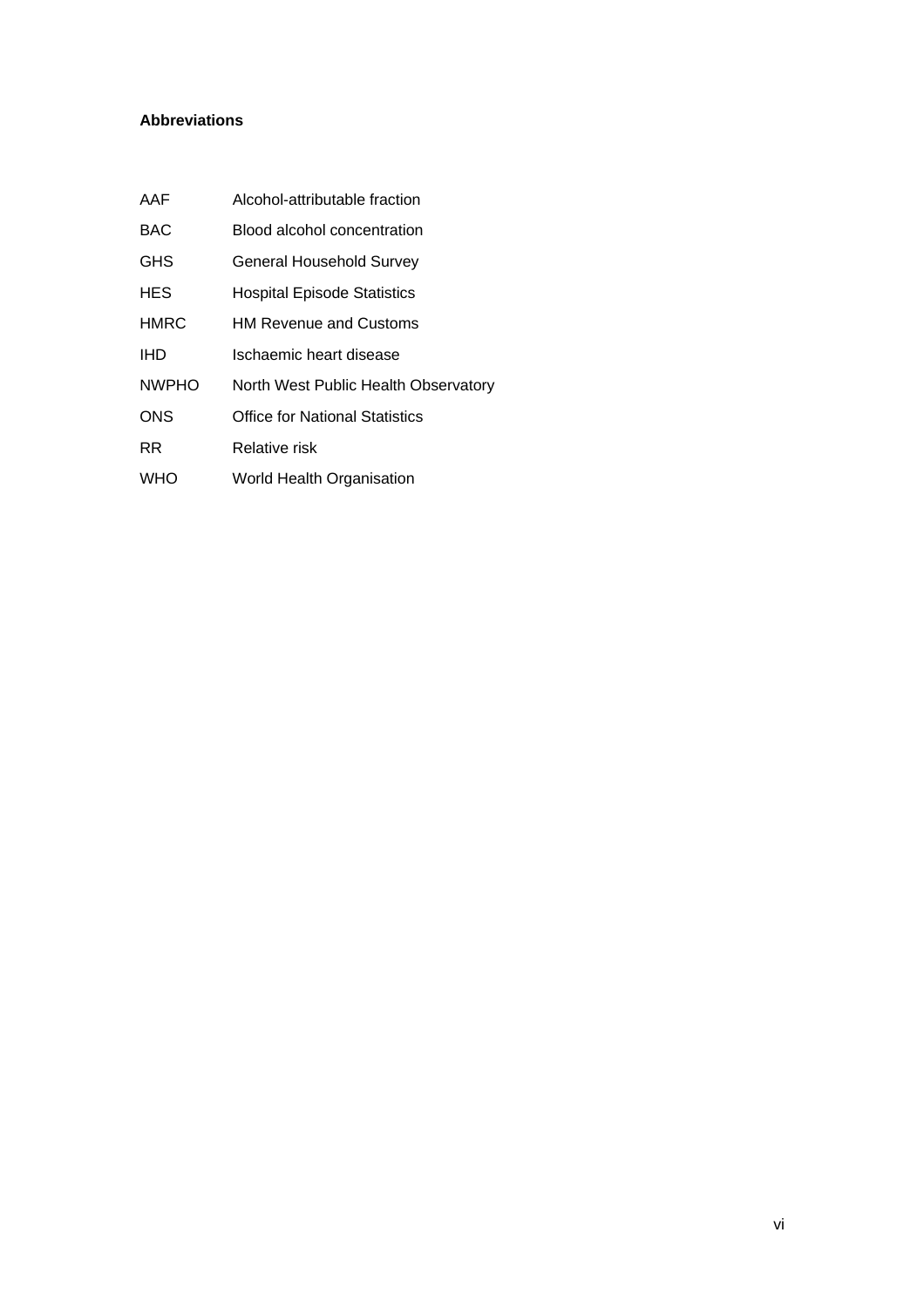**Abbreviations**

| | |
|---|---|
| AAF | Alcohol-attributable fraction |
| BAC | Blood alcohol concentration |
| GHS | General Household Survey |
| HES | Hospital Episode Statistics |
| HMRC | HM Revenue and Customs |
| IHD | Ischaemic heart disease |
| NWPHO | North West Public Health Observatory |
| ONS | Office for National Statistics |
| RR | Relative risk |
| WHO | World Health Organisation |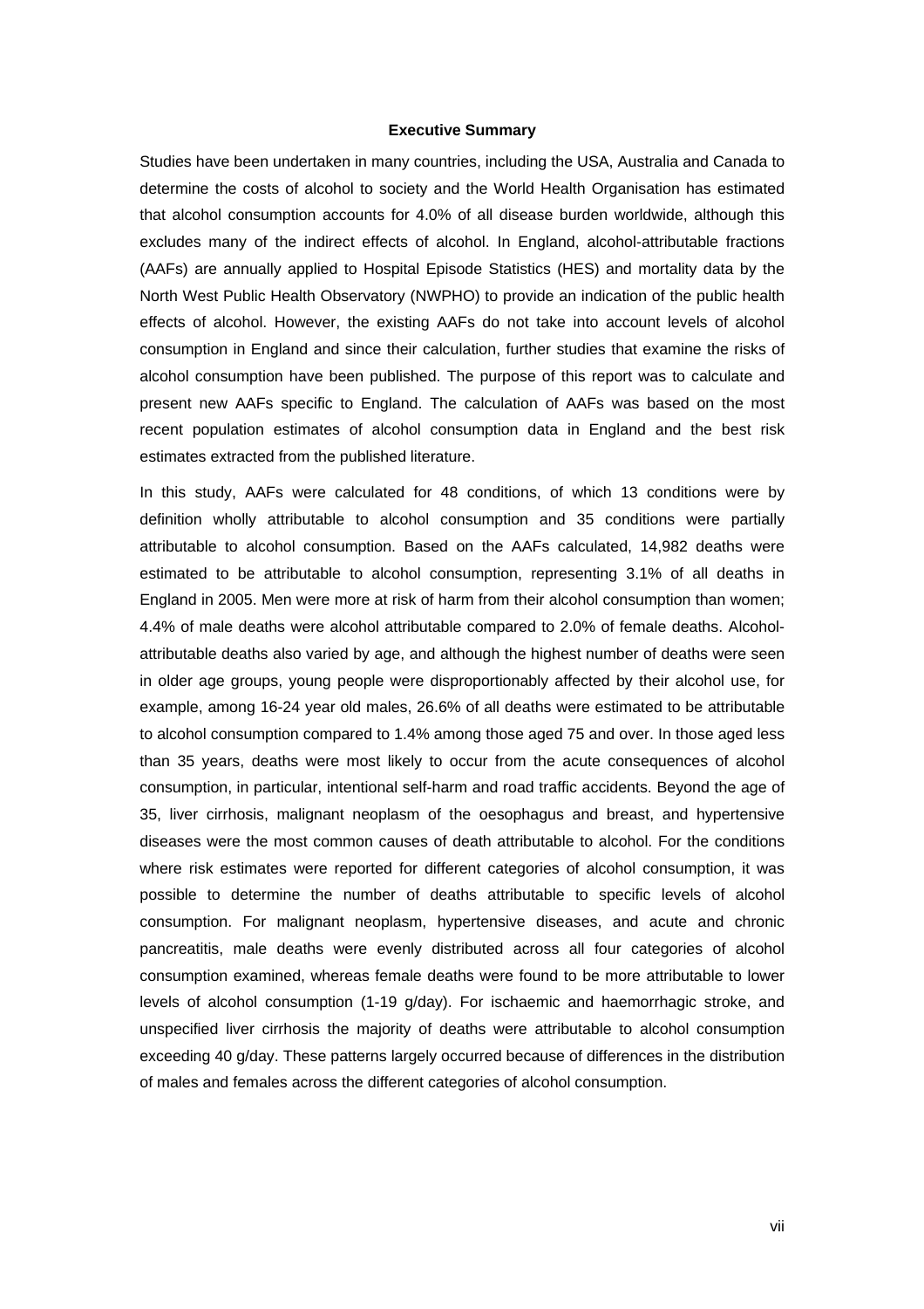# Executive Summary

Studies have been undertaken in many countries, including the USA, Australia and Canada to determine the costs of alcohol to society and the World Health Organisation has estimated that alcohol consumption accounts for 4.0% of all disease burden worldwide, although this excludes many of the indirect effects of alcohol. In England, alcohol-attributable fractions (AAFs) are annually applied to Hospital Episode Statistics (HES) and mortality data by the North West Public Health Observatory (NWPHO) to provide an indication of the public health effects of alcohol. However, the existing AAFs do not take into account levels of alcohol consumption in England and since their calculation, further studies that examine the risks of alcohol consumption have been published. The purpose of this report was to calculate and present new AAFs specific to England. The calculation of AAFs was based on the most recent population estimates of alcohol consumption data in England and the best risk estimates extracted from the published literature.

In this study, AAFs were calculated for 48 conditions, of which 13 conditions were by definition wholly attributable to alcohol consumption and 35 conditions were partially attributable to alcohol consumption. Based on the AAFs calculated, 14,982 deaths were estimated to be attributable to alcohol consumption, representing 3.1% of all deaths in England in 2005. Men were more at risk of harm from their alcohol consumption than women; 4.4% of male deaths were alcohol attributable compared to 2.0% of female deaths. Alcohol-attributable deaths also varied by age, and although the highest number of deaths were seen in older age groups, young people were disproportionably affected by their alcohol use, for example, among 16-24 year old males, 26.6% of all deaths were estimated to be attributable to alcohol consumption compared to 1.4% among those aged 75 and over. In those aged less than 35 years, deaths were most likely to occur from the acute consequences of alcohol consumption, in particular, intentional self-harm and road traffic accidents. Beyond the age of 35, liver cirrhosis, malignant neoplasm of the oesophagus and breast, and hypertensive diseases were the most common causes of death attributable to alcohol. For the conditions where risk estimates were reported for different categories of alcohol consumption, it was possible to determine the number of deaths attributable to specific levels of alcohol consumption. For malignant neoplasm, hypertensive diseases, and acute and chronic pancreatitis, male deaths were evenly distributed across all four categories of alcohol consumption examined, whereas female deaths were found to be more attributable to lower levels of alcohol consumption (1-19 g/day). For ischaemic and haemorrhagic stroke, and unspecified liver cirrhosis the majority of deaths were attributable to alcohol consumption exceeding 40 g/day. These patterns largely occurred because of differences in the distribution of males and females across the different categories of alcohol consumption.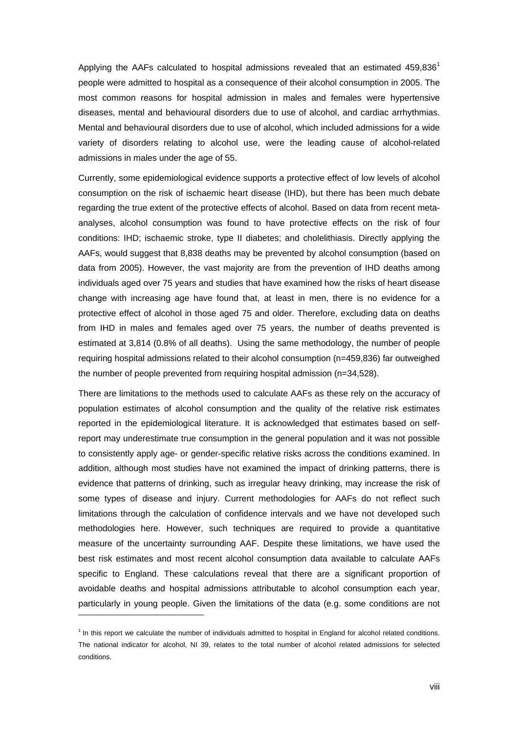Applying the AAFs calculated to hospital admissions revealed that an estimated 459,836[1] people were admitted to hospital as a consequence of their alcohol consumption in 2005. The most common reasons for hospital admission in males and females were hypertensive diseases, mental and behavioural disorders due to use of alcohol, and cardiac arrhythmias. Mental and behavioural disorders due to use of alcohol, which included admissions for a wide variety of disorders relating to alcohol use, were the leading cause of alcohol-related admissions in males under the age of 55.

Currently, some epidemiological evidence supports a protective effect of low levels of alcohol consumption on the risk of ischaemic heart disease (IHD), but there has been much debate regarding the true extent of the protective effects of alcohol. Based on data from recent meta-analyses, alcohol consumption was found to have protective effects on the risk of four conditions: IHD; ischaemic stroke, type II diabetes; and cholelithiasis. Directly applying the AAFs, would suggest that 8,838 deaths may be prevented by alcohol consumption (based on data from 2005). However, the vast majority are from the prevention of IHD deaths among individuals aged over 75 years and studies that have examined how the risks of heart disease change with increasing age have found that, at least in men, there is no evidence for a protective effect of alcohol in those aged 75 and older. Therefore, excluding data on deaths from IHD in males and females aged over 75 years, the number of deaths prevented is estimated at 3,814 (0.8% of all deaths). Using the same methodology, the number of people requiring hospital admissions related to their alcohol consumption (n=459,836) far outweighed the number of people prevented from requiring hospital admission (n=34,528).

There are limitations to the methods used to calculate AAFs as these rely on the accuracy of population estimates of alcohol consumption and the quality of the relative risk estimates reported in the epidemiological literature. It is acknowledged that estimates based on self-report may underestimate true consumption in the general population and it was not possible to consistently apply age- or gender-specific relative risks across the conditions examined. In addition, although most studies have not examined the impact of drinking patterns, there is evidence that patterns of drinking, such as irregular heavy drinking, may increase the risk of some types of disease and injury. Current methodologies for AAFs do not reflect such limitations through the calculation of confidence intervals and we have not developed such methodologies here. However, such techniques are required to provide a quantitative measure of the uncertainty surrounding AAF. Despite these limitations, we have used the best risk estimates and most recent alcohol consumption data available to calculate AAFs specific to England. These calculations reveal that there are a significant proportion of avoidable deaths and hospital admissions attributable to alcohol consumption each year, particularly in young people. Given the limitations of the data (e.g. some conditions are not

[1] In this report we calculate the number of individuals admitted to hospital in England for alcohol related conditions. The national indicator for alcohol, NI 39, relates to the total number of alcohol related admissions for selected conditions.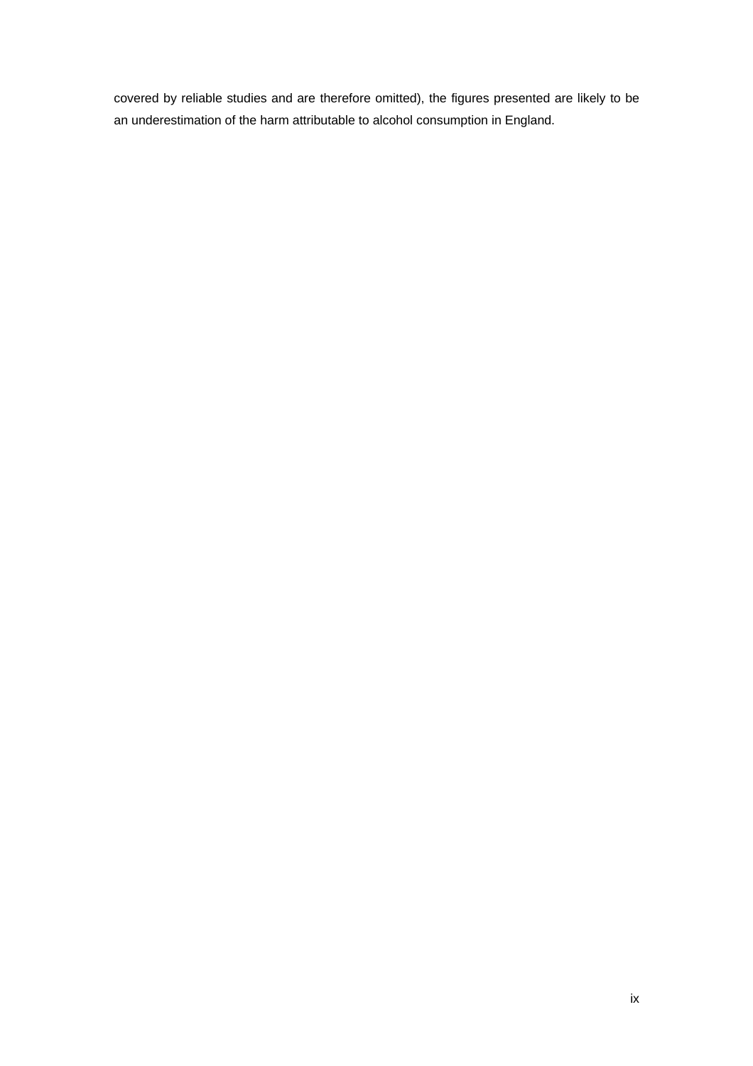covered by reliable studies and are therefore omitted), the figures presented are likely to be an underestimation of the harm attributable to alcohol consumption in England.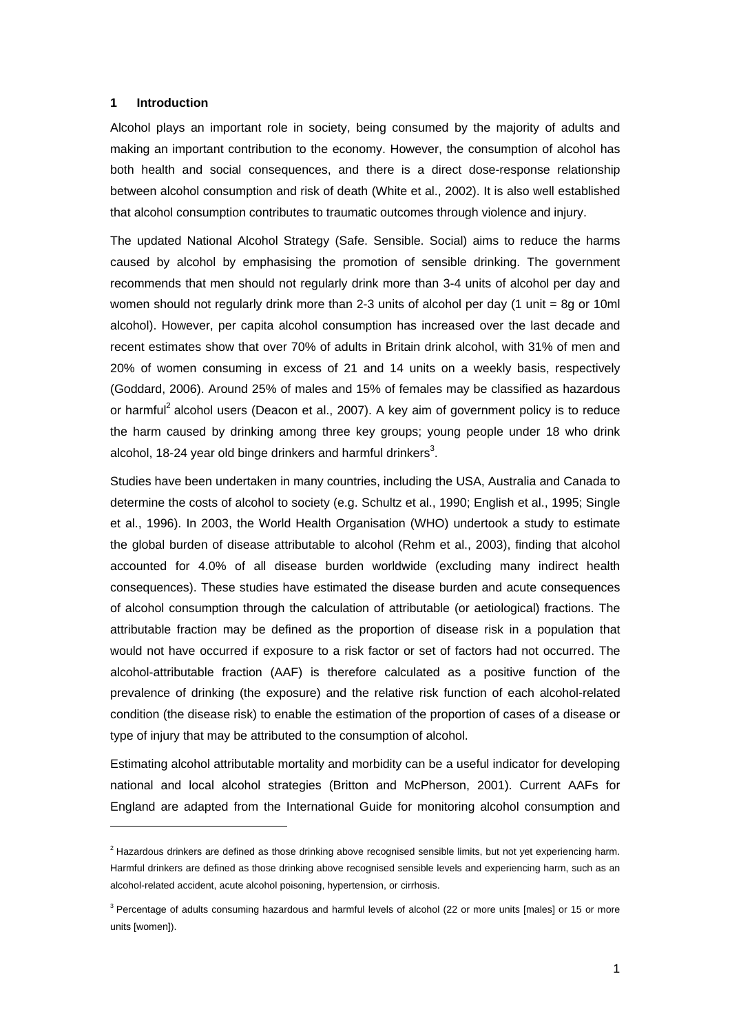# 1 Introduction

Alcohol plays an important role in society, being consumed by the majority of adults and making an important contribution to the economy. However, the consumption of alcohol has both health and social consequences, and there is a direct dose-response relationship between alcohol consumption and risk of death (White et al., 2002). It is also well established that alcohol consumption contributes to traumatic outcomes through violence and injury.

The updated National Alcohol Strategy (Safe. Sensible. Social) aims to reduce the harms caused by alcohol by emphasising the promotion of sensible drinking. The government recommends that men should not regularly drink more than 3-4 units of alcohol per day and women should not regularly drink more than 2-3 units of alcohol per day (1 unit = 8g or 10ml alcohol). However, per capita alcohol consumption has increased over the last decade and recent estimates show that over 70% of adults in Britain drink alcohol, with 31% of men and 20% of women consuming in excess of 21 and 14 units on a weekly basis, respectively (Goddard, 2006). Around 25% of males and 15% of females may be classified as hazardous or harmful[2] alcohol users (Deacon et al., 2007). A key aim of government policy is to reduce the harm caused by drinking among three key groups; young people under 18 who drink alcohol, 18-24 year old binge drinkers and harmful drinkers[3].

Studies have been undertaken in many countries, including the USA, Australia and Canada to determine the costs of alcohol to society (e.g. Schultz et al., 1990; English et al., 1995; Single et al., 1996). In 2003, the World Health Organisation (WHO) undertook a study to estimate the global burden of disease attributable to alcohol (Rehm et al., 2003), finding that alcohol accounted for 4.0% of all disease burden worldwide (excluding many indirect health consequences). These studies have estimated the disease burden and acute consequences of alcohol consumption through the calculation of attributable (or aetiological) fractions. The attributable fraction may be defined as the proportion of disease risk in a population that would not have occurred if exposure to a risk factor or set of factors had not occurred. The alcohol-attributable fraction (AAF) is therefore calculated as a positive function of the prevalence of drinking (the exposure) and the relative risk function of each alcohol-related condition (the disease risk) to enable the estimation of the proportion of cases of a disease or type of injury that may be attributed to the consumption of alcohol.

Estimating alcohol attributable mortality and morbidity can be a useful indicator for developing national and local alcohol strategies (Britton and McPherson, 2001). Current AAFs for England are adapted from the International Guide for monitoring alcohol consumption and

[2] Hazardous drinkers are defined as those drinking above recognised sensible limits, but not yet experiencing harm. Harmful drinkers are defined as those drinking above recognised sensible levels and experiencing harm, such as an alcohol-related accident, acute alcohol poisoning, hypertension, or cirrhosis.

[3] Percentage of adults consuming hazardous and harmful levels of alcohol (22 or more units [males] or 15 or more units [women]).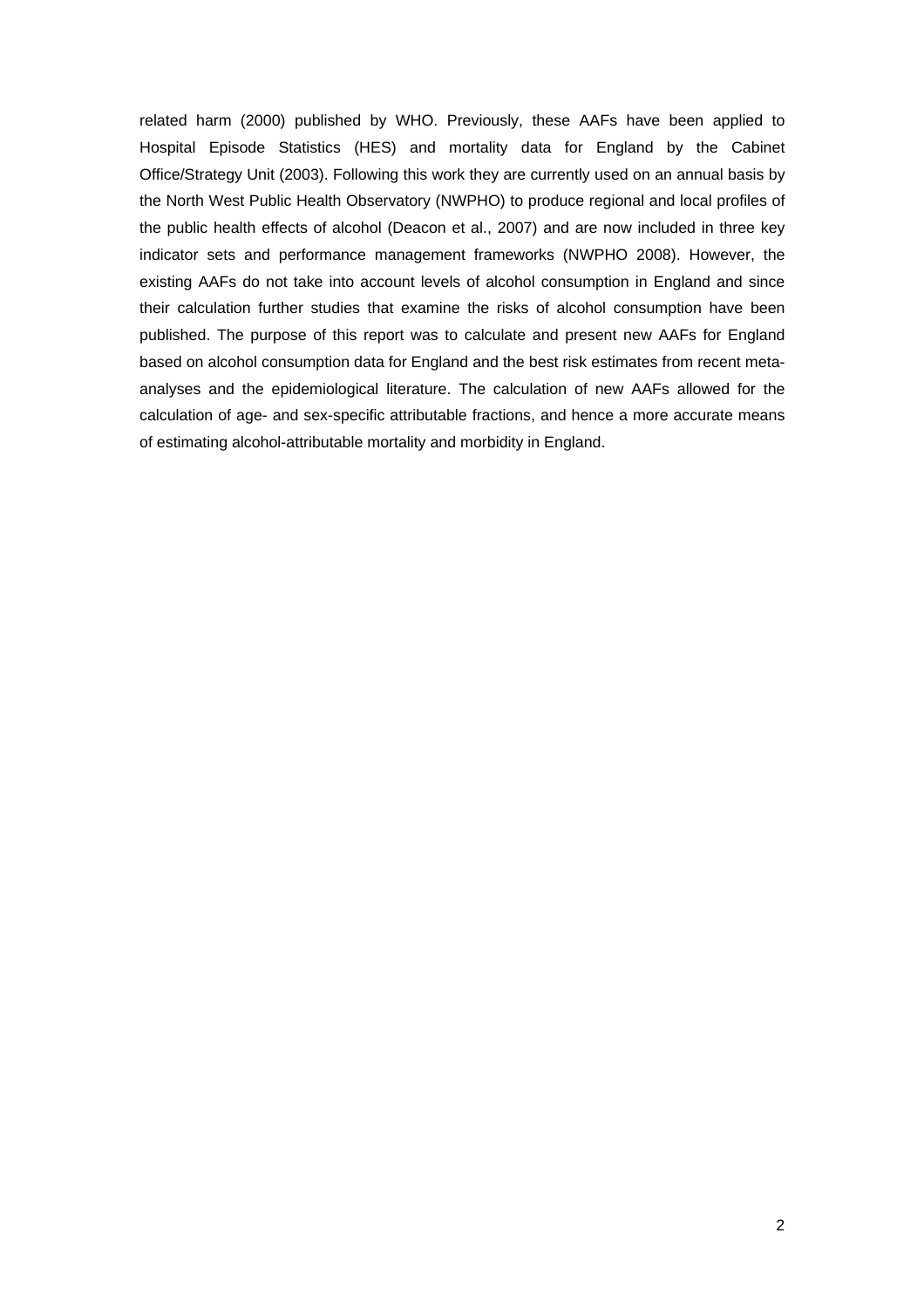related harm (2000) published by WHO. Previously, these AAFs have been applied to Hospital Episode Statistics (HES) and mortality data for England by the Cabinet Office/Strategy Unit (2003). Following this work they are currently used on an annual basis by the North West Public Health Observatory (NWPHO) to produce regional and local profiles of the public health effects of alcohol (Deacon et al., 2007) and are now included in three key indicator sets and performance management frameworks (NWPHO 2008). However, the existing AAFs do not take into account levels of alcohol consumption in England and since their calculation further studies that examine the risks of alcohol consumption have been published. The purpose of this report was to calculate and present new AAFs for England based on alcohol consumption data for England and the best risk estimates from recent meta-analyses and the epidemiological literature. The calculation of new AAFs allowed for the calculation of age- and sex-specific attributable fractions, and hence a more accurate means of estimating alcohol-attributable mortality and morbidity in England.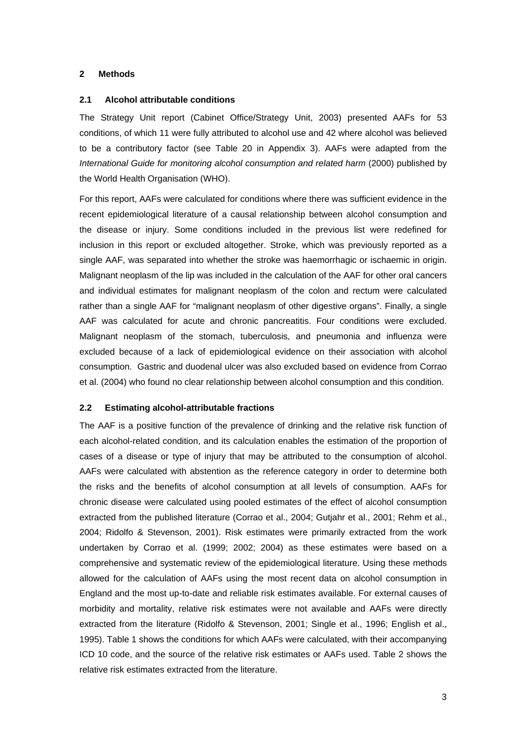## 2 Methods

### 2.1 Alcohol attributable conditions

The Strategy Unit report (Cabinet Office/Strategy Unit, 2003) presented AAFs for 53 conditions, of which 11 were fully attributed to alcohol use and 42 where alcohol was believed to be a contributory factor (see Table 20 in Appendix 3). AAFs were adapted from the *International Guide for monitoring alcohol consumption and related harm* (2000) published by the World Health Organisation (WHO).

For this report, AAFs were calculated for conditions where there was sufficient evidence in the recent epidemiological literature of a causal relationship between alcohol consumption and the disease or injury. Some conditions included in the previous list were redefined for inclusion in this report or excluded altogether. Stroke, which was previously reported as a single AAF, was separated into whether the stroke was haemorrhagic or ischaemic in origin. Malignant neoplasm of the lip was included in the calculation of the AAF for other oral cancers and individual estimates for malignant neoplasm of the colon and rectum were calculated rather than a single AAF for "malignant neoplasm of other digestive organs". Finally, a single AAF was calculated for acute and chronic pancreatitis. Four conditions were excluded. Malignant neoplasm of the stomach, tuberculosis, and pneumonia and influenza were excluded because of a lack of epidemiological evidence on their association with alcohol consumption. Gastric and duodenal ulcer was also excluded based on evidence from Corrao et al. (2004) who found no clear relationship between alcohol consumption and this condition.

### 2.2 Estimating alcohol-attributable fractions

The AAF is a positive function of the prevalence of drinking and the relative risk function of each alcohol-related condition, and its calculation enables the estimation of the proportion of cases of a disease or type of injury that may be attributed to the consumption of alcohol. AAFs were calculated with abstention as the reference category in order to determine both the risks and the benefits of alcohol consumption at all levels of consumption. AAFs for chronic disease were calculated using pooled estimates of the effect of alcohol consumption extracted from the published literature (Corrao et al., 2004; Gutjahr et al., 2001; Rehm et al., 2004; Ridolfo & Stevenson, 2001). Risk estimates were primarily extracted from the work undertaken by Corrao et al. (1999; 2002; 2004) as these estimates were based on a comprehensive and systematic review of the epidemiological literature. Using these methods allowed for the calculation of AAFs using the most recent data on alcohol consumption in England and the most up-to-date and reliable risk estimates available. For external causes of morbidity and mortality, relative risk estimates were not available and AAFs were directly extracted from the literature (Ridolfo & Stevenson, 2001; Single et al., 1996; English et al., 1995). Table 1 shows the conditions for which AAFs were calculated, with their accompanying ICD 10 code, and the source of the relative risk estimates or AAFs used. Table 2 shows the relative risk estimates extracted from the literature.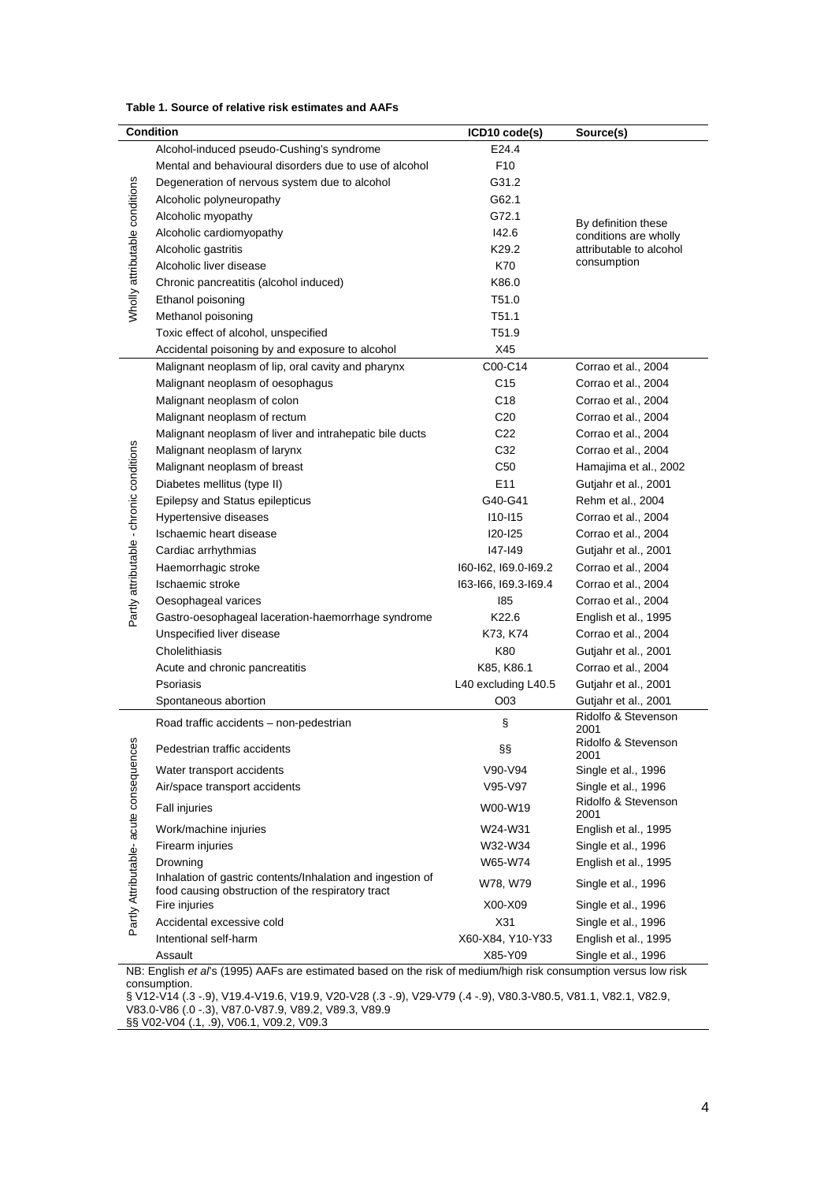**Table 1. Source of relative risk estimates and AAFs**

| | Condition | ICD10 code(s) | Source(s) |
|---|---|---|---|
| Wholly attributable conditions | Alcohol-induced pseudo-Cushing's syndrome | E24.4 | By definition these conditions are wholly attributable to alcohol consumption |
| | Mental and behavioural disorders due to use of alcohol | F10 | |
| | Degeneration of nervous system due to alcohol | G31.2 | |
| | Alcoholic polyneuropathy | G62.1 | |
| | Alcoholic myopathy | G72.1 | |
| | Alcoholic cardiomyopathy | I42.6 | |
| | Alcoholic gastritis | K29.2 | |
| | Alcoholic liver disease | K70 | |
| | Chronic pancreatitis (alcohol induced) | K86.0 | |
| | Ethanol poisoning | T51.0 | |
| | Methanol poisoning | T51.1 | |
| | Toxic effect of alcohol, unspecified | T51.9 | |
| | Accidental poisoning by and exposure to alcohol | X45 | |
| Partly attributable - chronic conditions | Malignant neoplasm of lip, oral cavity and pharynx | C00-C14 | Corrao et al., 2004 |
| | Malignant neoplasm of oesophagus | C15 | Corrao et al., 2004 |
| | Malignant neoplasm of colon | C18 | Corrao et al., 2004 |
| | Malignant neoplasm of rectum | C20 | Corrao et al., 2004 |
| | Malignant neoplasm of liver and intrahepatic bile ducts | C22 | Corrao et al., 2004 |
| | Malignant neoplasm of larynx | C32 | Corrao et al., 2004 |
| | Malignant neoplasm of breast | C50 | Hamajima et al., 2002 |
| | Diabetes mellitus (type II) | E11 | Gutjahr et al., 2001 |
| | Epilepsy and Status epilepticus | G40-G41 | Rehm et al., 2004 |
| | Hypertensive diseases | I10-I15 | Corrao et al., 2004 |
| | Ischaemic heart disease | I20-I25 | Corrao et al., 2004 |
| | Cardiac arrhythmias | I47-I49 | Gutjahr et al., 2001 |
| | Haemorrhagic stroke | I60-I62, I69.0-I69.2 | Corrao et al., 2004 |
| | Ischaemic stroke | I63-I66, I69.3-I69.4 | Corrao et al., 2004 |
| | Oesophageal varices | I85 | Corrao et al., 2004 |
| | Gastro-oesophageal laceration-haemorrhage syndrome | K22.6 | English et al., 1995 |
| | Unspecified liver disease | K73, K74 | Corrao et al., 2004 |
| | Cholelithiasis | K80 | Gutjahr et al., 2001 |
| | Acute and chronic pancreatitis | K85, K86.1 | Corrao et al., 2004 |
| | Psoriasis | L40 excluding L40.5 | Gutjahr et al., 2001 |
| | Spontaneous abortion | O03 | Gutjahr et al., 2001 |
| Partly Attributable- acute consequences | Road traffic accidents – non-pedestrian | § | Ridolfo & Stevenson 2001 |
| | Pedestrian traffic accidents | §§ | Ridolfo & Stevenson 2001 |
| | Water transport accidents | V90-V94 | Single et al., 1996 |
| | Air/space transport accidents | V95-V97 | Single et al., 1996 |
| | Fall injuries | W00-W19 | Ridolfo & Stevenson 2001 |
| | Work/machine injuries | W24-W31 | English et al., 1995 |
| | Firearm injuries | W32-W34 | Single et al., 1996 |
| | Drowning | W65-W74 | English et al., 1995 |
| | Inhalation of gastric contents/Inhalation and ingestion of food causing obstruction of the respiratory tract | W78, W79 | Single et al., 1996 |
| | Fire injuries | X00-X09 | Single et al., 1996 |
| | Accidental excessive cold | X31 | Single et al., 1996 |
| | Intentional self-harm | X60-X84, Y10-Y33 | English et al., 1995 |
| | Assault | X85-Y09 | Single et al., 1996 |

NB: English *et al*'s (1995) AAFs are estimated based on the risk of medium/high risk consumption versus low risk consumption.

§ V12-V14 (.3 -.9), V19.4-V19.6, V19.9, V20-V28 (.3 -.9), V29-V79 (.4 -.9), V80.3-V80.5, V81.1, V82.1, V82.9, V83.0-V86 (.0 -.3), V87.0-V87.9, V89.2, V89.3, V89.9

§§ V02-V04 (.1, .9), V06.1, V09.2, V09.3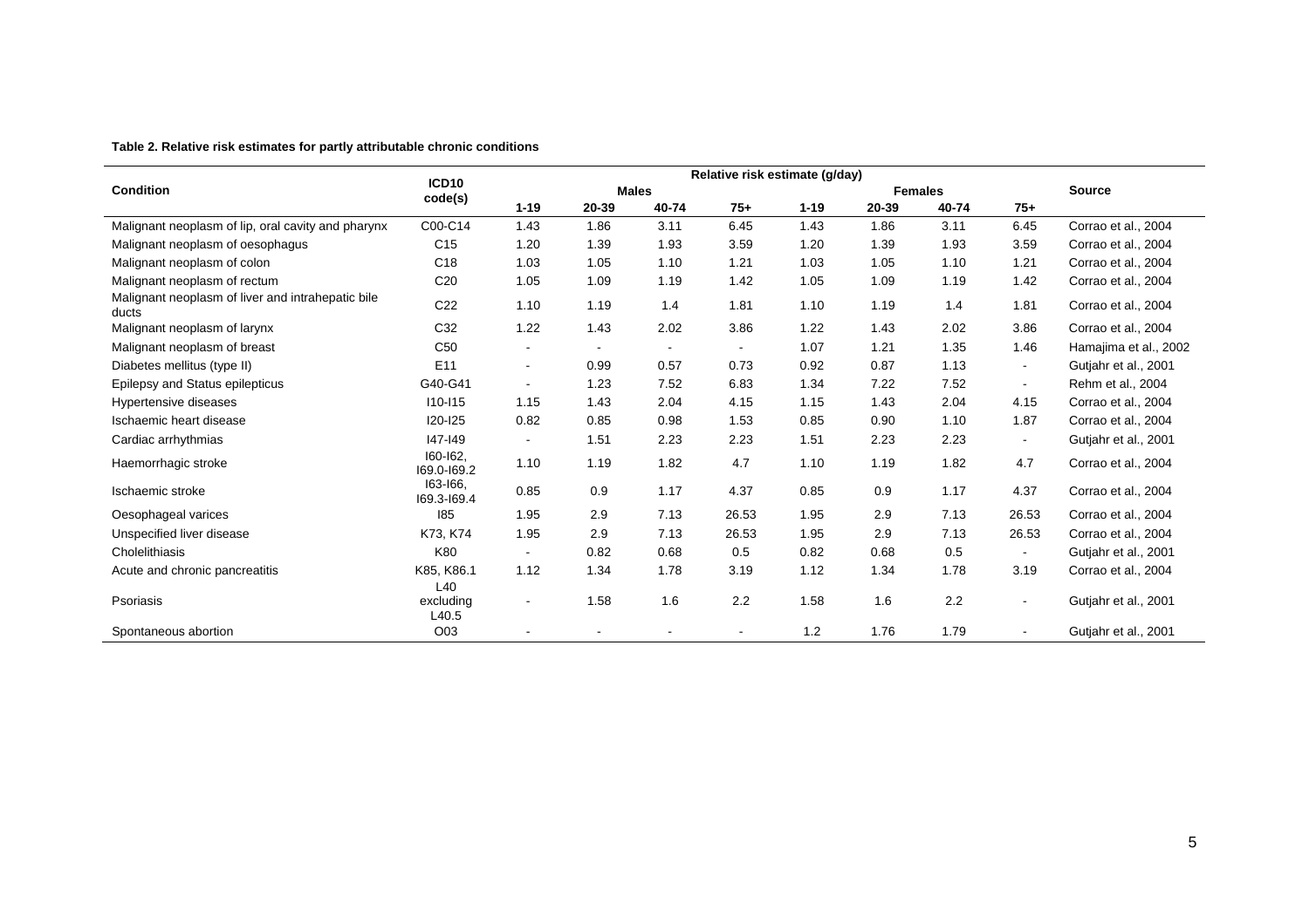**Table 2. Relative risk estimates for partly attributable chronic conditions**

| Condition | ICD10 code(s) | Relative risk estimate (g/day) | | | | | | | | Source |
|---|---|---|---|---|---|---|---|---|---|---|
| | | Males | | | | Females | | | | |
| | | 1-19 | 20-39 | 40-74 | 75+ | 1-19 | 20-39 | 40-74 | 75+ | |
| Malignant neoplasm of lip, oral cavity and pharynx | C00-C14 | 1.43 | 1.86 | 3.11 | 6.45 | 1.43 | 1.86 | 3.11 | 6.45 | Corrao et al., 2004 |
| Malignant neoplasm of oesophagus | C15 | 1.20 | 1.39 | 1.93 | 3.59 | 1.20 | 1.39 | 1.93 | 3.59 | Corrao et al., 2004 |
| Malignant neoplasm of colon | C18 | 1.03 | 1.05 | 1.10 | 1.21 | 1.03 | 1.05 | 1.10 | 1.21 | Corrao et al., 2004 |
| Malignant neoplasm of rectum | C20 | 1.05 | 1.09 | 1.19 | 1.42 | 1.05 | 1.09 | 1.19 | 1.42 | Corrao et al., 2004 |
| Malignant neoplasm of liver and intrahepatic bile ducts | C22 | 1.10 | 1.19 | 1.4 | 1.81 | 1.10 | 1.19 | 1.4 | 1.81 | Corrao et al., 2004 |
| Malignant neoplasm of larynx | C32 | 1.22 | 1.43 | 2.02 | 3.86 | 1.22 | 1.43 | 2.02 | 3.86 | Corrao et al., 2004 |
| Malignant neoplasm of breast | C50 | - | - | - | - | 1.07 | 1.21 | 1.35 | 1.46 | Hamajima et al., 2002 |
| Diabetes mellitus (type II) | E11 | - | 0.99 | 0.57 | 0.73 | 0.92 | 0.87 | 1.13 | - | Gutjahr et al., 2001 |
| Epilepsy and Status epilepticus | G40-G41 | - | 1.23 | 7.52 | 6.83 | 1.34 | 7.22 | 7.52 | - | Rehm et al., 2004 |
| Hypertensive diseases | I10-I15 | 1.15 | 1.43 | 2.04 | 4.15 | 1.15 | 1.43 | 2.04 | 4.15 | Corrao et al., 2004 |
| Ischaemic heart disease | I20-I25 | 0.82 | 0.85 | 0.98 | 1.53 | 0.85 | 0.90 | 1.10 | 1.87 | Corrao et al., 2004 |
| Cardiac arrhythmias | I47-I49 | - | 1.51 | 2.23 | 2.23 | 1.51 | 2.23 | 2.23 | - | Gutjahr et al., 2001 |
| Haemorrhagic stroke | I60-I62, I69.0-I69.2 | 1.10 | 1.19 | 1.82 | 4.7 | 1.10 | 1.19 | 1.82 | 4.7 | Corrao et al., 2004 |
| Ischaemic stroke | I63-I66, I69.3-I69.4 | 0.85 | 0.9 | 1.17 | 4.37 | 0.85 | 0.9 | 1.17 | 4.37 | Corrao et al., 2004 |
| Oesophageal varices | I85 | 1.95 | 2.9 | 7.13 | 26.53 | 1.95 | 2.9 | 7.13 | 26.53 | Corrao et al., 2004 |
| Unspecified liver disease | K73, K74 | 1.95 | 2.9 | 7.13 | 26.53 | 1.95 | 2.9 | 7.13 | 26.53 | Corrao et al., 2004 |
| Cholelithiasis | K80 | - | 0.82 | 0.68 | 0.5 | 0.82 | 0.68 | 0.5 | - | Gutjahr et al., 2001 |
| Acute and chronic pancreatitis | K85, K86.1 | 1.12 | 1.34 | 1.78 | 3.19 | 1.12 | 1.34 | 1.78 | 3.19 | Corrao et al., 2004 |
| Psoriasis | L40 excluding L40.5 | - | 1.58 | 1.6 | 2.2 | 1.58 | 1.6 | 2.2 | - | Gutjahr et al., 2001 |
| Spontaneous abortion | O03 | - | - | - | - | 1.2 | 1.76 | 1.79 | - | Gutjahr et al., 2001 |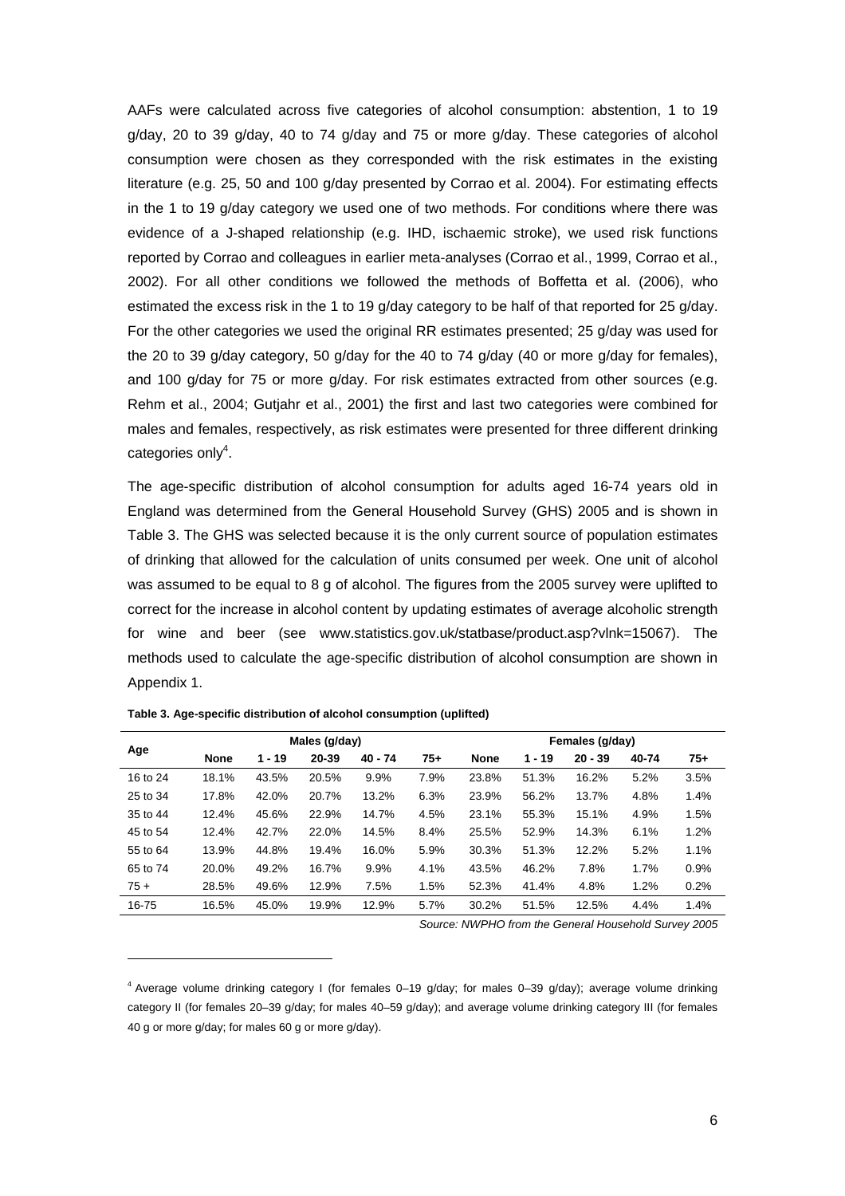AAFs were calculated across five categories of alcohol consumption: abstention, 1 to 19 g/day, 20 to 39 g/day, 40 to 74 g/day and 75 or more g/day. These categories of alcohol consumption were chosen as they corresponded with the risk estimates in the existing literature (e.g. 25, 50 and 100 g/day presented by Corrao et al. 2004). For estimating effects in the 1 to 19 g/day category we used one of two methods. For conditions where there was evidence of a J-shaped relationship (e.g. IHD, ischaemic stroke), we used risk functions reported by Corrao and colleagues in earlier meta-analyses (Corrao et al., 1999, Corrao et al., 2002). For all other conditions we followed the methods of Boffetta et al. (2006), who estimated the excess risk in the 1 to 19 g/day category to be half of that reported for 25 g/day. For the other categories we used the original RR estimates presented; 25 g/day was used for the 20 to 39 g/day category, 50 g/day for the 40 to 74 g/day (40 or more g/day for females), and 100 g/day for 75 or more g/day. For risk estimates extracted from other sources (e.g. Rehm et al., 2004; Gutjahr et al., 2001) the first and last two categories were combined for males and females, respectively, as risk estimates were presented for three different drinking categories only[4].

The age-specific distribution of alcohol consumption for adults aged 16-74 years old in England was determined from the General Household Survey (GHS) 2005 and is shown in Table 3. The GHS was selected because it is the only current source of population estimates of drinking that allowed for the calculation of units consumed per week. One unit of alcohol was assumed to be equal to 8 g of alcohol. The figures from the 2005 survey were uplifted to correct for the increase in alcohol content by updating estimates of average alcoholic strength for wine and beer (see www.statistics.gov.uk/statbase/product.asp?vlnk=15067). The methods used to calculate the age-specific distribution of alcohol consumption are shown in Appendix 1.

**Table 3. Age-specific distribution of alcohol consumption (uplifted)**

| Age | Males (g/day) | | | | | Females (g/day) | | | | |
|---|---|---|---|---|---|---|---|---|---|---|
| | None | 1 - 19 | 20-39 | 40 - 74 | 75+ | None | 1 - 19 | 20 - 39 | 40-74 | 75+ |
| 16 to 24 | 18.1% | 43.5% | 20.5% | 9.9% | 7.9% | 23.8% | 51.3% | 16.2% | 5.2% | 3.5% |
| 25 to 34 | 17.8% | 42.0% | 20.7% | 13.2% | 6.3% | 23.9% | 56.2% | 13.7% | 4.8% | 1.4% |
| 35 to 44 | 12.4% | 45.6% | 22.9% | 14.7% | 4.5% | 23.1% | 55.3% | 15.1% | 4.9% | 1.5% |
| 45 to 54 | 12.4% | 42.7% | 22.0% | 14.5% | 8.4% | 25.5% | 52.9% | 14.3% | 6.1% | 1.2% |
| 55 to 64 | 13.9% | 44.8% | 19.4% | 16.0% | 5.9% | 30.3% | 51.3% | 12.2% | 5.2% | 1.1% |
| 65 to 74 | 20.0% | 49.2% | 16.7% | 9.9% | 4.1% | 43.5% | 46.2% | 7.8% | 1.7% | 0.9% |
| 75 + | 28.5% | 49.6% | 12.9% | 7.5% | 1.5% | 52.3% | 41.4% | 4.8% | 1.2% | 0.2% |
| 16-75 | 16.5% | 45.0% | 19.9% | 12.9% | 5.7% | 30.2% | 51.5% | 12.5% | 4.4% | 1.4% |

*Source: NWPHO from the General Household Survey 2005*

[4] Average volume drinking category I (for females 0–19 g/day; for males 0–39 g/day); average volume drinking category II (for females 20–39 g/day; for males 40–59 g/day); and average volume drinking category III (for females 40 g or more g/day; for males 60 g or more g/day).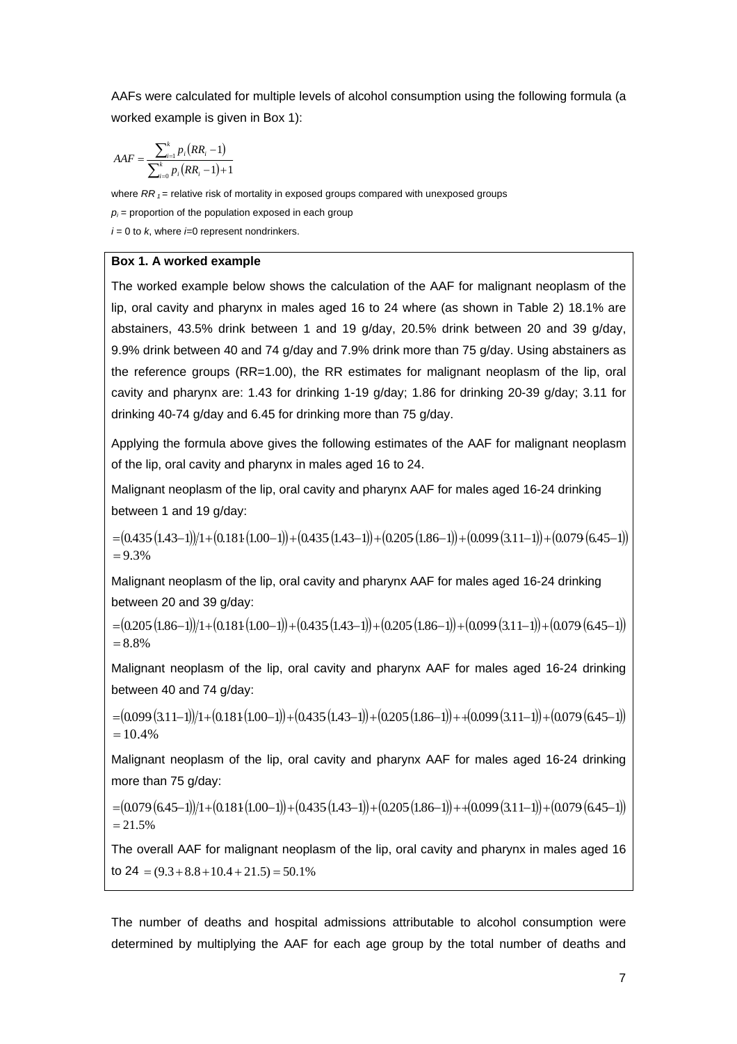AAFs were calculated for multiple levels of alcohol consumption using the following formula (a worked example is given in Box 1):

$$AAF = \frac{\sum_{i=1}^{k} p_i (RR_i - 1)}{\sum_{i=0}^{k} p_i (RR_i - 1) + 1}$$

where $RR_1$ = relative risk of mortality in exposed groups compared with unexposed groups

$p_i$ = proportion of the population exposed in each group

$i$ = 0 to $k$, where $i$=0 represent nondrinkers.

**Box 1. A worked example**

The worked example below shows the calculation of the AAF for malignant neoplasm of the lip, oral cavity and pharynx in males aged 16 to 24 where (as shown in Table 2) 18.1% are abstainers, 43.5% drink between 1 and 19 g/day, 20.5% drink between 20 and 39 g/day, 9.9% drink between 40 and 74 g/day and 7.9% drink more than 75 g/day. Using abstainers as the reference groups (RR=1.00), the RR estimates for malignant neoplasm of the lip, oral cavity and pharynx are: 1.43 for drinking 1-19 g/day; 1.86 for drinking 20-39 g/day; 3.11 for drinking 40-74 g/day and 6.45 for drinking more than 75 g/day.

Applying the formula above gives the following estimates of the AAF for malignant neoplasm of the lip, oral cavity and pharynx in males aged 16 to 24.

Malignant neoplasm of the lip, oral cavity and pharynx AAF for males aged 16-24 drinking between 1 and 19 g/day:

$$= (0.435\,(1.43-1))/1 + (0.181\,(1.00-1)) + (0.435\,(1.43-1)) + (0.205\,(1.86-1)) + (0.099\,(3.11-1)) + (0.079\,(6.45-1))$$
$$= 9.3\%$$

Malignant neoplasm of the lip, oral cavity and pharynx AAF for males aged 16-24 drinking between 20 and 39 g/day:

$$= (0.205\,(1.86-1))/1 + (0.181\,(1.00-1)) + (0.435\,(1.43-1)) + (0.205\,(1.86-1)) + (0.099\,(3.11-1)) + (0.079\,(6.45-1))$$
$$= 8.8\%$$

Malignant neoplasm of the lip, oral cavity and pharynx AAF for males aged 16-24 drinking between 40 and 74 g/day:

$$= (0.099\,(3.11-1))/1 + (0.181\,(1.00-1)) + (0.435\,(1.43-1)) + (0.205\,(1.86-1)) + +(0.099\,(3.11-1)) + (0.079\,(6.45-1))$$
$$= 10.4\%$$

Malignant neoplasm of the lip, oral cavity and pharynx AAF for males aged 16-24 drinking more than 75 g/day:

$$= (0.079\,(6.45-1))/1 + (0.181\,(1.00-1)) + (0.435\,(1.43-1)) + (0.205\,(1.86-1)) + +(0.099\,(3.11-1)) + (0.079\,(6.45-1))$$
$$= 21.5\%$$

The overall AAF for malignant neoplasm of the lip, oral cavity and pharynx in males aged 16 to 24 $= (9.3 + 8.8 + 10.4 + 21.5) = 50.1\%$

The number of deaths and hospital admissions attributable to alcohol consumption were determined by multiplying the AAF for each age group by the total number of deaths and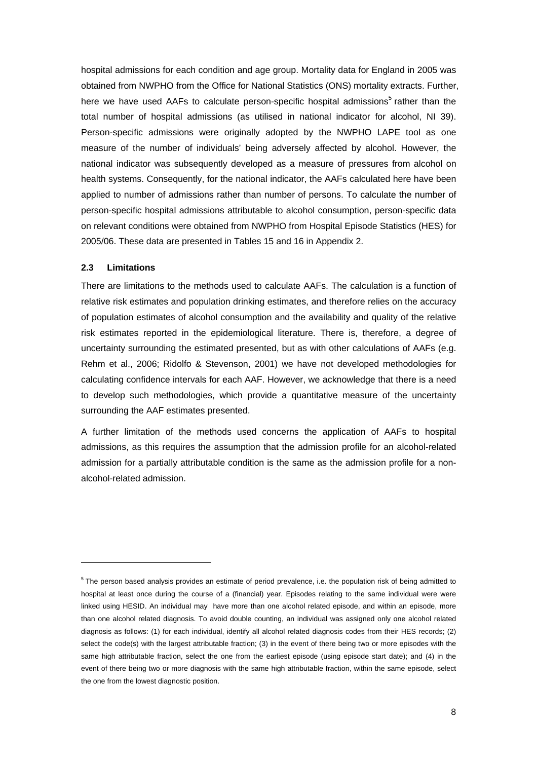hospital admissions for each condition and age group. Mortality data for England in 2005 was obtained from NWPHO from the Office for National Statistics (ONS) mortality extracts. Further, here we have used AAFs to calculate person-specific hospital admissions[5] rather than the total number of hospital admissions (as utilised in national indicator for alcohol, NI 39). Person-specific admissions were originally adopted by the NWPHO LAPE tool as one measure of the number of individuals' being adversely affected by alcohol. However, the national indicator was subsequently developed as a measure of pressures from alcohol on health systems. Consequently, for the national indicator, the AAFs calculated here have been applied to number of admissions rather than number of persons. To calculate the number of person-specific hospital admissions attributable to alcohol consumption, person-specific data on relevant conditions were obtained from NWPHO from Hospital Episode Statistics (HES) for 2005/06. These data are presented in Tables 15 and 16 in Appendix 2.

### 2.3 Limitations

There are limitations to the methods used to calculate AAFs. The calculation is a function of relative risk estimates and population drinking estimates, and therefore relies on the accuracy of population estimates of alcohol consumption and the availability and quality of the relative risk estimates reported in the epidemiological literature. There is, therefore, a degree of uncertainty surrounding the estimated presented, but as with other calculations of AAFs (e.g. Rehm et al., 2006; Ridolfo & Stevenson, 2001) we have not developed methodologies for calculating confidence intervals for each AAF. However, we acknowledge that there is a need to develop such methodologies, which provide a quantitative measure of the uncertainty surrounding the AAF estimates presented.

A further limitation of the methods used concerns the application of AAFs to hospital admissions, as this requires the assumption that the admission profile for an alcohol-related admission for a partially attributable condition is the same as the admission profile for a non-alcohol-related admission.

---

[5] The person based analysis provides an estimate of period prevalence, i.e. the population risk of being admitted to hospital at least once during the course of a (financial) year. Episodes relating to the same individual were were linked using HESID. An individual may have more than one alcohol related episode, and within an episode, more than one alcohol related diagnosis. To avoid double counting, an individual was assigned only one alcohol related diagnosis as follows: (1) for each individual, identify all alcohol related diagnosis codes from their HES records; (2) select the code(s) with the largest attributable fraction; (3) in the event of there being two or more episodes with the same high attributable fraction, select the one from the earliest episode (using episode start date); and (4) in the event of there being two or more diagnosis with the same high attributable fraction, within the same episode, select the one from the lowest diagnostic position.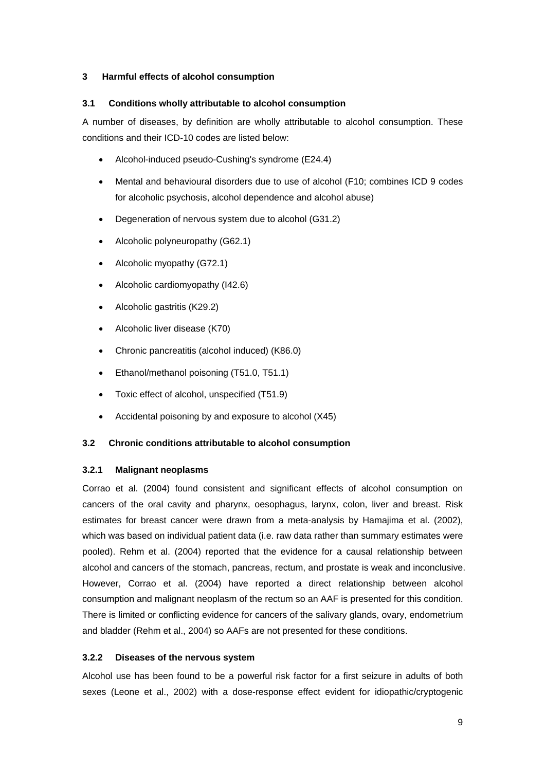# 3 Harmful effects of alcohol consumption

## 3.1 Conditions wholly attributable to alcohol consumption

A number of diseases, by definition are wholly attributable to alcohol consumption. These conditions and their ICD-10 codes are listed below:

- Alcohol-induced pseudo-Cushing's syndrome (E24.4)
- Mental and behavioural disorders due to use of alcohol (F10; combines ICD 9 codes for alcoholic psychosis, alcohol dependence and alcohol abuse)
- Degeneration of nervous system due to alcohol (G31.2)
- Alcoholic polyneuropathy (G62.1)
- Alcoholic myopathy (G72.1)
- Alcoholic cardiomyopathy (I42.6)
- Alcoholic gastritis (K29.2)
- Alcoholic liver disease (K70)
- Chronic pancreatitis (alcohol induced) (K86.0)
- Ethanol/methanol poisoning (T51.0, T51.1)
- Toxic effect of alcohol, unspecified (T51.9)
- Accidental poisoning by and exposure to alcohol (X45)

## 3.2 Chronic conditions attributable to alcohol consumption

### 3.2.1 Malignant neoplasms

Corrao et al. (2004) found consistent and significant effects of alcohol consumption on cancers of the oral cavity and pharynx, oesophagus, larynx, colon, liver and breast. Risk estimates for breast cancer were drawn from a meta-analysis by Hamajima et al. (2002), which was based on individual patient data (i.e. raw data rather than summary estimates were pooled). Rehm et al. (2004) reported that the evidence for a causal relationship between alcohol and cancers of the stomach, pancreas, rectum, and prostate is weak and inconclusive. However, Corrao et al. (2004) have reported a direct relationship between alcohol consumption and malignant neoplasm of the rectum so an AAF is presented for this condition. There is limited or conflicting evidence for cancers of the salivary glands, ovary, endometrium and bladder (Rehm et al., 2004) so AAFs are not presented for these conditions.

### 3.2.2 Diseases of the nervous system

Alcohol use has been found to be a powerful risk factor for a first seizure in adults of both sexes (Leone et al., 2002) with a dose-response effect evident for idiopathic/cryptogenic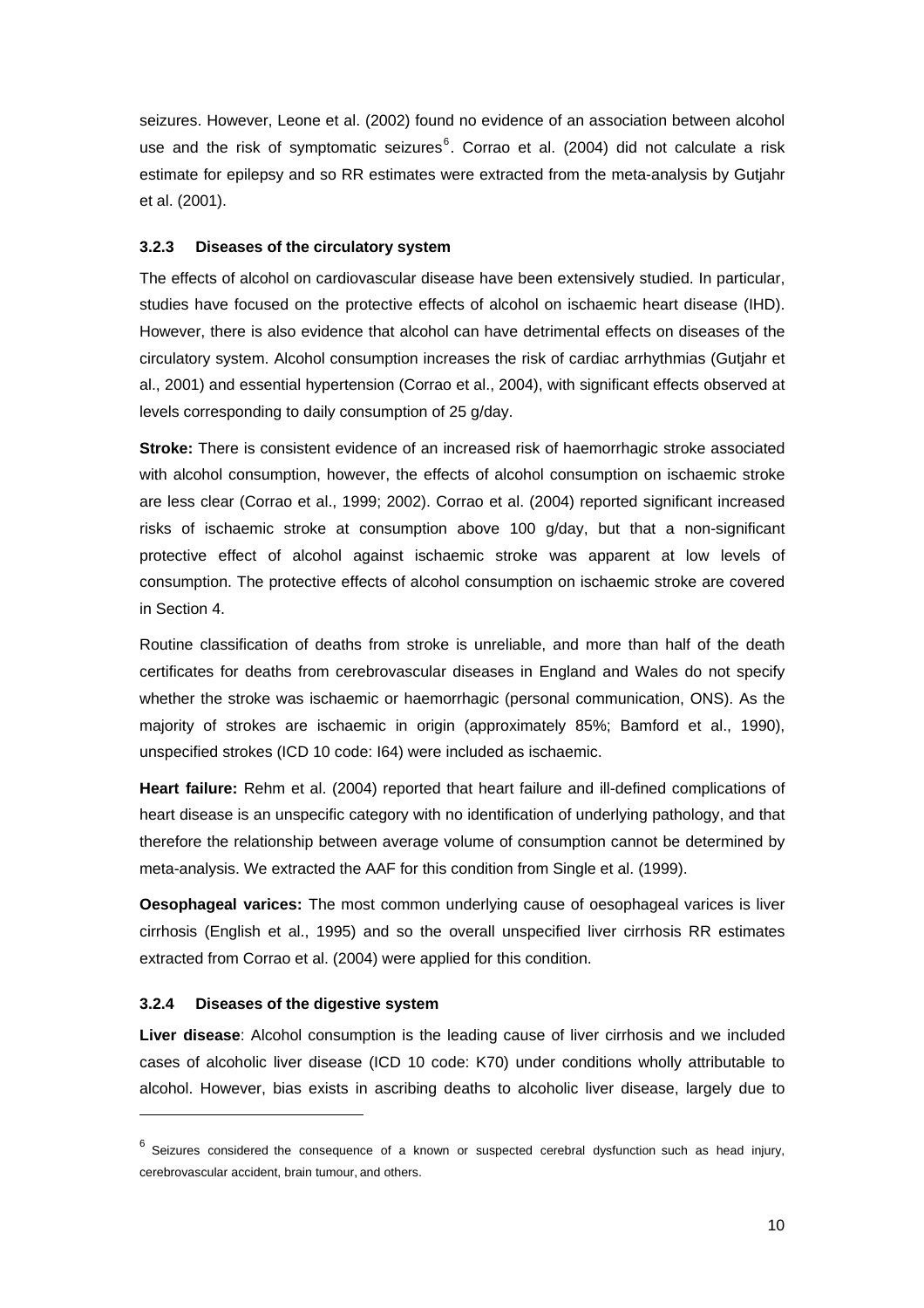seizures. However, Leone et al. (2002) found no evidence of an association between alcohol use and the risk of symptomatic seizures[6]. Corrao et al. (2004) did not calculate a risk estimate for epilepsy and so RR estimates were extracted from the meta-analysis by Gutjahr et al. (2001).

### 3.2.3 Diseases of the circulatory system

The effects of alcohol on cardiovascular disease have been extensively studied. In particular, studies have focused on the protective effects of alcohol on ischaemic heart disease (IHD). However, there is also evidence that alcohol can have detrimental effects on diseases of the circulatory system. Alcohol consumption increases the risk of cardiac arrhythmias (Gutjahr et al., 2001) and essential hypertension (Corrao et al., 2004), with significant effects observed at levels corresponding to daily consumption of 25 g/day.

**Stroke:** There is consistent evidence of an increased risk of haemorrhagic stroke associated with alcohol consumption, however, the effects of alcohol consumption on ischaemic stroke are less clear (Corrao et al., 1999; 2002). Corrao et al. (2004) reported significant increased risks of ischaemic stroke at consumption above 100 g/day, but that a non-significant protective effect of alcohol against ischaemic stroke was apparent at low levels of consumption. The protective effects of alcohol consumption on ischaemic stroke are covered in Section 4.

Routine classification of deaths from stroke is unreliable, and more than half of the death certificates for deaths from cerebrovascular diseases in England and Wales do not specify whether the stroke was ischaemic or haemorrhagic (personal communication, ONS). As the majority of strokes are ischaemic in origin (approximately 85%; Bamford et al., 1990), unspecified strokes (ICD 10 code: I64) were included as ischaemic.

**Heart failure:** Rehm et al. (2004) reported that heart failure and ill-defined complications of heart disease is an unspecific category with no identification of underlying pathology, and that therefore the relationship between average volume of consumption cannot be determined by meta-analysis. We extracted the AAF for this condition from Single et al. (1999).

**Oesophageal varices:** The most common underlying cause of oesophageal varices is liver cirrhosis (English et al., 1995) and so the overall unspecified liver cirrhosis RR estimates extracted from Corrao et al. (2004) were applied for this condition.

### 3.2.4 Diseases of the digestive system

**Liver disease**: Alcohol consumption is the leading cause of liver cirrhosis and we included cases of alcoholic liver disease (ICD 10 code: K70) under conditions wholly attributable to alcohol. However, bias exists in ascribing deaths to alcoholic liver disease, largely due to

---

[6] Seizures considered the consequence of a known or suspected cerebral dysfunction such as head injury, cerebrovascular accident, brain tumour, and others.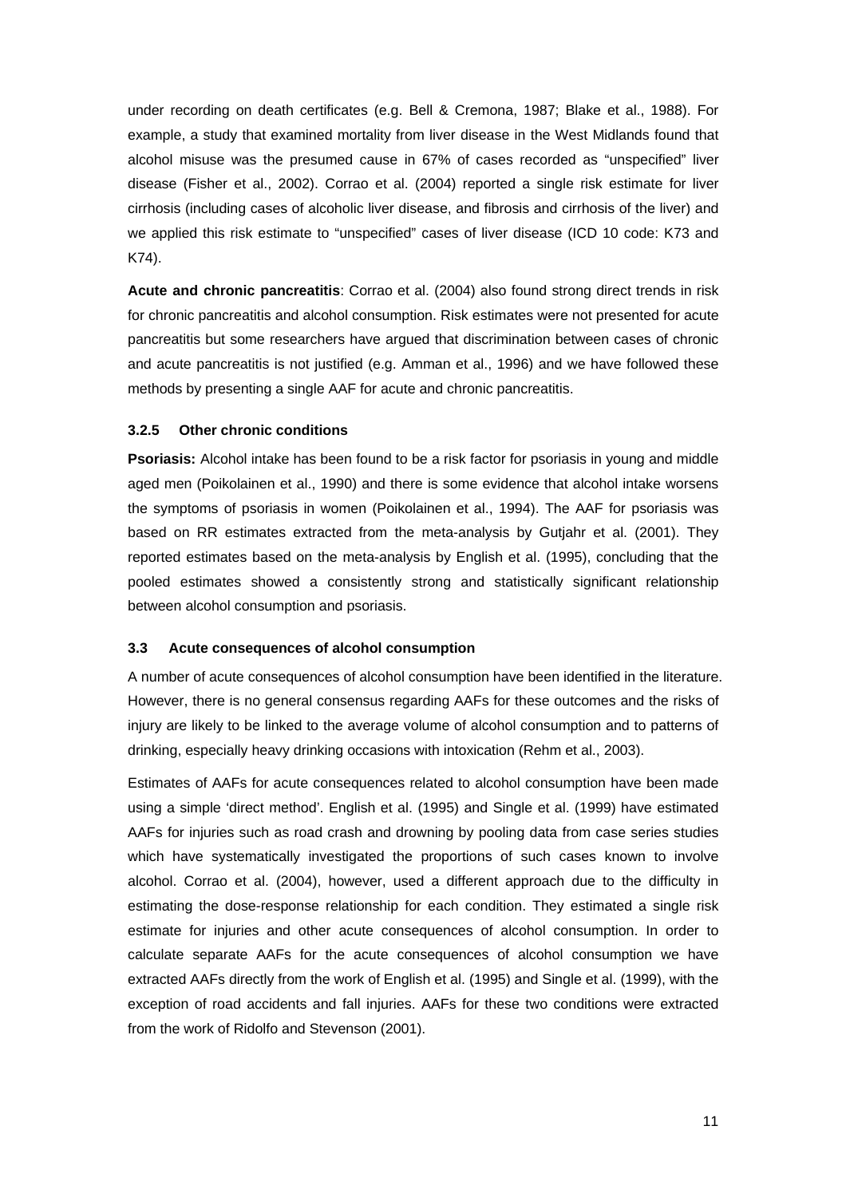under recording on death certificates (e.g. Bell & Cremona, 1987; Blake et al., 1988). For example, a study that examined mortality from liver disease in the West Midlands found that alcohol misuse was the presumed cause in 67% of cases recorded as "unspecified" liver disease (Fisher et al., 2002). Corrao et al. (2004) reported a single risk estimate for liver cirrhosis (including cases of alcoholic liver disease, and fibrosis and cirrhosis of the liver) and we applied this risk estimate to "unspecified" cases of liver disease (ICD 10 code: K73 and K74).

**Acute and chronic pancreatitis**: Corrao et al. (2004) also found strong direct trends in risk for chronic pancreatitis and alcohol consumption. Risk estimates were not presented for acute pancreatitis but some researchers have argued that discrimination between cases of chronic and acute pancreatitis is not justified (e.g. Amman et al., 1996) and we have followed these methods by presenting a single AAF for acute and chronic pancreatitis.

#### 3.2.5 Other chronic conditions

**Psoriasis:** Alcohol intake has been found to be a risk factor for psoriasis in young and middle aged men (Poikolainen et al., 1990) and there is some evidence that alcohol intake worsens the symptoms of psoriasis in women (Poikolainen et al., 1994). The AAF for psoriasis was based on RR estimates extracted from the meta-analysis by Gutjahr et al. (2001). They reported estimates based on the meta-analysis by English et al. (1995), concluding that the pooled estimates showed a consistently strong and statistically significant relationship between alcohol consumption and psoriasis.

### 3.3 Acute consequences of alcohol consumption

A number of acute consequences of alcohol consumption have been identified in the literature. However, there is no general consensus regarding AAFs for these outcomes and the risks of injury are likely to be linked to the average volume of alcohol consumption and to patterns of drinking, especially heavy drinking occasions with intoxication (Rehm et al., 2003).

Estimates of AAFs for acute consequences related to alcohol consumption have been made using a simple 'direct method'. English et al. (1995) and Single et al. (1999) have estimated AAFs for injuries such as road crash and drowning by pooling data from case series studies which have systematically investigated the proportions of such cases known to involve alcohol. Corrao et al. (2004), however, used a different approach due to the difficulty in estimating the dose-response relationship for each condition. They estimated a single risk estimate for injuries and other acute consequences of alcohol consumption. In order to calculate separate AAFs for the acute consequences of alcohol consumption we have extracted AAFs directly from the work of English et al. (1995) and Single et al. (1999), with the exception of road accidents and fall injuries. AAFs for these two conditions were extracted from the work of Ridolfo and Stevenson (2001).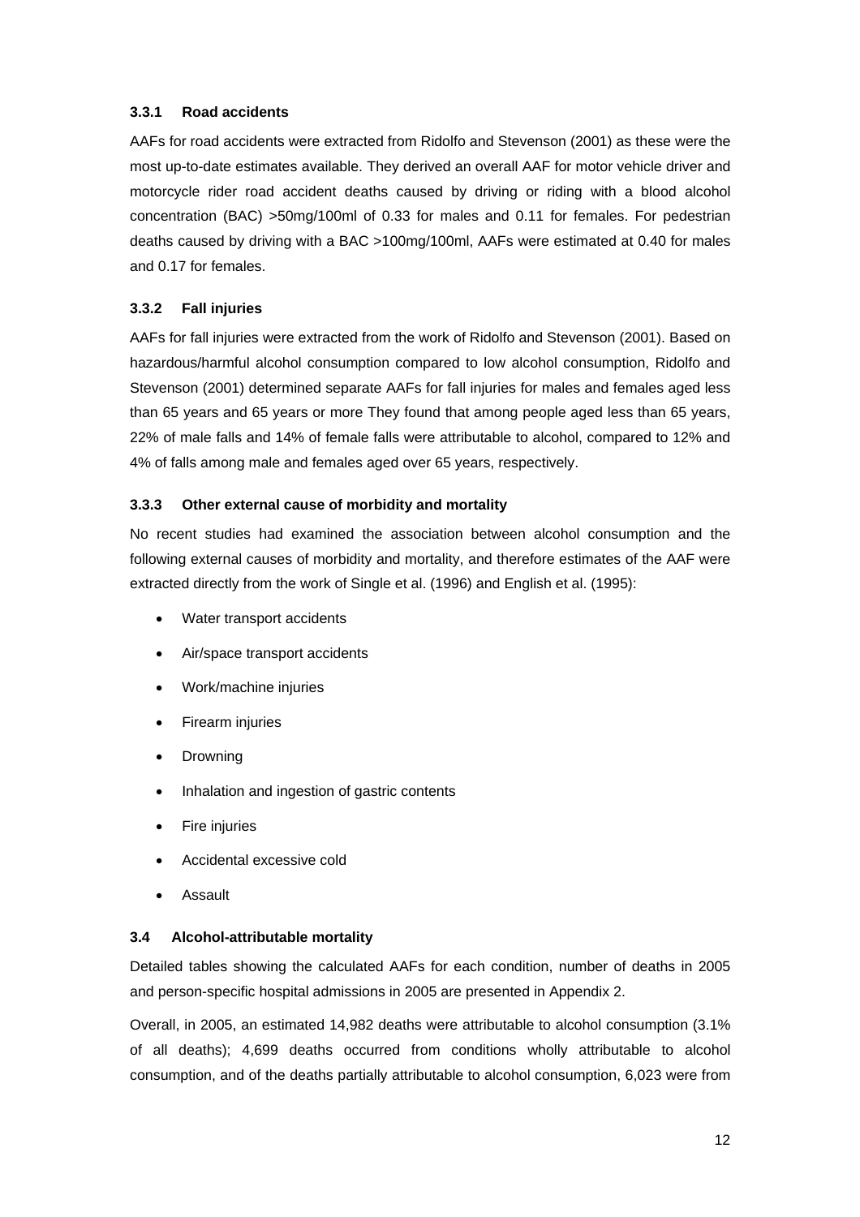### 3.3.1 Road accidents

AAFs for road accidents were extracted from Ridolfo and Stevenson (2001) as these were the most up-to-date estimates available. They derived an overall AAF for motor vehicle driver and motorcycle rider road accident deaths caused by driving or riding with a blood alcohol concentration (BAC) >50mg/100ml of 0.33 for males and 0.11 for females. For pedestrian deaths caused by driving with a BAC >100mg/100ml, AAFs were estimated at 0.40 for males and 0.17 for females.

### 3.3.2 Fall injuries

AAFs for fall injuries were extracted from the work of Ridolfo and Stevenson (2001). Based on hazardous/harmful alcohol consumption compared to low alcohol consumption, Ridolfo and Stevenson (2001) determined separate AAFs for fall injuries for males and females aged less than 65 years and 65 years or more They found that among people aged less than 65 years, 22% of male falls and 14% of female falls were attributable to alcohol, compared to 12% and 4% of falls among male and females aged over 65 years, respectively.

### 3.3.3 Other external cause of morbidity and mortality

No recent studies had examined the association between alcohol consumption and the following external causes of morbidity and mortality, and therefore estimates of the AAF were extracted directly from the work of Single et al. (1996) and English et al. (1995):

- Water transport accidents
- Air/space transport accidents
- Work/machine injuries
- Firearm injuries
- Drowning
- Inhalation and ingestion of gastric contents
- Fire injuries
- Accidental excessive cold
- Assault

## 3.4 Alcohol-attributable mortality

Detailed tables showing the calculated AAFs for each condition, number of deaths in 2005 and person-specific hospital admissions in 2005 are presented in Appendix 2.

Overall, in 2005, an estimated 14,982 deaths were attributable to alcohol consumption (3.1% of all deaths); 4,699 deaths occurred from conditions wholly attributable to alcohol consumption, and of the deaths partially attributable to alcohol consumption, 6,023 were from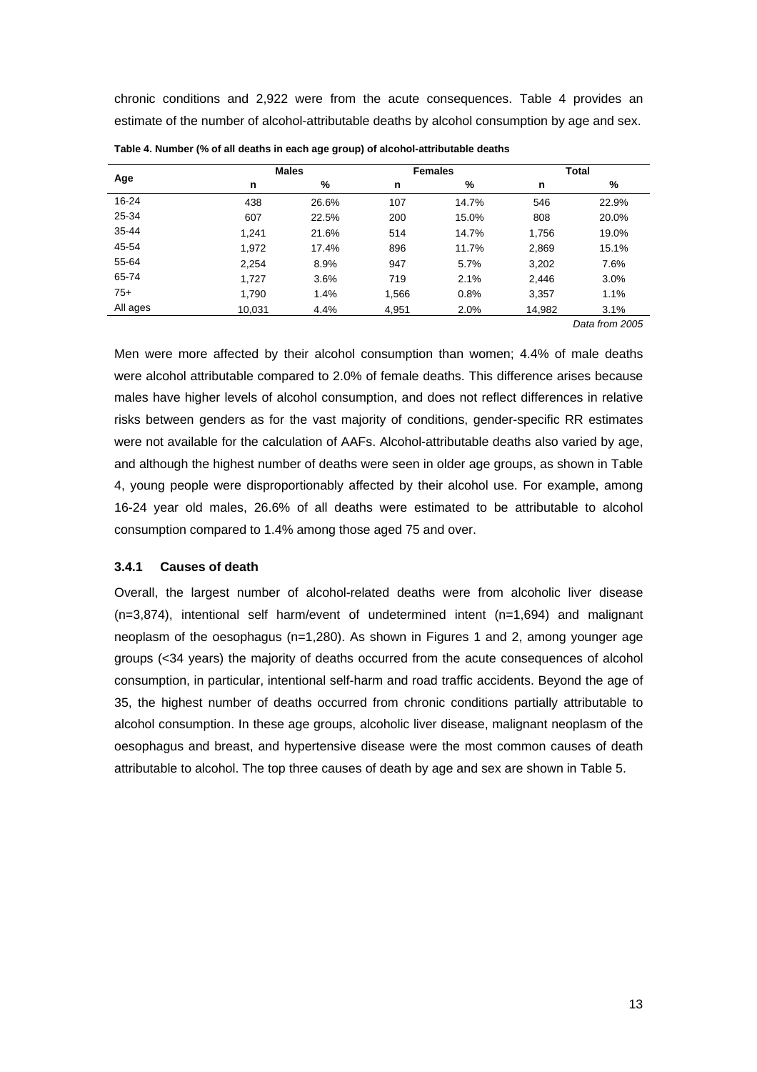chronic conditions and 2,922 were from the acute consequences. Table 4 provides an estimate of the number of alcohol-attributable deaths by alcohol consumption by age and sex.

**Table 4. Number (% of all deaths in each age group) of alcohol-attributable deaths**

| Age | Males | | Females | | Total | |
|---|---|---|---|---|---|---|
| | n | % | n | % | n | % |
| 16-24 | 438 | 26.6% | 107 | 14.7% | 546 | 22.9% |
| 25-34 | 607 | 22.5% | 200 | 15.0% | 808 | 20.0% |
| 35-44 | 1,241 | 21.6% | 514 | 14.7% | 1,756 | 19.0% |
| 45-54 | 1,972 | 17.4% | 896 | 11.7% | 2,869 | 15.1% |
| 55-64 | 2,254 | 8.9% | 947 | 5.7% | 3,202 | 7.6% |
| 65-74 | 1,727 | 3.6% | 719 | 2.1% | 2,446 | 3.0% |
| 75+ | 1,790 | 1.4% | 1,566 | 0.8% | 3,357 | 1.1% |
| All ages | 10,031 | 4.4% | 4,951 | 2.0% | 14,982 | 3.1% |

*Data from 2005*

Men were more affected by their alcohol consumption than women; 4.4% of male deaths were alcohol attributable compared to 2.0% of female deaths. This difference arises because males have higher levels of alcohol consumption, and does not reflect differences in relative risks between genders as for the vast majority of conditions, gender-specific RR estimates were not available for the calculation of AAFs. Alcohol-attributable deaths also varied by age, and although the highest number of deaths were seen in older age groups, as shown in Table 4, young people were disproportionably affected by their alcohol use. For example, among 16-24 year old males, 26.6% of all deaths were estimated to be attributable to alcohol consumption compared to 1.4% among those aged 75 and over.

### 3.4.1 Causes of death

Overall, the largest number of alcohol-related deaths were from alcoholic liver disease (n=3,874), intentional self harm/event of undetermined intent (n=1,694) and malignant neoplasm of the oesophagus (n=1,280). As shown in Figures 1 and 2, among younger age groups (<34 years) the majority of deaths occurred from the acute consequences of alcohol consumption, in particular, intentional self-harm and road traffic accidents. Beyond the age of 35, the highest number of deaths occurred from chronic conditions partially attributable to alcohol consumption. In these age groups, alcoholic liver disease, malignant neoplasm of the oesophagus and breast, and hypertensive disease were the most common causes of death attributable to alcohol. The top three causes of death by age and sex are shown in Table 5.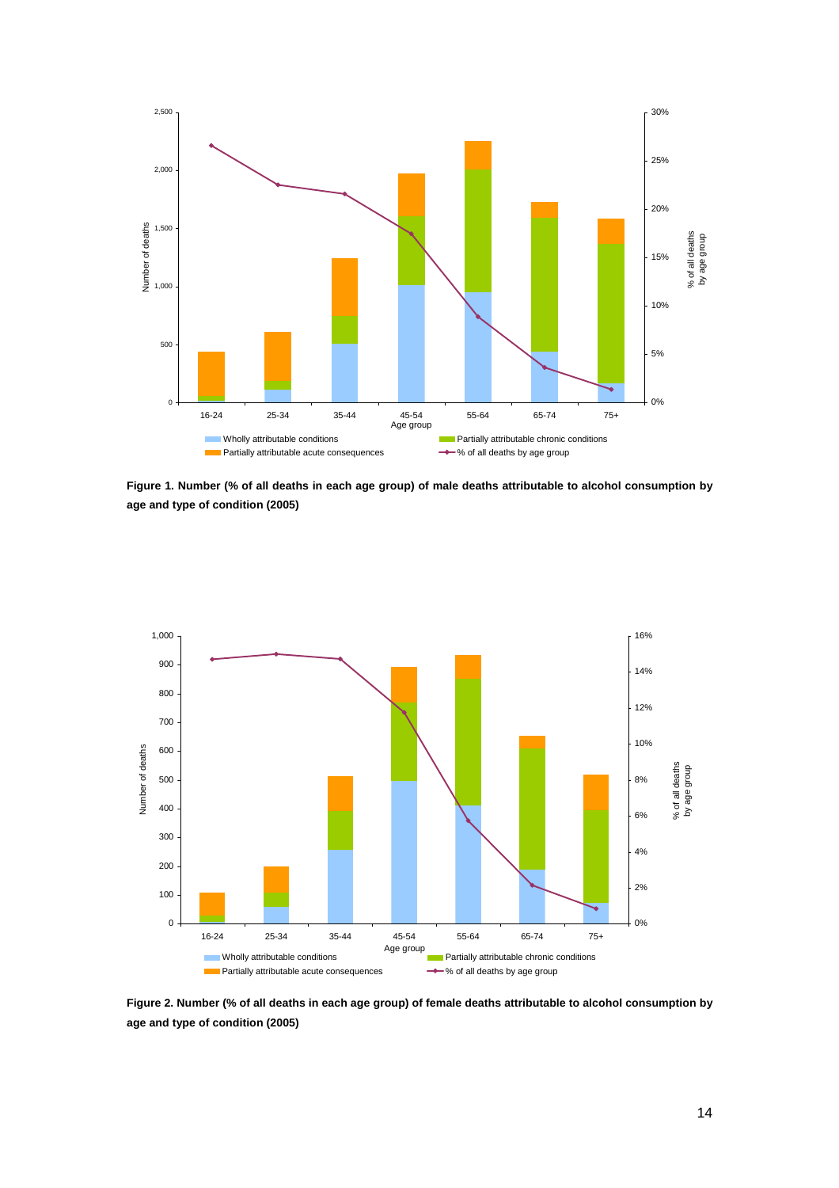**Figure 1. Number (% of all deaths in each age group) of male deaths attributable to alcohol consumption by age and type of condition (2005)**

**Figure 2. Number (% of all deaths in each age group) of female deaths attributable to alcohol consumption by age and type of condition (2005)**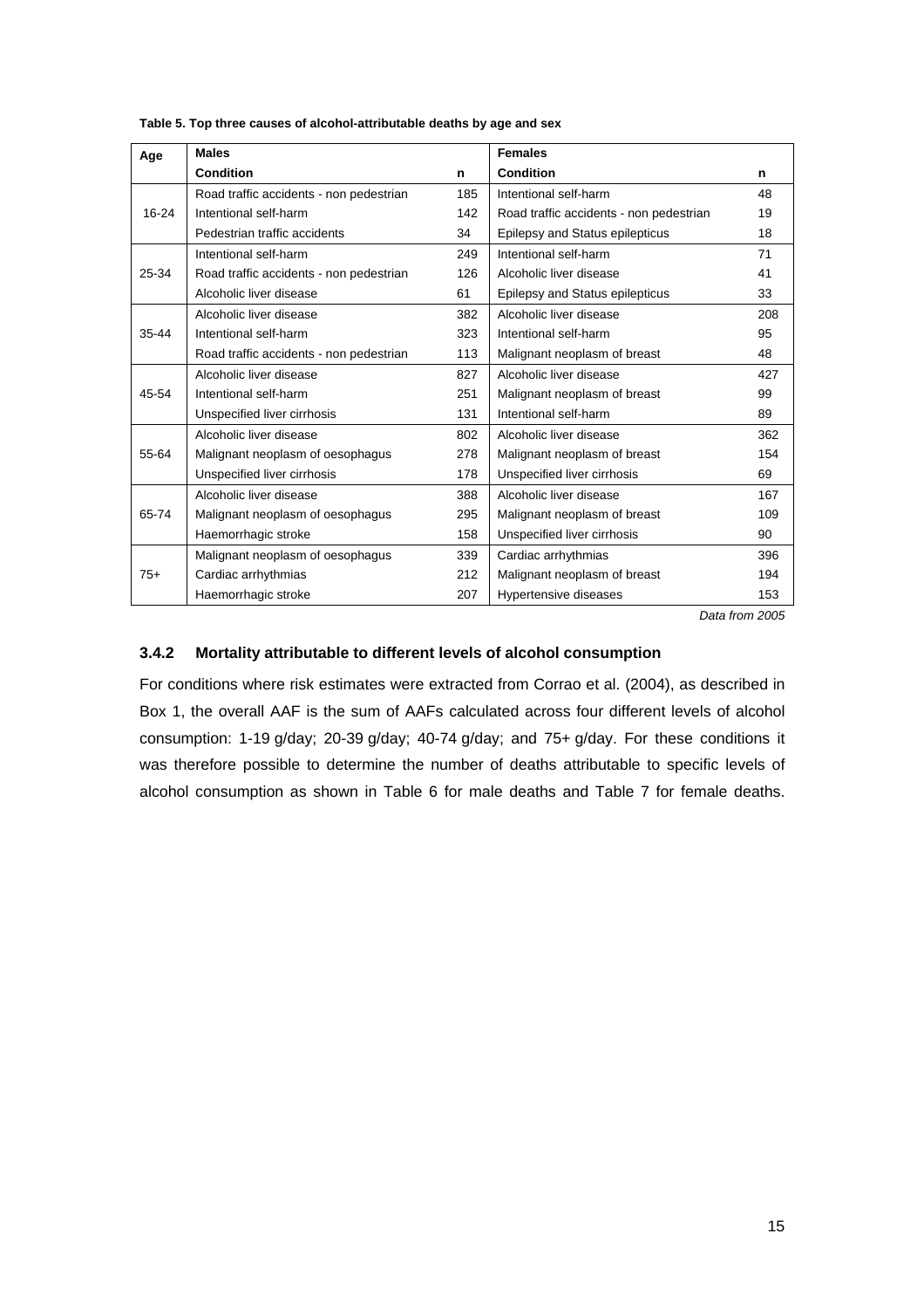**Table 5. Top three causes of alcohol-attributable deaths by age and sex**

| Age | Males | | Females | |
|---|---|---|---|---|
| | **Condition** | **n** | **Condition** | **n** |
| 16-24 | Road traffic accidents - non pedestrian | 185 | Intentional self-harm | 48 |
| | Intentional self-harm | 142 | Road traffic accidents - non pedestrian | 19 |
| | Pedestrian traffic accidents | 34 | Epilepsy and Status epilepticus | 18 |
| 25-34 | Intentional self-harm | 249 | Intentional self-harm | 71 |
| | Road traffic accidents - non pedestrian | 126 | Alcoholic liver disease | 41 |
| | Alcoholic liver disease | 61 | Epilepsy and Status epilepticus | 33 |
| 35-44 | Alcoholic liver disease | 382 | Alcoholic liver disease | 208 |
| | Intentional self-harm | 323 | Intentional self-harm | 95 |
| | Road traffic accidents - non pedestrian | 113 | Malignant neoplasm of breast | 48 |
| 45-54 | Alcoholic liver disease | 827 | Alcoholic liver disease | 427 |
| | Intentional self-harm | 251 | Malignant neoplasm of breast | 99 |
| | Unspecified liver cirrhosis | 131 | Intentional self-harm | 89 |
| 55-64 | Alcoholic liver disease | 802 | Alcoholic liver disease | 362 |
| | Malignant neoplasm of oesophagus | 278 | Malignant neoplasm of breast | 154 |
| | Unspecified liver cirrhosis | 178 | Unspecified liver cirrhosis | 69 |
| 65-74 | Alcoholic liver disease | 388 | Alcoholic liver disease | 167 |
| | Malignant neoplasm of oesophagus | 295 | Malignant neoplasm of breast | 109 |
| | Haemorrhagic stroke | 158 | Unspecified liver cirrhosis | 90 |
| 75+ | Malignant neoplasm of oesophagus | 339 | Cardiac arrhythmias | 396 |
| | Cardiac arrhythmias | 212 | Malignant neoplasm of breast | 194 |
| | Haemorrhagic stroke | 207 | Hypertensive diseases | 153 |

*Data from 2005*

### 3.4.2 Mortality attributable to different levels of alcohol consumption

For conditions where risk estimates were extracted from Corrao et al. (2004), as described in Box 1, the overall AAF is the sum of AAFs calculated across four different levels of alcohol consumption: 1-19 g/day; 20-39 g/day; 40-74 g/day; and 75+ g/day. For these conditions it was therefore possible to determine the number of deaths attributable to specific levels of alcohol consumption as shown in Table 6 for male deaths and Table 7 for female deaths.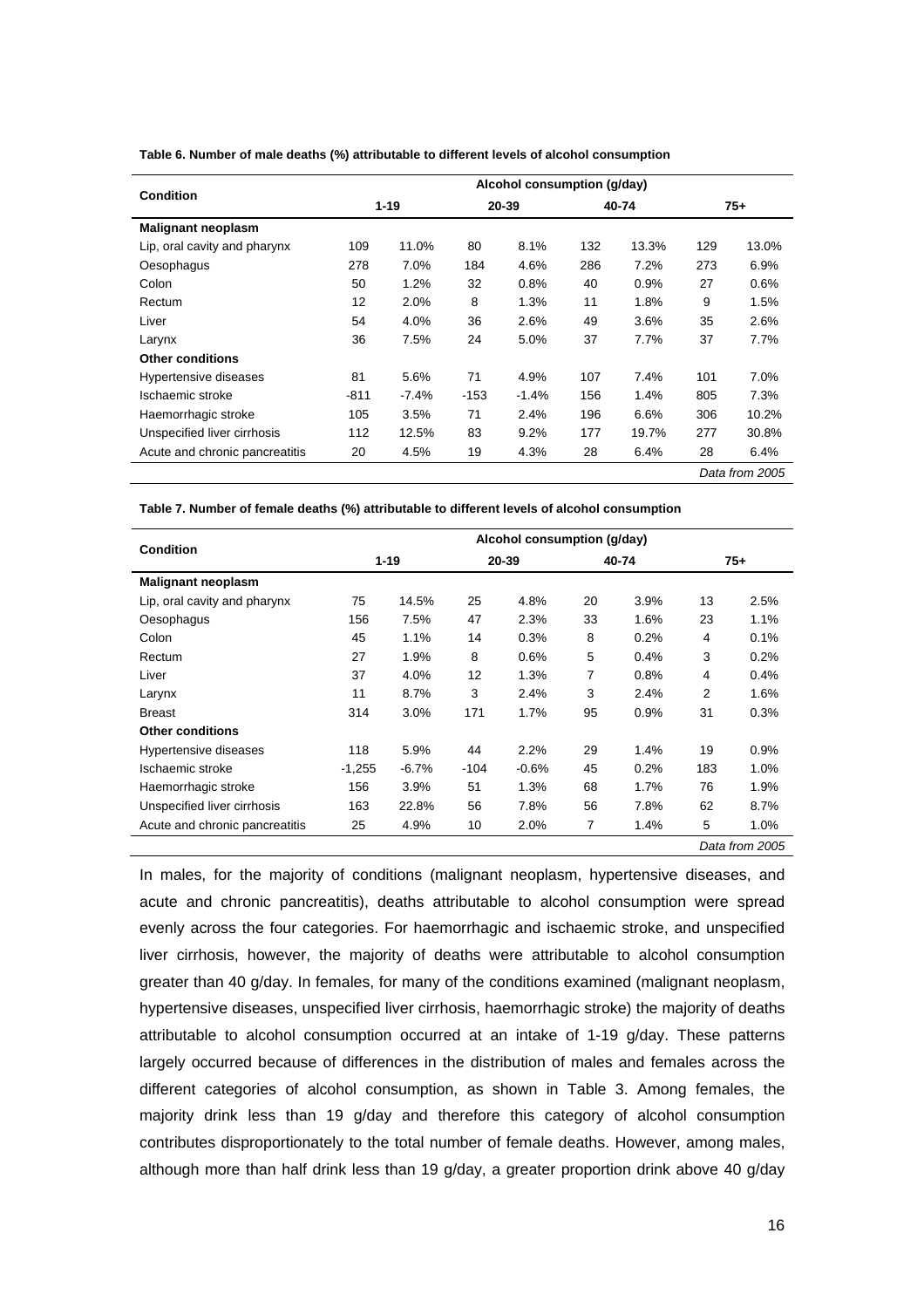**Table 6. Number of male deaths (%) attributable to different levels of alcohol consumption**

| Condition | Alcohol consumption (g/day) | | | | | | | |
|---|---|---|---|---|---|---|---|---|
| | 1-19 | | 20-39 | | 40-74 | | 75+ | |
| **Malignant neoplasm** | | | | | | | | |
| Lip, oral cavity and pharynx | 109 | 11.0% | 80 | 8.1% | 132 | 13.3% | 129 | 13.0% |
| Oesophagus | 278 | 7.0% | 184 | 4.6% | 286 | 7.2% | 273 | 6.9% |
| Colon | 50 | 1.2% | 32 | 0.8% | 40 | 0.9% | 27 | 0.6% |
| Rectum | 12 | 2.0% | 8 | 1.3% | 11 | 1.8% | 9 | 1.5% |
| Liver | 54 | 4.0% | 36 | 2.6% | 49 | 3.6% | 35 | 2.6% |
| Larynx | 36 | 7.5% | 24 | 5.0% | 37 | 7.7% | 37 | 7.7% |
| **Other conditions** | | | | | | | | |
| Hypertensive diseases | 81 | 5.6% | 71 | 4.9% | 107 | 7.4% | 101 | 7.0% |
| Ischaemic stroke | -811 | -7.4% | -153 | -1.4% | 156 | 1.4% | 805 | 7.3% |
| Haemorrhagic stroke | 105 | 3.5% | 71 | 2.4% | 196 | 6.6% | 306 | 10.2% |
| Unspecified liver cirrhosis | 112 | 12.5% | 83 | 9.2% | 177 | 19.7% | 277 | 30.8% |
| Acute and chronic pancreatitis | 20 | 4.5% | 19 | 4.3% | 28 | 6.4% | 28 | 6.4% |

*Data from 2005*

**Table 7. Number of female deaths (%) attributable to different levels of alcohol consumption**

| Condition | Alcohol consumption (g/day) | | | | | | | |
|---|---|---|---|---|---|---|---|---|
| | 1-19 | | 20-39 | | 40-74 | | 75+ | |
| **Malignant neoplasm** | | | | | | | | |
| Lip, oral cavity and pharynx | 75 | 14.5% | 25 | 4.8% | 20 | 3.9% | 13 | 2.5% |
| Oesophagus | 156 | 7.5% | 47 | 2.3% | 33 | 1.6% | 23 | 1.1% |
| Colon | 45 | 1.1% | 14 | 0.3% | 8 | 0.2% | 4 | 0.1% |
| Rectum | 27 | 1.9% | 8 | 0.6% | 5 | 0.4% | 3 | 0.2% |
| Liver | 37 | 4.0% | 12 | 1.3% | 7 | 0.8% | 4 | 0.4% |
| Larynx | 11 | 8.7% | 3 | 2.4% | 3 | 2.4% | 2 | 1.6% |
| Breast | 314 | 3.0% | 171 | 1.7% | 95 | 0.9% | 31 | 0.3% |
| **Other conditions** | | | | | | | | |
| Hypertensive diseases | 118 | 5.9% | 44 | 2.2% | 29 | 1.4% | 19 | 0.9% |
| Ischaemic stroke | -1,255 | -6.7% | -104 | -0.6% | 45 | 0.2% | 183 | 1.0% |
| Haemorrhagic stroke | 156 | 3.9% | 51 | 1.3% | 68 | 1.7% | 76 | 1.9% |
| Unspecified liver cirrhosis | 163 | 22.8% | 56 | 7.8% | 56 | 7.8% | 62 | 8.7% |
| Acute and chronic pancreatitis | 25 | 4.9% | 10 | 2.0% | 7 | 1.4% | 5 | 1.0% |

*Data from 2005*

In males, for the majority of conditions (malignant neoplasm, hypertensive diseases, and acute and chronic pancreatitis), deaths attributable to alcohol consumption were spread evenly across the four categories. For haemorrhagic and ischaemic stroke, and unspecified liver cirrhosis, however, the majority of deaths were attributable to alcohol consumption greater than 40 g/day. In females, for many of the conditions examined (malignant neoplasm, hypertensive diseases, unspecified liver cirrhosis, haemorrhagic stroke) the majority of deaths attributable to alcohol consumption occurred at an intake of 1-19 g/day. These patterns largely occurred because of differences in the distribution of males and females across the different categories of alcohol consumption, as shown in Table 3. Among females, the majority drink less than 19 g/day and therefore this category of alcohol consumption contributes disproportionately to the total number of female deaths. However, among males, although more than half drink less than 19 g/day, a greater proportion drink above 40 g/day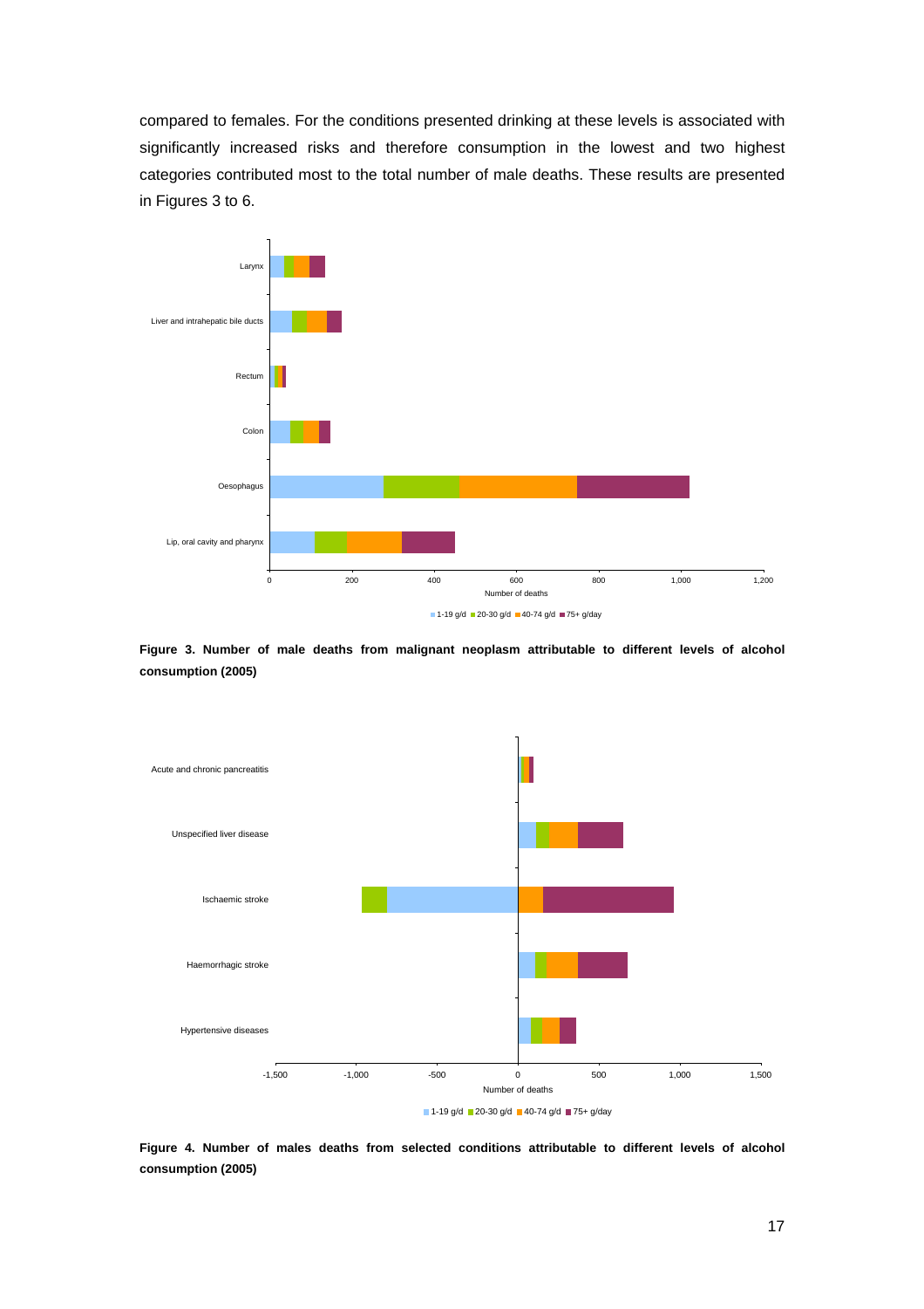compared to females. For the conditions presented drinking at these levels is associated with significantly increased risks and therefore consumption in the lowest and two highest categories contributed most to the total number of male deaths. These results are presented in Figures 3 to 6.

**Figure 3. Number of male deaths from malignant neoplasm attributable to different levels of alcohol consumption (2005)**

**Figure 4. Number of males deaths from selected conditions attributable to different levels of alcohol consumption (2005)**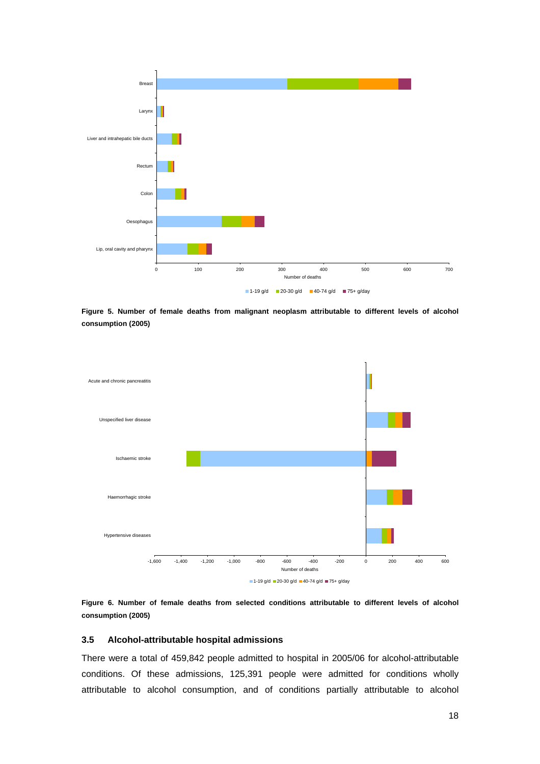**Figure 5. Number of female deaths from malignant neoplasm attributable to different levels of alcohol consumption (2005)**

**Figure 6. Number of female deaths from selected conditions attributable to different levels of alcohol consumption (2005)**

### 3.5 Alcohol-attributable hospital admissions

There were a total of 459,842 people admitted to hospital in 2005/06 for alcohol-attributable conditions. Of these admissions, 125,391 people were admitted for conditions wholly attributable to alcohol consumption, and of conditions partially attributable to alcohol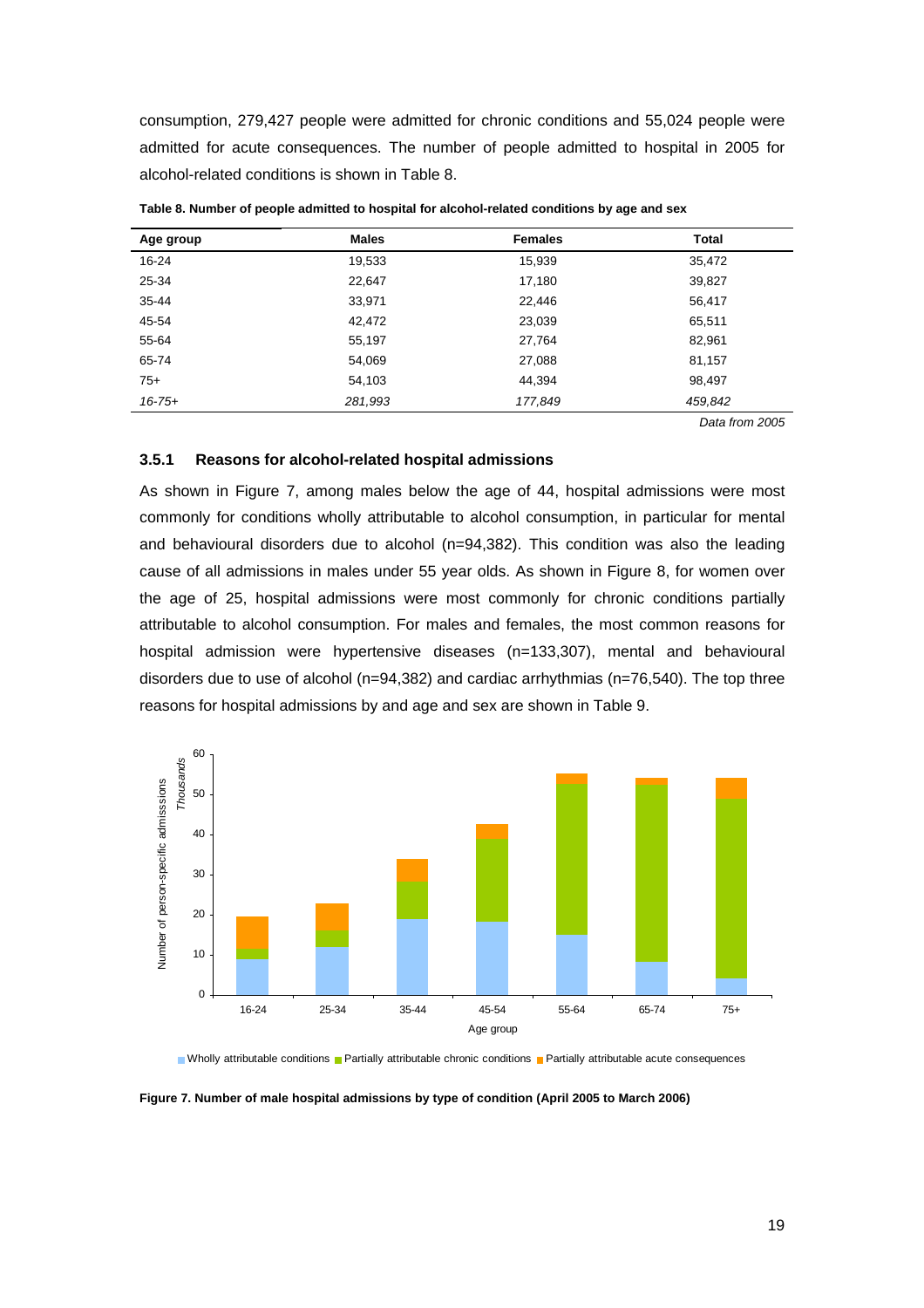consumption, 279,427 people were admitted for chronic conditions and 55,024 people were admitted for acute consequences. The number of people admitted to hospital in 2005 for alcohol-related conditions is shown in Table 8.

**Table 8. Number of people admitted to hospital for alcohol-related conditions by age and sex**

| Age group | Males | Females | Total |
|---|---|---|---|
| 16-24 | 19,533 | 15,939 | 35,472 |
| 25-34 | 22,647 | 17,180 | 39,827 |
| 35-44 | 33,971 | 22,446 | 56,417 |
| 45-54 | 42,472 | 23,039 | 65,511 |
| 55-64 | 55,197 | 27,764 | 82,961 |
| 65-74 | 54,069 | 27,088 | 81,157 |
| 75+ | 54,103 | 44,394 | 98,497 |
| *16-75+* | *281,993* | *177,849* | *459,842* |

*Data from 2005*

### 3.5.1 Reasons for alcohol-related hospital admissions

As shown in Figure 7, among males below the age of 44, hospital admissions were most commonly for conditions wholly attributable to alcohol consumption, in particular for mental and behavioural disorders due to alcohol (n=94,382). This condition was also the leading cause of all admissions in males under 55 year olds. As shown in Figure 8, for women over the age of 25, hospital admissions were most commonly for chronic conditions partially attributable to alcohol consumption. For males and females, the most common reasons for hospital admission were hypertensive diseases (n=133,307), mental and behavioural disorders due to use of alcohol (n=94,382) and cardiac arrhythmias (n=76,540). The top three reasons for hospital admissions by and age and sex are shown in Table 9.

**Figure 7. Number of male hospital admissions by type of condition (April 2005 to March 2006)**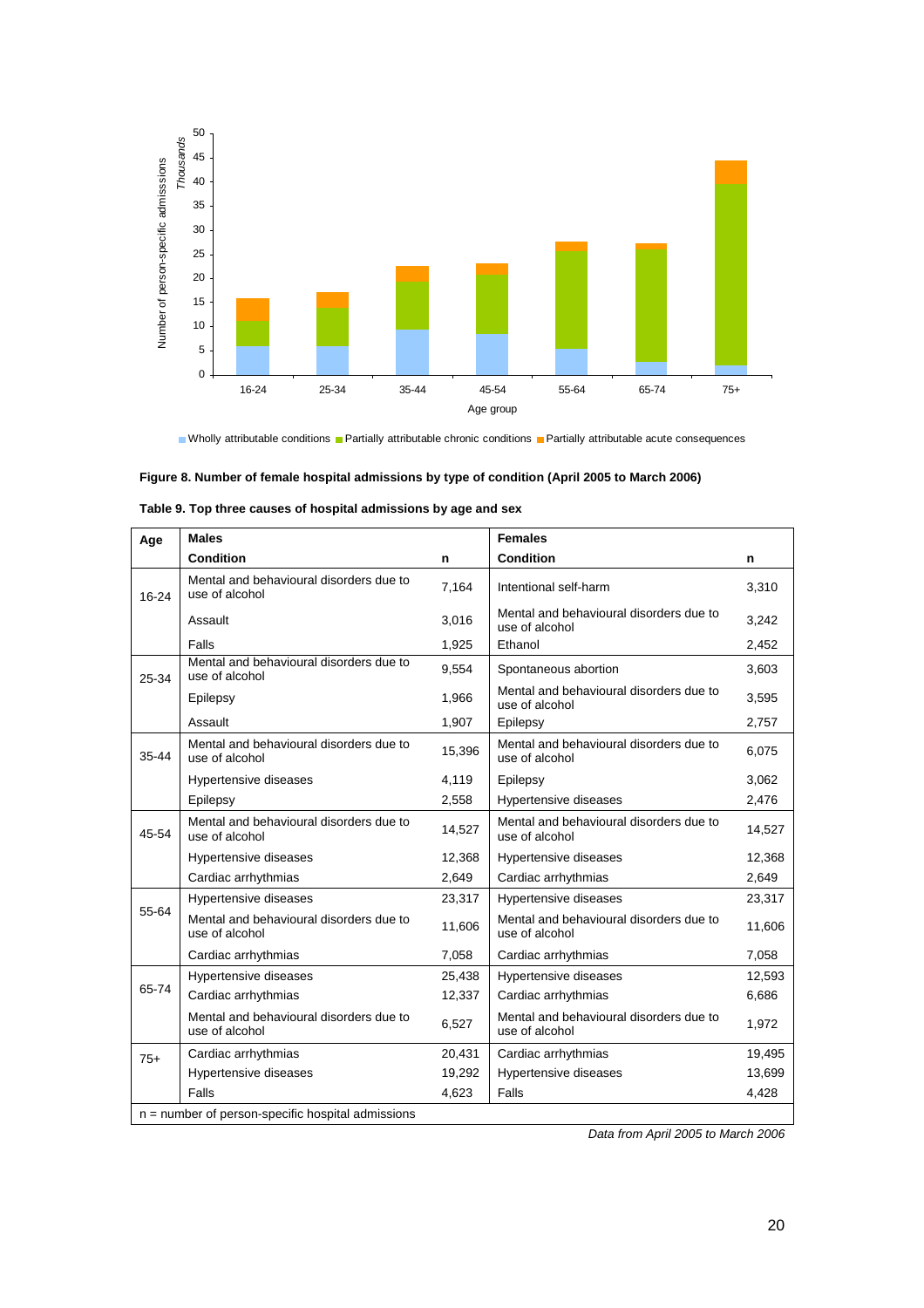**Figure 8. Number of female hospital admissions by type of condition (April 2005 to March 2006)**

**Table 9. Top three causes of hospital admissions by age and sex**

| Age | Males | | Females | |
|---|---|---|---|---|
| | **Condition** | **n** | **Condition** | **n** |
| 16-24 | Mental and behavioural disorders due to use of alcohol | 7,164 | Intentional self-harm | 3,310 |
| | Assault | 3,016 | Mental and behavioural disorders due to use of alcohol | 3,242 |
| | Falls | 1,925 | Ethanol | 2,452 |
| 25-34 | Mental and behavioural disorders due to use of alcohol | 9,554 | Spontaneous abortion | 3,603 |
| | Epilepsy | 1,966 | Mental and behavioural disorders due to use of alcohol | 3,595 |
| | Assault | 1,907 | Epilepsy | 2,757 |
| 35-44 | Mental and behavioural disorders due to use of alcohol | 15,396 | Mental and behavioural disorders due to use of alcohol | 6,075 |
| | Hypertensive diseases | 4,119 | Epilepsy | 3,062 |
| | Epilepsy | 2,558 | Hypertensive diseases | 2,476 |
| 45-54 | Mental and behavioural disorders due to use of alcohol | 14,527 | Mental and behavioural disorders due to use of alcohol | 14,527 |
| | Hypertensive diseases | 12,368 | Hypertensive diseases | 12,368 |
| | Cardiac arrhythmias | 2,649 | Cardiac arrhythmias | 2,649 |
| 55-64 | Hypertensive diseases | 23,317 | Hypertensive diseases | 23,317 |
| | Mental and behavioural disorders due to use of alcohol | 11,606 | Mental and behavioural disorders due to use of alcohol | 11,606 |
| | Cardiac arrhythmias | 7,058 | Cardiac arrhythmias | 7,058 |
| 65-74 | Hypertensive diseases | 25,438 | Hypertensive diseases | 12,593 |
| | Cardiac arrhythmias | 12,337 | Cardiac arrhythmias | 6,686 |
| | Mental and behavioural disorders due to use of alcohol | 6,527 | Mental and behavioural disorders due to use of alcohol | 1,972 |
| 75+ | Cardiac arrhythmias | 20,431 | Cardiac arrhythmias | 19,495 |
| | Hypertensive diseases | 19,292 | Hypertensive diseases | 13,699 |
| | Falls | 4,623 | Falls | 4,428 |

n = number of person-specific hospital admissions

*Data from April 2005 to March 2006*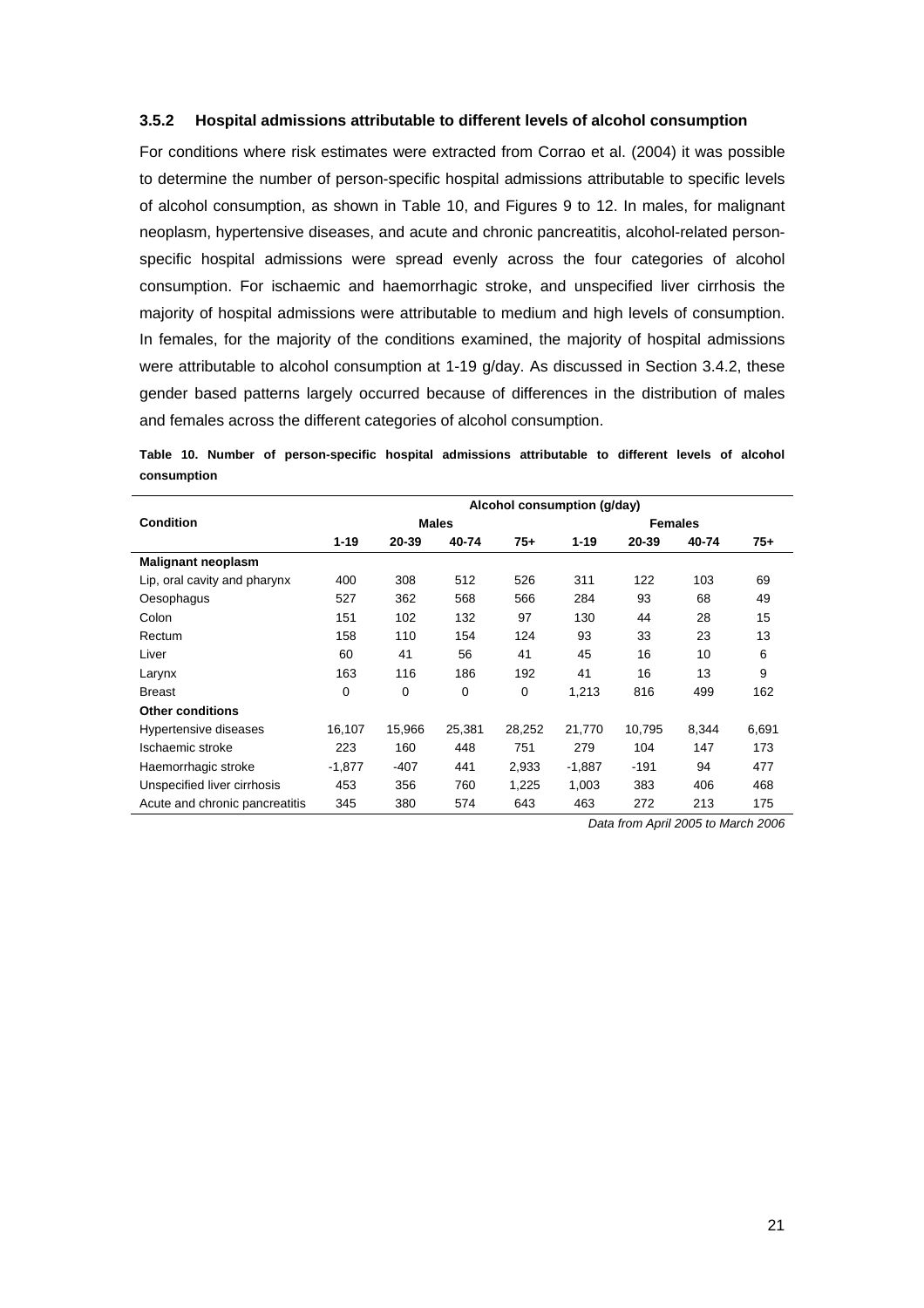### 3.5.2 Hospital admissions attributable to different levels of alcohol consumption

For conditions where risk estimates were extracted from Corrao et al. (2004) it was possible to determine the number of person-specific hospital admissions attributable to specific levels of alcohol consumption, as shown in Table 10, and Figures 9 to 12. In males, for malignant neoplasm, hypertensive diseases, and acute and chronic pancreatitis, alcohol-related person-specific hospital admissions were spread evenly across the four categories of alcohol consumption. For ischaemic and haemorrhagic stroke, and unspecified liver cirrhosis the majority of hospital admissions were attributable to medium and high levels of consumption. In females, for the majority of the conditions examined, the majority of hospital admissions were attributable to alcohol consumption at 1-19 g/day. As discussed in Section 3.4.2, these gender based patterns largely occurred because of differences in the distribution of males and females across the different categories of alcohol consumption.

**Table 10. Number of person-specific hospital admissions attributable to different levels of alcohol consumption**

| Condition | Alcohol consumption (g/day) | | | | | | | |
|---|---|---|---|---|---|---|---|---|
| | Males | | | | Females | | | |
| | 1-19 | 20-39 | 40-74 | 75+ | 1-19 | 20-39 | 40-74 | 75+ |
| **Malignant neoplasm** | | | | | | | | |
| Lip, oral cavity and pharynx | 400 | 308 | 512 | 526 | 311 | 122 | 103 | 69 |
| Oesophagus | 527 | 362 | 568 | 566 | 284 | 93 | 68 | 49 |
| Colon | 151 | 102 | 132 | 97 | 130 | 44 | 28 | 15 |
| Rectum | 158 | 110 | 154 | 124 | 93 | 33 | 23 | 13 |
| Liver | 60 | 41 | 56 | 41 | 45 | 16 | 10 | 6 |
| Larynx | 163 | 116 | 186 | 192 | 41 | 16 | 13 | 9 |
| Breast | 0 | 0 | 0 | 0 | 1,213 | 816 | 499 | 162 |
| **Other conditions** | | | | | | | | |
| Hypertensive diseases | 16,107 | 15,966 | 25,381 | 28,252 | 21,770 | 10,795 | 8,344 | 6,691 |
| Ischaemic stroke | 223 | 160 | 448 | 751 | 279 | 104 | 147 | 173 |
| Haemorrhagic stroke | -1,877 | -407 | 441 | 2,933 | -1,887 | -191 | 94 | 477 |
| Unspecified liver cirrhosis | 453 | 356 | 760 | 1,225 | 1,003 | 383 | 406 | 468 |
| Acute and chronic pancreatitis | 345 | 380 | 574 | 643 | 463 | 272 | 213 | 175 |

*Data from April 2005 to March 2006*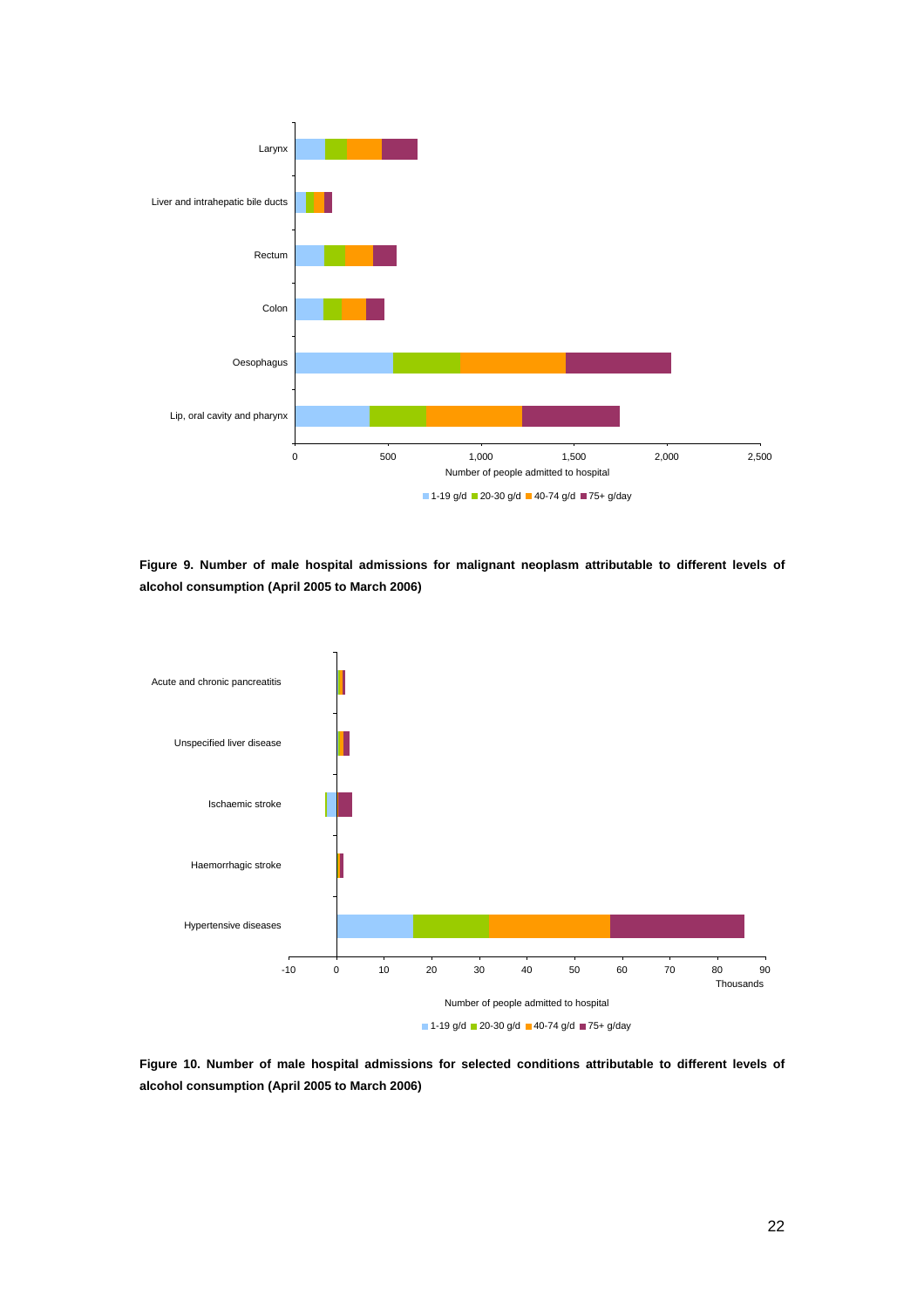**Figure 9. Number of male hospital admissions for malignant neoplasm attributable to different levels of alcohol consumption (April 2005 to March 2006)**

**Figure 10. Number of male hospital admissions for selected conditions attributable to different levels of alcohol consumption (April 2005 to March 2006)**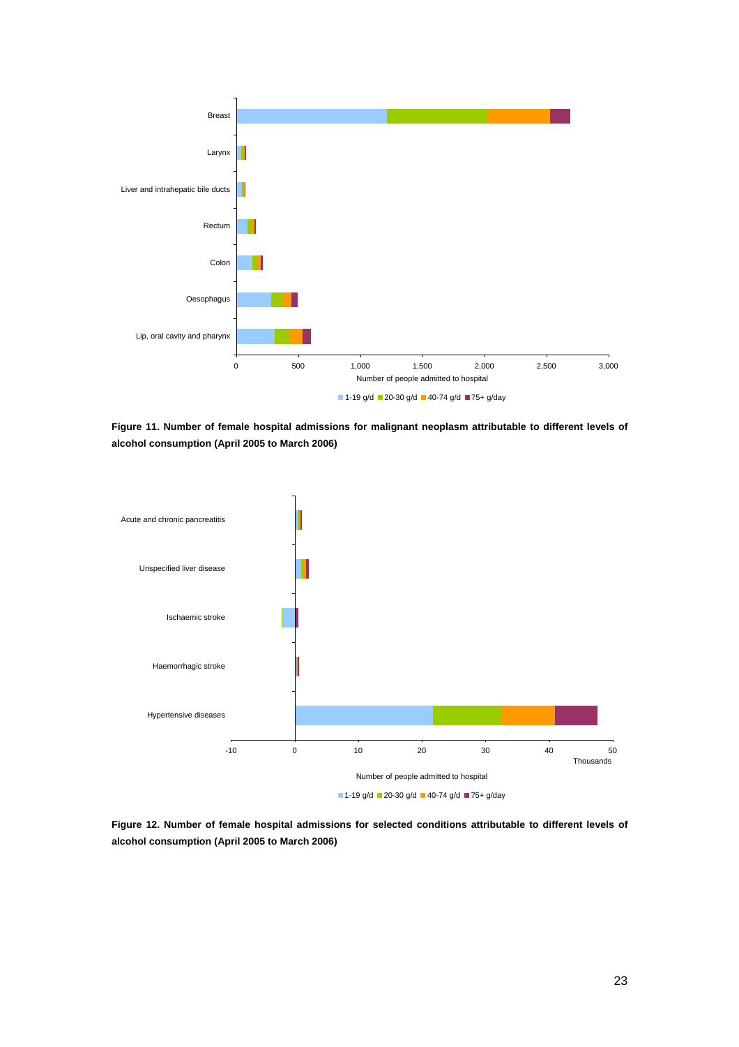**Figure 11. Number of female hospital admissions for malignant neoplasm attributable to different levels of alcohol consumption (April 2005 to March 2006)**

**Figure 12. Number of female hospital admissions for selected conditions attributable to different levels of alcohol consumption (April 2005 to March 2006)**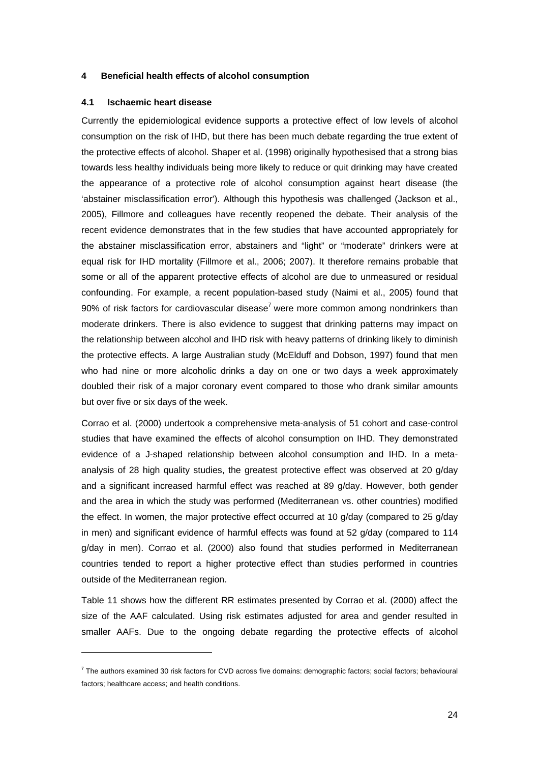## 4 Beneficial health effects of alcohol consumption

### 4.1 Ischaemic heart disease

Currently the epidemiological evidence supports a protective effect of low levels of alcohol consumption on the risk of IHD, but there has been much debate regarding the true extent of the protective effects of alcohol. Shaper et al. (1998) originally hypothesised that a strong bias towards less healthy individuals being more likely to reduce or quit drinking may have created the appearance of a protective role of alcohol consumption against heart disease (the 'abstainer misclassification error'). Although this hypothesis was challenged (Jackson et al., 2005), Fillmore and colleagues have recently reopened the debate. Their analysis of the recent evidence demonstrates that in the few studies that have accounted appropriately for the abstainer misclassification error, abstainers and "light" or "moderate" drinkers were at equal risk for IHD mortality (Fillmore et al., 2006; 2007). It therefore remains probable that some or all of the apparent protective effects of alcohol are due to unmeasured or residual confounding. For example, a recent population-based study (Naimi et al., 2005) found that 90% of risk factors for cardiovascular disease[7] were more common among nondrinkers than moderate drinkers. There is also evidence to suggest that drinking patterns may impact on the relationship between alcohol and IHD risk with heavy patterns of drinking likely to diminish the protective effects. A large Australian study (McElduff and Dobson, 1997) found that men who had nine or more alcoholic drinks a day on one or two days a week approximately doubled their risk of a major coronary event compared to those who drank similar amounts but over five or six days of the week.

Corrao et al. (2000) undertook a comprehensive meta-analysis of 51 cohort and case-control studies that have examined the effects of alcohol consumption on IHD. They demonstrated evidence of a J-shaped relationship between alcohol consumption and IHD. In a meta-analysis of 28 high quality studies, the greatest protective effect was observed at 20 g/day and a significant increased harmful effect was reached at 89 g/day. However, both gender and the area in which the study was performed (Mediterranean vs. other countries) modified the effect. In women, the major protective effect occurred at 10 g/day (compared to 25 g/day in men) and significant evidence of harmful effects was found at 52 g/day (compared to 114 g/day in men). Corrao et al. (2000) also found that studies performed in Mediterranean countries tended to report a higher protective effect than studies performed in countries outside of the Mediterranean region.

Table 11 shows how the different RR estimates presented by Corrao et al. (2000) affect the size of the AAF calculated. Using risk estimates adjusted for area and gender resulted in smaller AAFs. Due to the ongoing debate regarding the protective effects of alcohol

---

[7] The authors examined 30 risk factors for CVD across five domains: demographic factors; social factors; behavioural factors; healthcare access; and health conditions.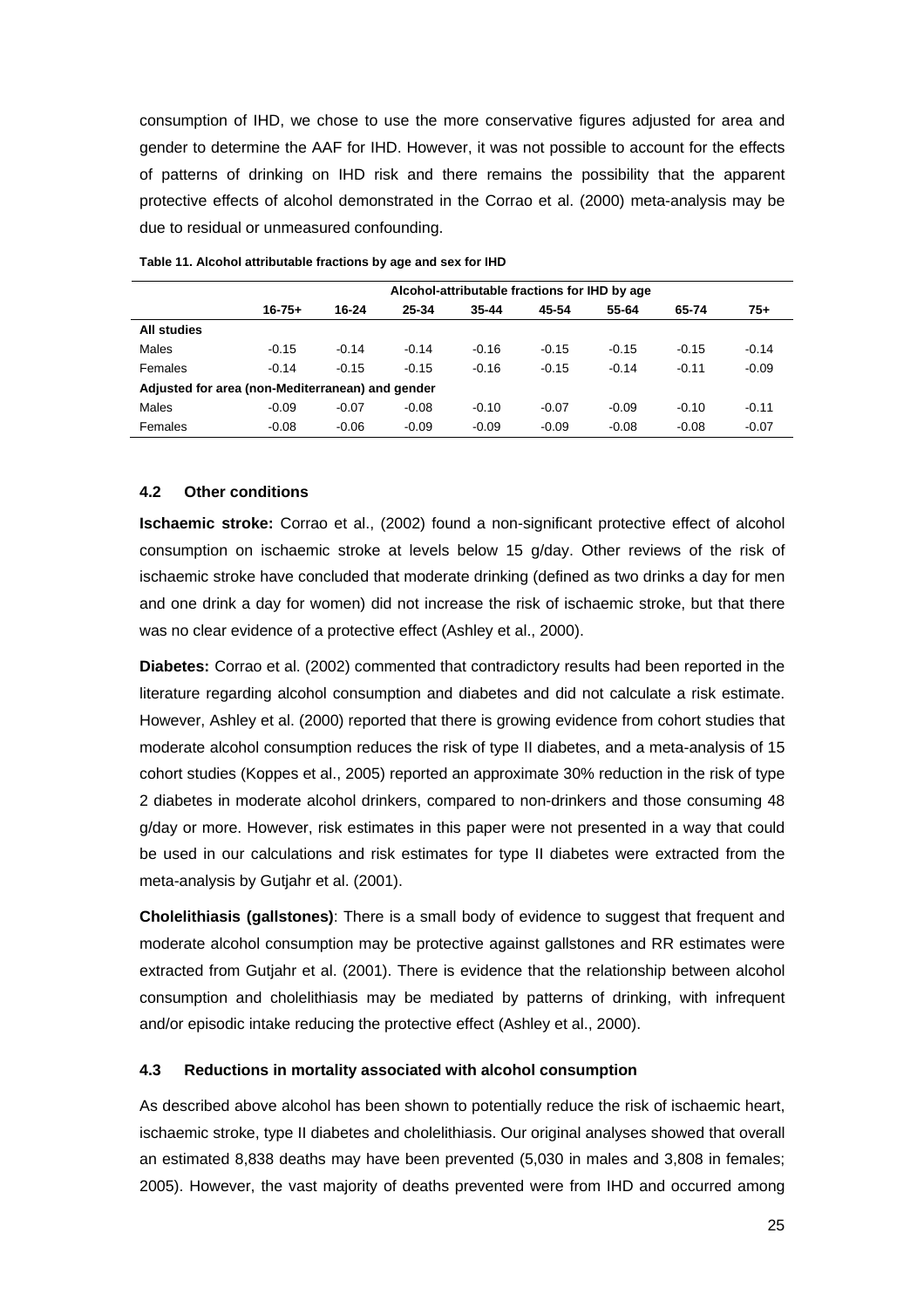consumption of IHD, we chose to use the more conservative figures adjusted for area and gender to determine the AAF for IHD. However, it was not possible to account for the effects of patterns of drinking on IHD risk and there remains the possibility that the apparent protective effects of alcohol demonstrated in the Corrao et al. (2000) meta-analysis may be due to residual or unmeasured confounding.

**Table 11. Alcohol attributable fractions by age and sex for IHD**

| | Alcohol-attributable fractions for IHD by age | | | | | | | |
|---|---|---|---|---|---|---|---|---|
| | 16-75+ | 16-24 | 25-34 | 35-44 | 45-54 | 55-64 | 65-74 | 75+ |
| **All studies** | | | | | | | | |
| Males | -0.15 | -0.14 | -0.14 | -0.16 | -0.15 | -0.15 | -0.15 | -0.14 |
| Females | -0.14 | -0.15 | -0.15 | -0.16 | -0.15 | -0.14 | -0.11 | -0.09 |
| **Adjusted for area (non-Mediterranean) and gender** | | | | | | | | |
| Males | -0.09 | -0.07 | -0.08 | -0.10 | -0.07 | -0.09 | -0.10 | -0.11 |
| Females | -0.08 | -0.06 | -0.09 | -0.09 | -0.09 | -0.08 | -0.08 | -0.07 |

### 4.2 Other conditions

**Ischaemic stroke:** Corrao et al., (2002) found a non-significant protective effect of alcohol consumption on ischaemic stroke at levels below 15 g/day. Other reviews of the risk of ischaemic stroke have concluded that moderate drinking (defined as two drinks a day for men and one drink a day for women) did not increase the risk of ischaemic stroke, but that there was no clear evidence of a protective effect (Ashley et al., 2000).

**Diabetes:** Corrao et al. (2002) commented that contradictory results had been reported in the literature regarding alcohol consumption and diabetes and did not calculate a risk estimate. However, Ashley et al. (2000) reported that there is growing evidence from cohort studies that moderate alcohol consumption reduces the risk of type II diabetes, and a meta-analysis of 15 cohort studies (Koppes et al., 2005) reported an approximate 30% reduction in the risk of type 2 diabetes in moderate alcohol drinkers, compared to non-drinkers and those consuming 48 g/day or more. However, risk estimates in this paper were not presented in a way that could be used in our calculations and risk estimates for type II diabetes were extracted from the meta-analysis by Gutjahr et al. (2001).

**Cholelithiasis (gallstones)**: There is a small body of evidence to suggest that frequent and moderate alcohol consumption may be protective against gallstones and RR estimates were extracted from Gutjahr et al. (2001). There is evidence that the relationship between alcohol consumption and cholelithiasis may be mediated by patterns of drinking, with infrequent and/or episodic intake reducing the protective effect (Ashley et al., 2000).

### 4.3 Reductions in mortality associated with alcohol consumption

As described above alcohol has been shown to potentially reduce the risk of ischaemic heart, ischaemic stroke, type II diabetes and cholelithiasis. Our original analyses showed that overall an estimated 8,838 deaths may have been prevented (5,030 in males and 3,808 in females; 2005). However, the vast majority of deaths prevented were from IHD and occurred among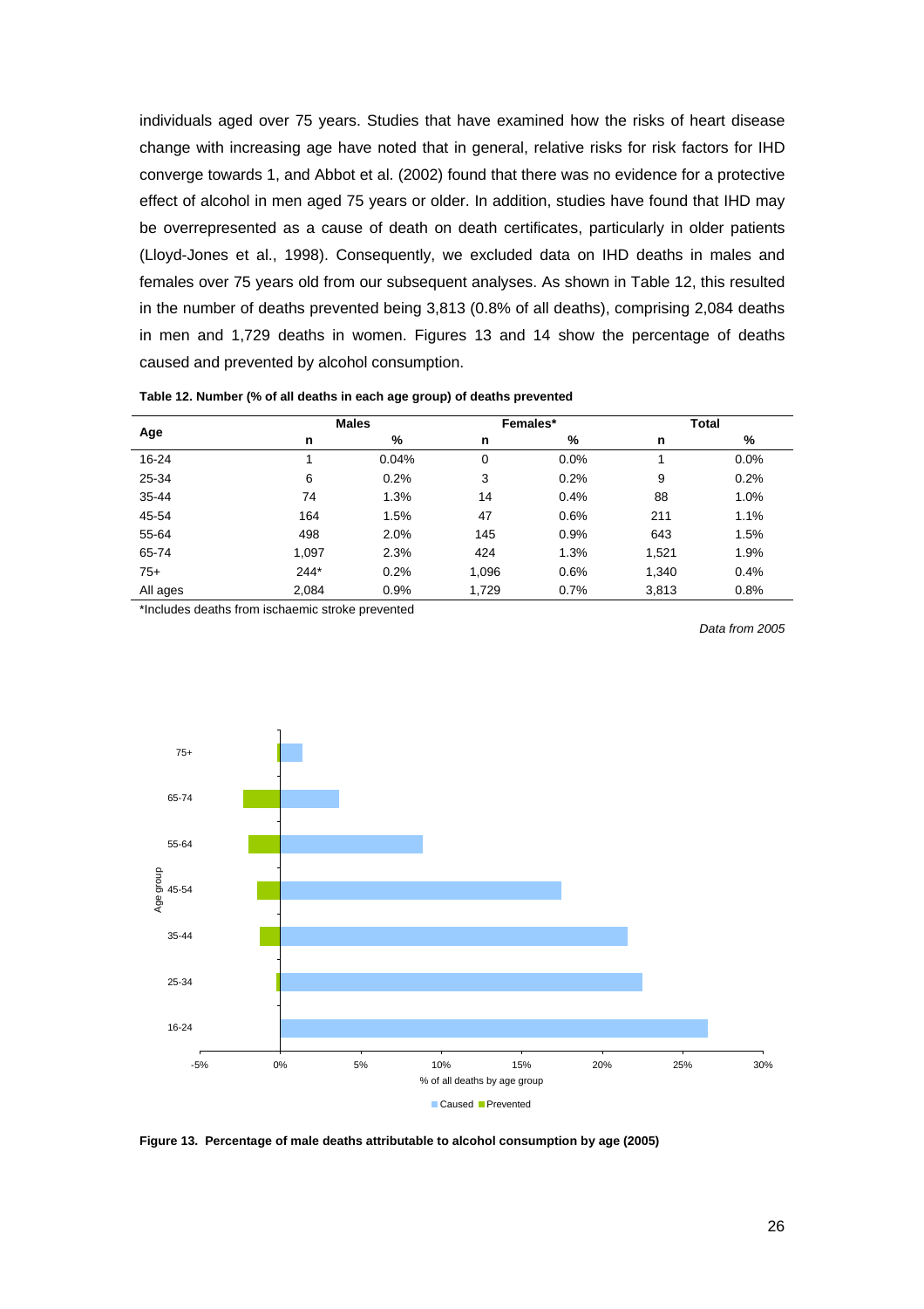individuals aged over 75 years. Studies that have examined how the risks of heart disease change with increasing age have noted that in general, relative risks for risk factors for IHD converge towards 1, and Abbot et al. (2002) found that there was no evidence for a protective effect of alcohol in men aged 75 years or older. In addition, studies have found that IHD may be overrepresented as a cause of death on death certificates, particularly in older patients (Lloyd-Jones et al., 1998). Consequently, we excluded data on IHD deaths in males and females over 75 years old from our subsequent analyses. As shown in Table 12, this resulted in the number of deaths prevented being 3,813 (0.8% of all deaths), comprising 2,084 deaths in men and 1,729 deaths in women. Figures 13 and 14 show the percentage of deaths caused and prevented by alcohol consumption.

**Table 12. Number (% of all deaths in each age group) of deaths prevented**

| Age | Males | | Females* | | Total | |
|---|---|---|---|---|---|---|
| | n | % | n | % | n | % |
| 16-24 | 1 | 0.04% | 0 | 0.0% | 1 | 0.0% |
| 25-34 | 6 | 0.2% | 3 | 0.2% | 9 | 0.2% |
| 35-44 | 74 | 1.3% | 14 | 0.4% | 88 | 1.0% |
| 45-54 | 164 | 1.5% | 47 | 0.6% | 211 | 1.1% |
| 55-64 | 498 | 2.0% | 145 | 0.9% | 643 | 1.5% |
| 65-74 | 1,097 | 2.3% | 424 | 1.3% | 1,521 | 1.9% |
| 75+ | 244* | 0.2% | 1,096 | 0.6% | 1,340 | 0.4% |
| All ages | 2,084 | 0.9% | 1,729 | 0.7% | 3,813 | 0.8% |

*Includes deaths from ischaemic stroke prevented

*Data from 2005*

**Figure 13. Percentage of male deaths attributable to alcohol consumption by age (2005)**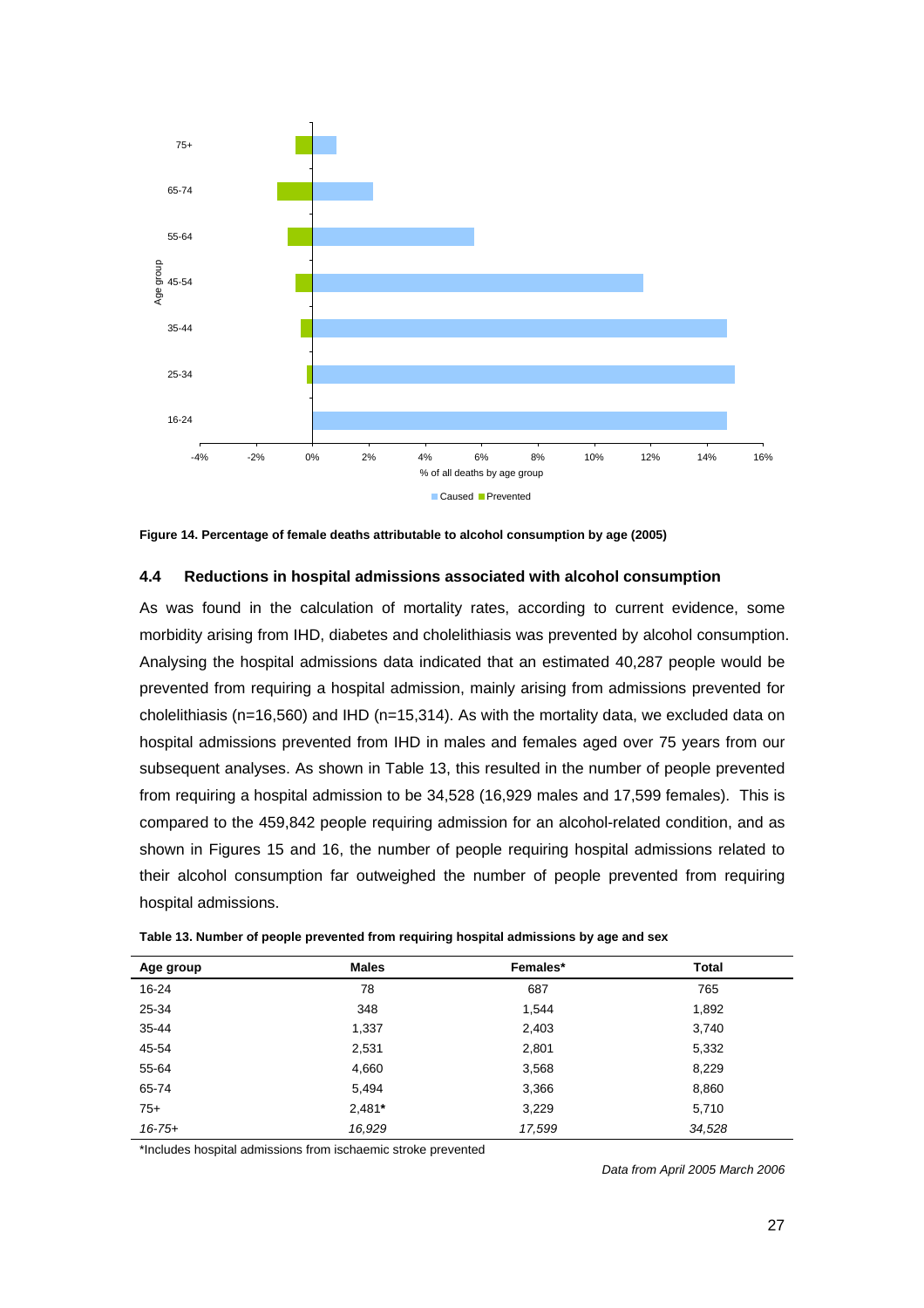Figure 14. Percentage of female deaths attributable to alcohol consumption by age (2005)

### 4.4 Reductions in hospital admissions associated with alcohol consumption

As was found in the calculation of mortality rates, according to current evidence, some morbidity arising from IHD, diabetes and cholelithiasis was prevented by alcohol consumption. Analysing the hospital admissions data indicated that an estimated 40,287 people would be prevented from requiring a hospital admission, mainly arising from admissions prevented for cholelithiasis (n=16,560) and IHD (n=15,314). As with the mortality data, we excluded data on hospital admissions prevented from IHD in males and females aged over 75 years from our subsequent analyses. As shown in Table 13, this resulted in the number of people prevented from requiring a hospital admission to be 34,528 (16,929 males and 17,599 females). This is compared to the 459,842 people requiring admission for an alcohol-related condition, and as shown in Figures 15 and 16, the number of people requiring hospital admissions related to their alcohol consumption far outweighed the number of people prevented from requiring hospital admissions.

**Table 13. Number of people prevented from requiring hospital admissions by age and sex**

| Age group | Males | Females* | Total |
|---|---|---|---|
| 16-24 | 78 | 687 | 765 |
| 25-34 | 348 | 1,544 | 1,892 |
| 35-44 | 1,337 | 2,403 | 3,740 |
| 45-54 | 2,531 | 2,801 | 5,332 |
| 55-64 | 4,660 | 3,568 | 8,229 |
| 65-74 | 5,494 | 3,366 | 8,860 |
| 75+ | 2,481* | 3,229 | 5,710 |
| *16-75+* | *16,929* | *17,599* | *34,528* |

*Includes hospital admissions from ischaemic stroke prevented

*Data from April 2005 March 2006*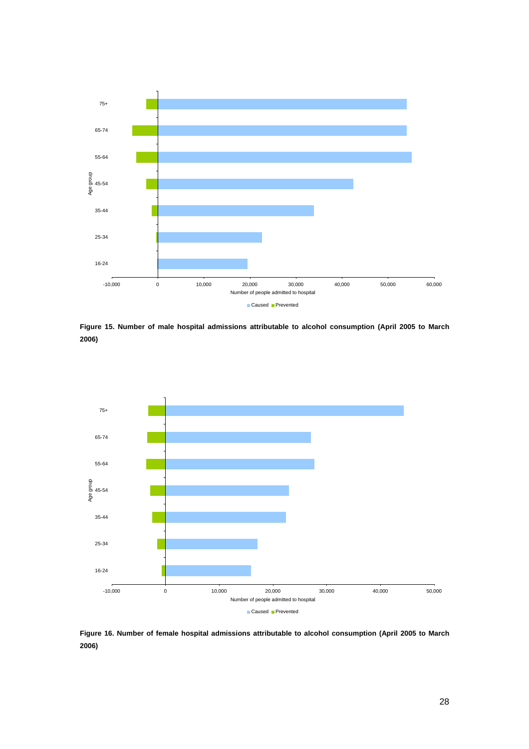Figure 15. Number of male hospital admissions attributable to alcohol consumption (April 2005 to March 2006)

Figure 16. Number of female hospital admissions attributable to alcohol consumption (April 2005 to March 2006)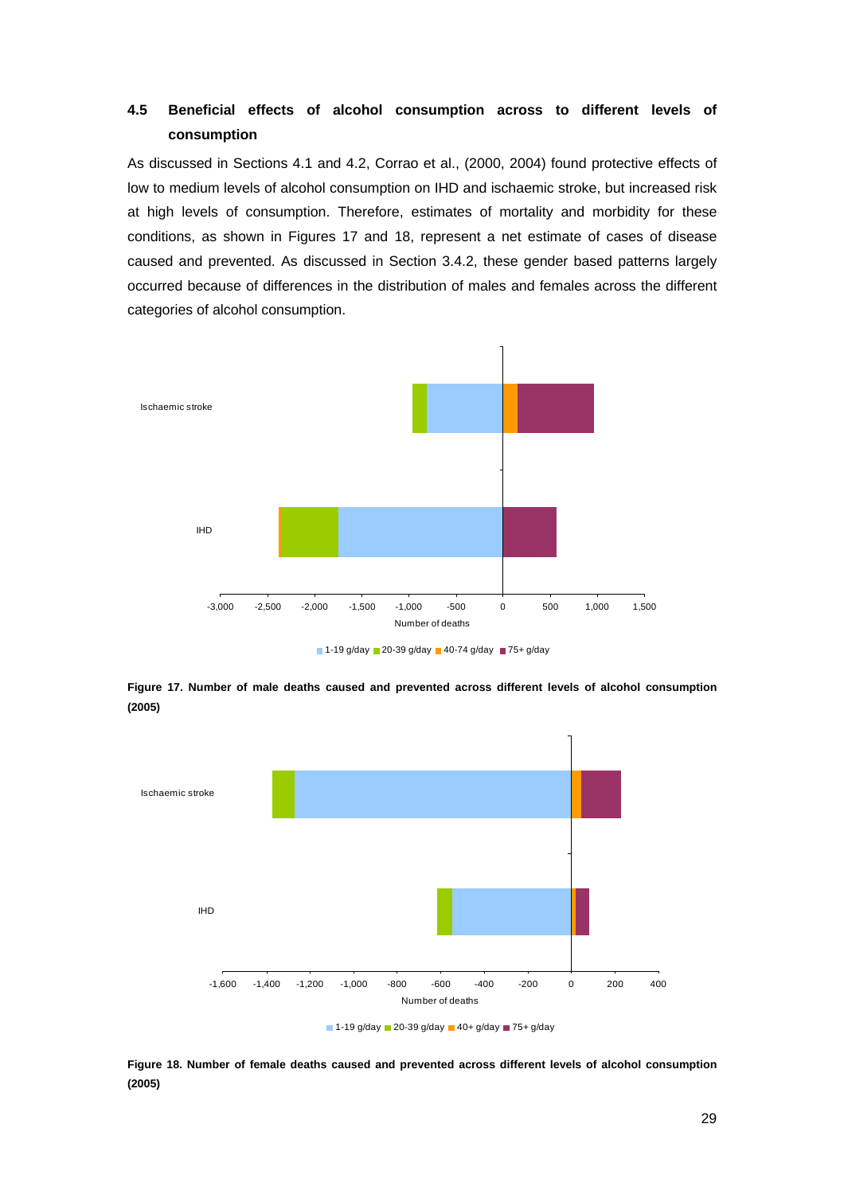## 4.5 Beneficial effects of alcohol consumption across to different levels of consumption

As discussed in Sections 4.1 and 4.2, Corrao et al., (2000, 2004) found protective effects of low to medium levels of alcohol consumption on IHD and ischaemic stroke, but increased risk at high levels of consumption. Therefore, estimates of mortality and morbidity for these conditions, as shown in Figures 17 and 18, represent a net estimate of cases of disease caused and prevented. As discussed in Section 3.4.2, these gender based patterns largely occurred because of differences in the distribution of males and females across the different categories of alcohol consumption.

**Figure 17. Number of male deaths caused and prevented across different levels of alcohol consumption (2005)**

**Figure 18. Number of female deaths caused and prevented across different levels of alcohol consumption (2005)**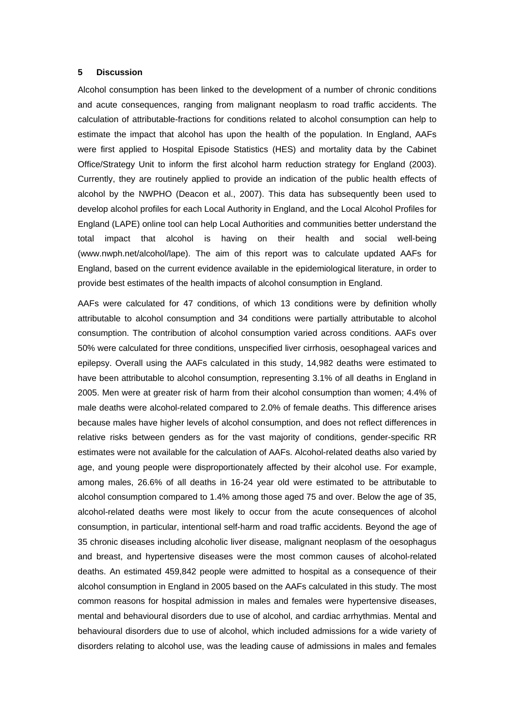## 5 Discussion

Alcohol consumption has been linked to the development of a number of chronic conditions and acute consequences, ranging from malignant neoplasm to road traffic accidents. The calculation of attributable-fractions for conditions related to alcohol consumption can help to estimate the impact that alcohol has upon the health of the population. In England, AAFs were first applied to Hospital Episode Statistics (HES) and mortality data by the Cabinet Office/Strategy Unit to inform the first alcohol harm reduction strategy for England (2003). Currently, they are routinely applied to provide an indication of the public health effects of alcohol by the NWPHO (Deacon et al., 2007). This data has subsequently been used to develop alcohol profiles for each Local Authority in England, and the Local Alcohol Profiles for England (LAPE) online tool can help Local Authorities and communities better understand the total impact that alcohol is having on their health and social well-being (www.nwph.net/alcohol/lape). The aim of this report was to calculate updated AAFs for England, based on the current evidence available in the epidemiological literature, in order to provide best estimates of the health impacts of alcohol consumption in England.

AAFs were calculated for 47 conditions, of which 13 conditions were by definition wholly attributable to alcohol consumption and 34 conditions were partially attributable to alcohol consumption. The contribution of alcohol consumption varied across conditions. AAFs over 50% were calculated for three conditions, unspecified liver cirrhosis, oesophageal varices and epilepsy. Overall using the AAFs calculated in this study, 14,982 deaths were estimated to have been attributable to alcohol consumption, representing 3.1% of all deaths in England in 2005. Men were at greater risk of harm from their alcohol consumption than women; 4.4% of male deaths were alcohol-related compared to 2.0% of female deaths. This difference arises because males have higher levels of alcohol consumption, and does not reflect differences in relative risks between genders as for the vast majority of conditions, gender-specific RR estimates were not available for the calculation of AAFs. Alcohol-related deaths also varied by age, and young people were disproportionately affected by their alcohol use. For example, among males, 26.6% of all deaths in 16-24 year old were estimated to be attributable to alcohol consumption compared to 1.4% among those aged 75 and over. Below the age of 35, alcohol-related deaths were most likely to occur from the acute consequences of alcohol consumption, in particular, intentional self-harm and road traffic accidents. Beyond the age of 35 chronic diseases including alcoholic liver disease, malignant neoplasm of the oesophagus and breast, and hypertensive diseases were the most common causes of alcohol-related deaths. An estimated 459,842 people were admitted to hospital as a consequence of their alcohol consumption in England in 2005 based on the AAFs calculated in this study. The most common reasons for hospital admission in males and females were hypertensive diseases, mental and behavioural disorders due to use of alcohol, and cardiac arrhythmias. Mental and behavioural disorders due to use of alcohol, which included admissions for a wide variety of disorders relating to alcohol use, was the leading cause of admissions in males and females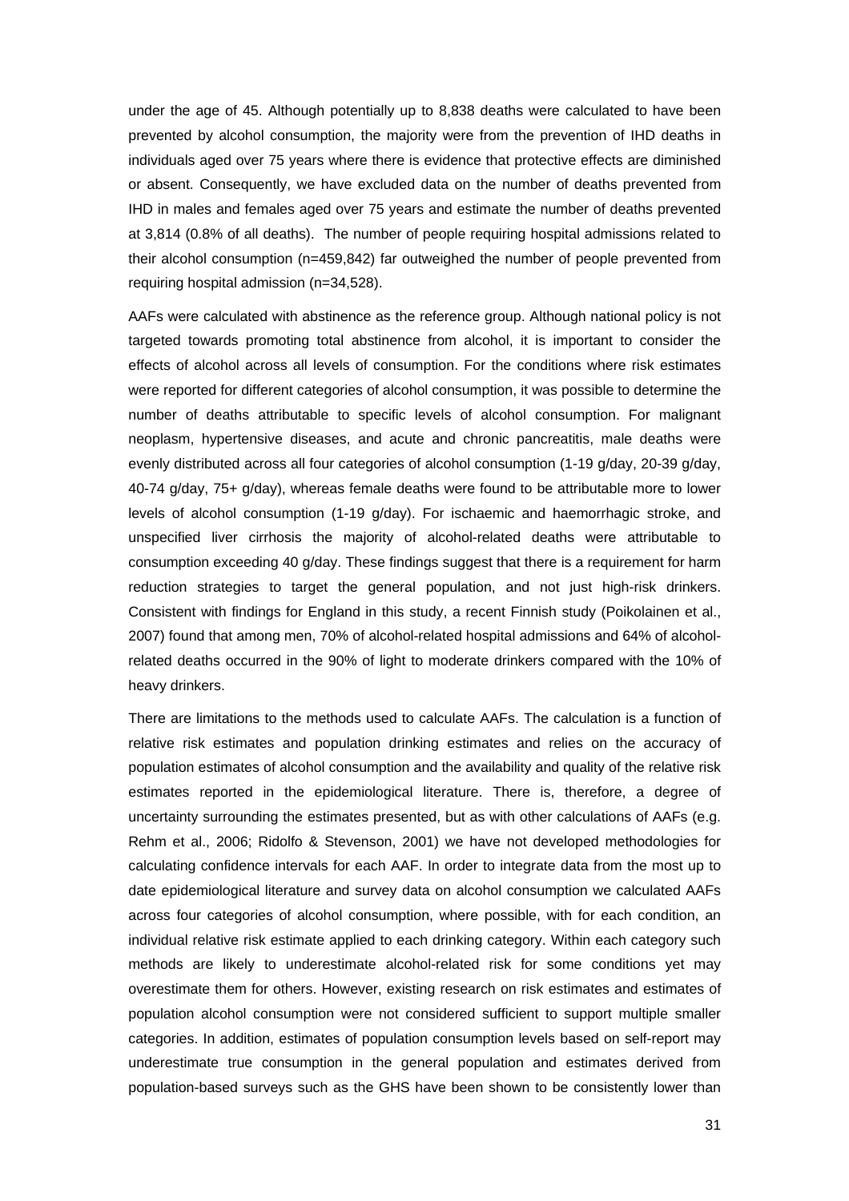under the age of 45. Although potentially up to 8,838 deaths were calculated to have been prevented by alcohol consumption, the majority were from the prevention of IHD deaths in individuals aged over 75 years where there is evidence that protective effects are diminished or absent. Consequently, we have excluded data on the number of deaths prevented from IHD in males and females aged over 75 years and estimate the number of deaths prevented at 3,814 (0.8% of all deaths). The number of people requiring hospital admissions related to their alcohol consumption (n=459,842) far outweighed the number of people prevented from requiring hospital admission (n=34,528).

AAFs were calculated with abstinence as the reference group. Although national policy is not targeted towards promoting total abstinence from alcohol, it is important to consider the effects of alcohol across all levels of consumption. For the conditions where risk estimates were reported for different categories of alcohol consumption, it was possible to determine the number of deaths attributable to specific levels of alcohol consumption. For malignant neoplasm, hypertensive diseases, and acute and chronic pancreatitis, male deaths were evenly distributed across all four categories of alcohol consumption (1-19 g/day, 20-39 g/day, 40-74 g/day, 75+ g/day), whereas female deaths were found to be attributable more to lower levels of alcohol consumption (1-19 g/day). For ischaemic and haemorrhagic stroke, and unspecified liver cirrhosis the majority of alcohol-related deaths were attributable to consumption exceeding 40 g/day. These findings suggest that there is a requirement for harm reduction strategies to target the general population, and not just high-risk drinkers. Consistent with findings for England in this study, a recent Finnish study (Poikolainen et al., 2007) found that among men, 70% of alcohol-related hospital admissions and 64% of alcohol-related deaths occurred in the 90% of light to moderate drinkers compared with the 10% of heavy drinkers.

There are limitations to the methods used to calculate AAFs. The calculation is a function of relative risk estimates and population drinking estimates and relies on the accuracy of population estimates of alcohol consumption and the availability and quality of the relative risk estimates reported in the epidemiological literature. There is, therefore, a degree of uncertainty surrounding the estimates presented, but as with other calculations of AAFs (e.g. Rehm et al., 2006; Ridolfo & Stevenson, 2001) we have not developed methodologies for calculating confidence intervals for each AAF. In order to integrate data from the most up to date epidemiological literature and survey data on alcohol consumption we calculated AAFs across four categories of alcohol consumption, where possible, with for each condition, an individual relative risk estimate applied to each drinking category. Within each category such methods are likely to underestimate alcohol-related risk for some conditions yet may overestimate them for others. However, existing research on risk estimates and estimates of population alcohol consumption were not considered sufficient to support multiple smaller categories. In addition, estimates of population consumption levels based on self-report may underestimate true consumption in the general population and estimates derived from population-based surveys such as the GHS have been shown to be consistently lower than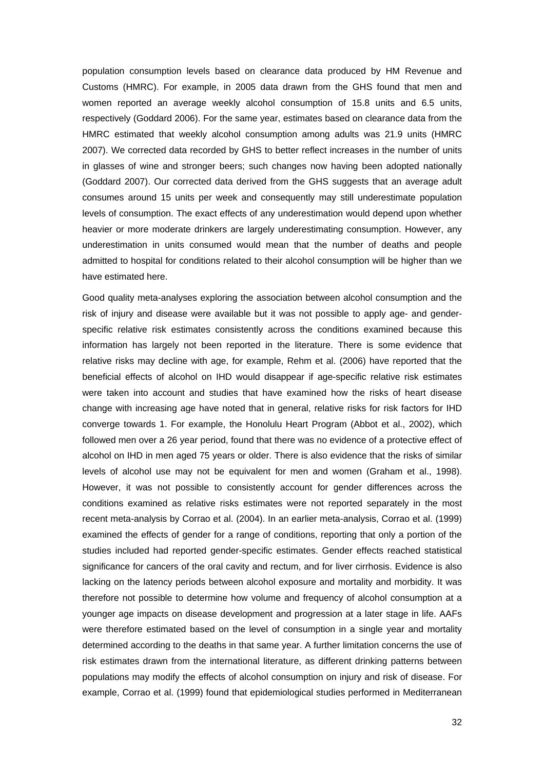population consumption levels based on clearance data produced by HM Revenue and Customs (HMRC). For example, in 2005 data drawn from the GHS found that men and women reported an average weekly alcohol consumption of 15.8 units and 6.5 units, respectively (Goddard 2006). For the same year, estimates based on clearance data from the HMRC estimated that weekly alcohol consumption among adults was 21.9 units (HMRC 2007). We corrected data recorded by GHS to better reflect increases in the number of units in glasses of wine and stronger beers; such changes now having been adopted nationally (Goddard 2007). Our corrected data derived from the GHS suggests that an average adult consumes around 15 units per week and consequently may still underestimate population levels of consumption. The exact effects of any underestimation would depend upon whether heavier or more moderate drinkers are largely underestimating consumption. However, any underestimation in units consumed would mean that the number of deaths and people admitted to hospital for conditions related to their alcohol consumption will be higher than we have estimated here.

Good quality meta-analyses exploring the association between alcohol consumption and the risk of injury and disease were available but it was not possible to apply age- and gender-specific relative risk estimates consistently across the conditions examined because this information has largely not been reported in the literature. There is some evidence that relative risks may decline with age, for example, Rehm et al. (2006) have reported that the beneficial effects of alcohol on IHD would disappear if age-specific relative risk estimates were taken into account and studies that have examined how the risks of heart disease change with increasing age have noted that in general, relative risks for risk factors for IHD converge towards 1. For example, the Honolulu Heart Program (Abbot et al., 2002), which followed men over a 26 year period, found that there was no evidence of a protective effect of alcohol on IHD in men aged 75 years or older. There is also evidence that the risks of similar levels of alcohol use may not be equivalent for men and women (Graham et al., 1998). However, it was not possible to consistently account for gender differences across the conditions examined as relative risks estimates were not reported separately in the most recent meta-analysis by Corrao et al. (2004). In an earlier meta-analysis, Corrao et al. (1999) examined the effects of gender for a range of conditions, reporting that only a portion of the studies included had reported gender-specific estimates. Gender effects reached statistical significance for cancers of the oral cavity and rectum, and for liver cirrhosis. Evidence is also lacking on the latency periods between alcohol exposure and mortality and morbidity. It was therefore not possible to determine how volume and frequency of alcohol consumption at a younger age impacts on disease development and progression at a later stage in life. AAFs were therefore estimated based on the level of consumption in a single year and mortality determined according to the deaths in that same year. A further limitation concerns the use of risk estimates drawn from the international literature, as different drinking patterns between populations may modify the effects of alcohol consumption on injury and risk of disease. For example, Corrao et al. (1999) found that epidemiological studies performed in Mediterranean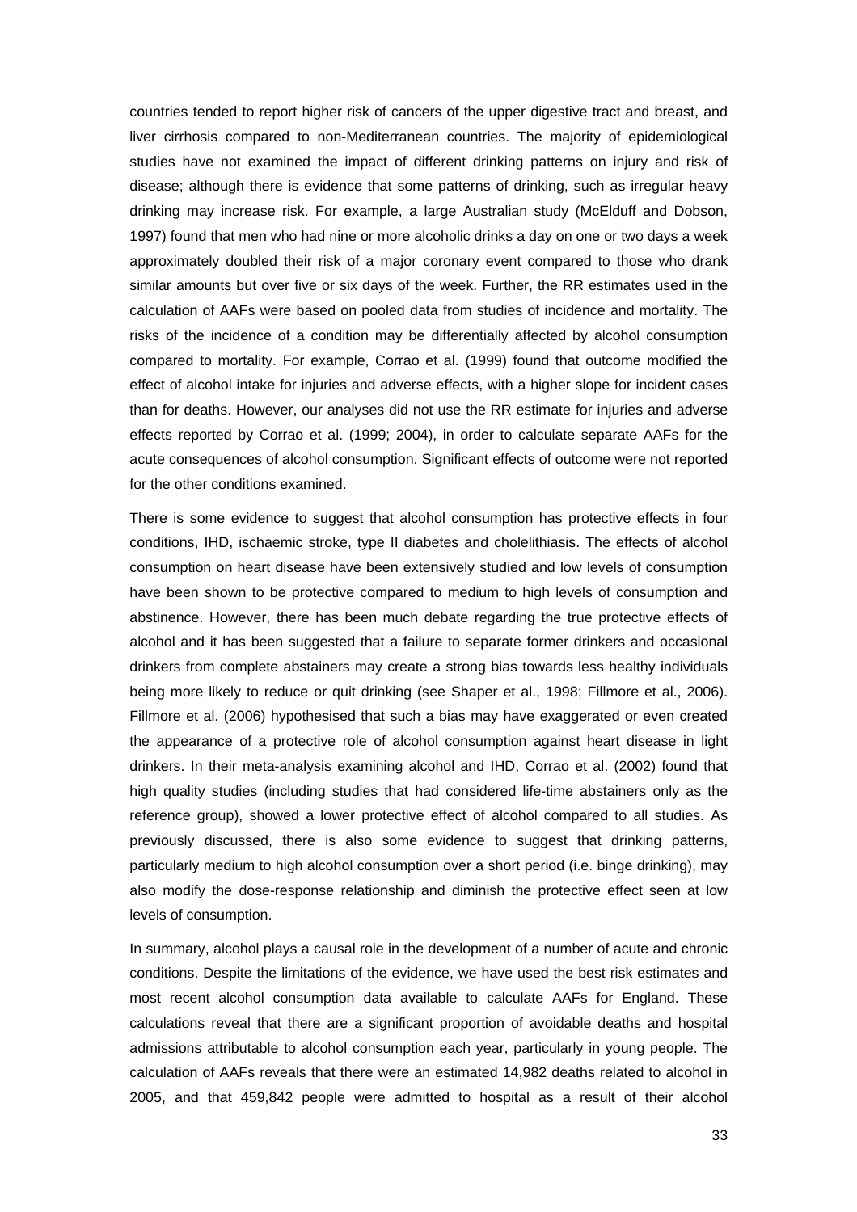countries tended to report higher risk of cancers of the upper digestive tract and breast, and liver cirrhosis compared to non-Mediterranean countries. The majority of epidemiological studies have not examined the impact of different drinking patterns on injury and risk of disease; although there is evidence that some patterns of drinking, such as irregular heavy drinking may increase risk. For example, a large Australian study (McElduff and Dobson, 1997) found that men who had nine or more alcoholic drinks a day on one or two days a week approximately doubled their risk of a major coronary event compared to those who drank similar amounts but over five or six days of the week. Further, the RR estimates used in the calculation of AAFs were based on pooled data from studies of incidence and mortality. The risks of the incidence of a condition may be differentially affected by alcohol consumption compared to mortality. For example, Corrao et al. (1999) found that outcome modified the effect of alcohol intake for injuries and adverse effects, with a higher slope for incident cases than for deaths. However, our analyses did not use the RR estimate for injuries and adverse effects reported by Corrao et al. (1999; 2004), in order to calculate separate AAFs for the acute consequences of alcohol consumption. Significant effects of outcome were not reported for the other conditions examined.

There is some evidence to suggest that alcohol consumption has protective effects in four conditions, IHD, ischaemic stroke, type II diabetes and cholelithiasis. The effects of alcohol consumption on heart disease have been extensively studied and low levels of consumption have been shown to be protective compared to medium to high levels of consumption and abstinence. However, there has been much debate regarding the true protective effects of alcohol and it has been suggested that a failure to separate former drinkers and occasional drinkers from complete abstainers may create a strong bias towards less healthy individuals being more likely to reduce or quit drinking (see Shaper et al., 1998; Fillmore et al., 2006). Fillmore et al. (2006) hypothesised that such a bias may have exaggerated or even created the appearance of a protective role of alcohol consumption against heart disease in light drinkers. In their meta-analysis examining alcohol and IHD, Corrao et al. (2002) found that high quality studies (including studies that had considered life-time abstainers only as the reference group), showed a lower protective effect of alcohol compared to all studies. As previously discussed, there is also some evidence to suggest that drinking patterns, particularly medium to high alcohol consumption over a short period (i.e. binge drinking), may also modify the dose-response relationship and diminish the protective effect seen at low levels of consumption.

In summary, alcohol plays a causal role in the development of a number of acute and chronic conditions. Despite the limitations of the evidence, we have used the best risk estimates and most recent alcohol consumption data available to calculate AAFs for England. These calculations reveal that there are a significant proportion of avoidable deaths and hospital admissions attributable to alcohol consumption each year, particularly in young people. The calculation of AAFs reveals that there were an estimated 14,982 deaths related to alcohol in 2005, and that 459,842 people were admitted to hospital as a result of their alcohol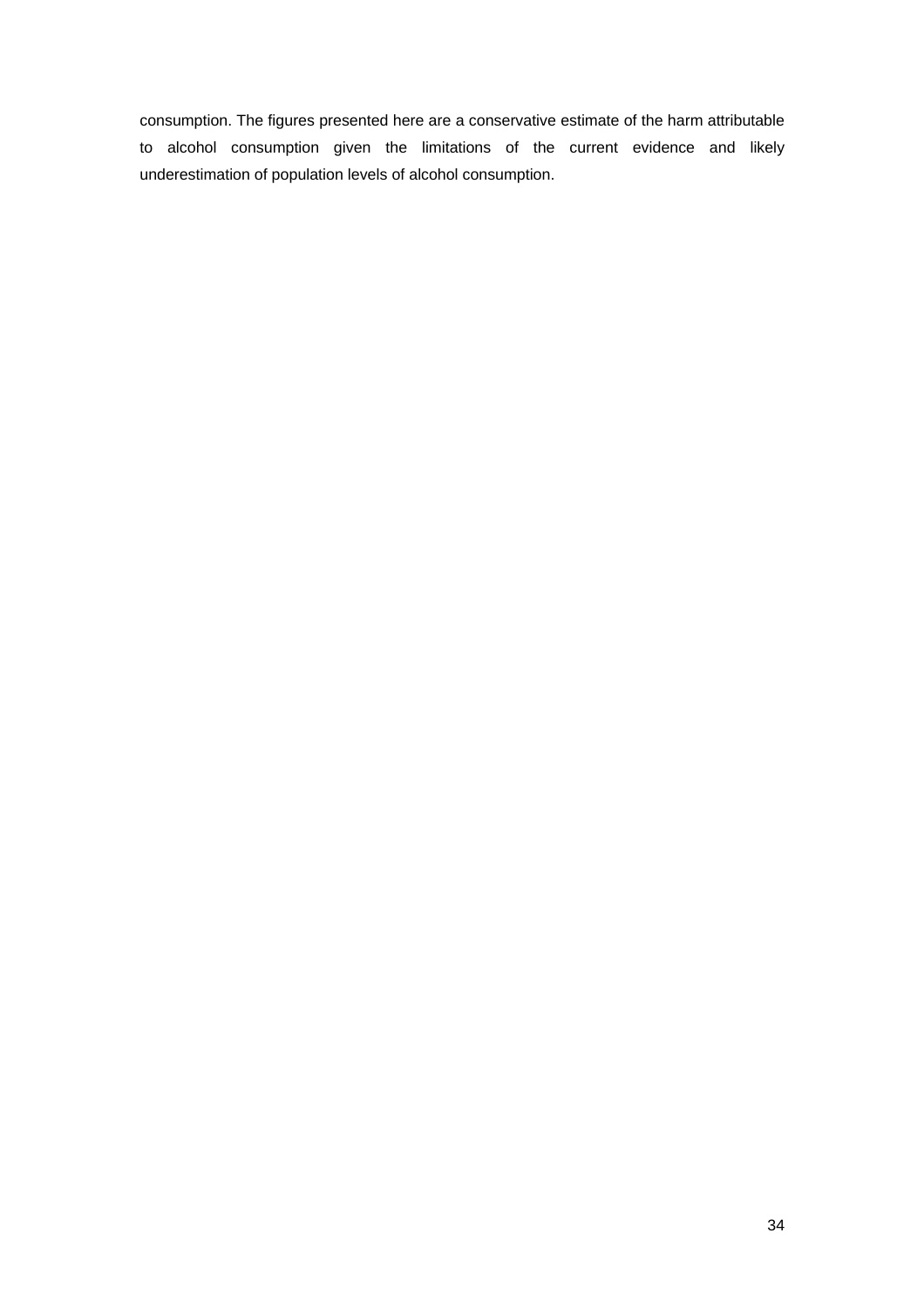consumption. The figures presented here are a conservative estimate of the harm attributable to alcohol consumption given the limitations of the current evidence and likely underestimation of population levels of alcohol consumption.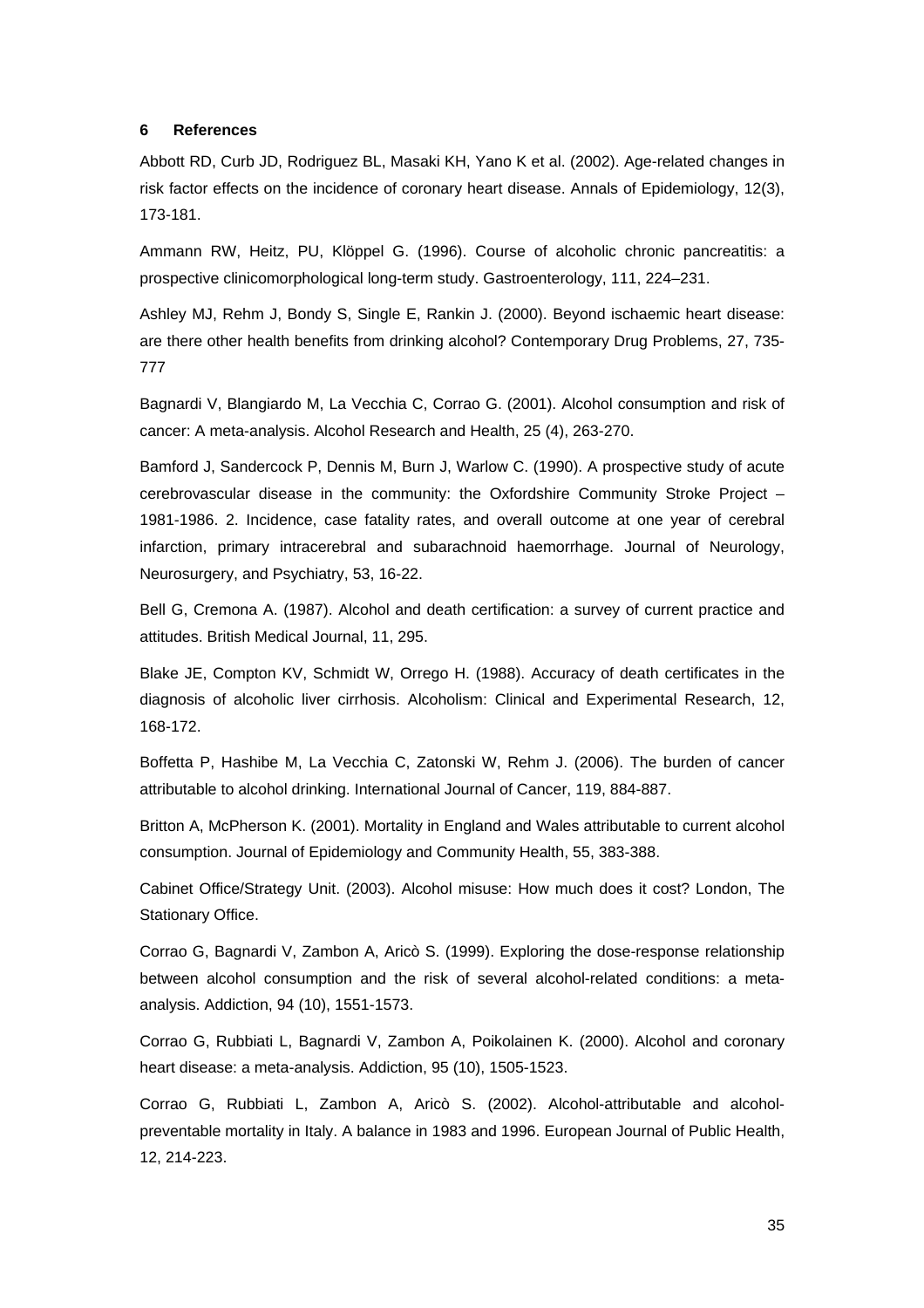## 6 References

Abbott RD, Curb JD, Rodriguez BL, Masaki KH, Yano K et al. (2002). Age-related changes in risk factor effects on the incidence of coronary heart disease. Annals of Epidemiology, 12(3), 173-181.

Ammann RW, Heitz, PU, Klöppel G. (1996). Course of alcoholic chronic pancreatitis: a prospective clinicomorphological long-term study. Gastroenterology, 111, 224–231.

Ashley MJ, Rehm J, Bondy S, Single E, Rankin J. (2000). Beyond ischaemic heart disease: are there other health benefits from drinking alcohol? Contemporary Drug Problems, 27, 735-777

Bagnardi V, Blangiardo M, La Vecchia C, Corrao G. (2001). Alcohol consumption and risk of cancer: A meta-analysis. Alcohol Research and Health, 25 (4), 263-270.

Bamford J, Sandercock P, Dennis M, Burn J, Warlow C. (1990). A prospective study of acute cerebrovascular disease in the community: the Oxfordshire Community Stroke Project – 1981-1986. 2. Incidence, case fatality rates, and overall outcome at one year of cerebral infarction, primary intracerebral and subarachnoid haemorrhage. Journal of Neurology, Neurosurgery, and Psychiatry, 53, 16-22.

Bell G, Cremona A. (1987). Alcohol and death certification: a survey of current practice and attitudes. British Medical Journal, 11, 295.

Blake JE, Compton KV, Schmidt W, Orrego H. (1988). Accuracy of death certificates in the diagnosis of alcoholic liver cirrhosis. Alcoholism: Clinical and Experimental Research, 12, 168-172.

Boffetta P, Hashibe M, La Vecchia C, Zatonski W, Rehm J. (2006). The burden of cancer attributable to alcohol drinking. International Journal of Cancer, 119, 884-887.

Britton A, McPherson K. (2001). Mortality in England and Wales attributable to current alcohol consumption. Journal of Epidemiology and Community Health, 55, 383-388.

Cabinet Office/Strategy Unit. (2003). Alcohol misuse: How much does it cost? London, The Stationary Office.

Corrao G, Bagnardi V, Zambon A, Aricò S. (1999). Exploring the dose-response relationship between alcohol consumption and the risk of several alcohol-related conditions: a meta-analysis. Addiction, 94 (10), 1551-1573.

Corrao G, Rubbiati L, Bagnardi V, Zambon A, Poikolainen K. (2000). Alcohol and coronary heart disease: a meta-analysis. Addiction, 95 (10), 1505-1523.

Corrao G, Rubbiati L, Zambon A, Aricò S. (2002). Alcohol-attributable and alcohol-preventable mortality in Italy. A balance in 1983 and 1996. European Journal of Public Health, 12, 214-223.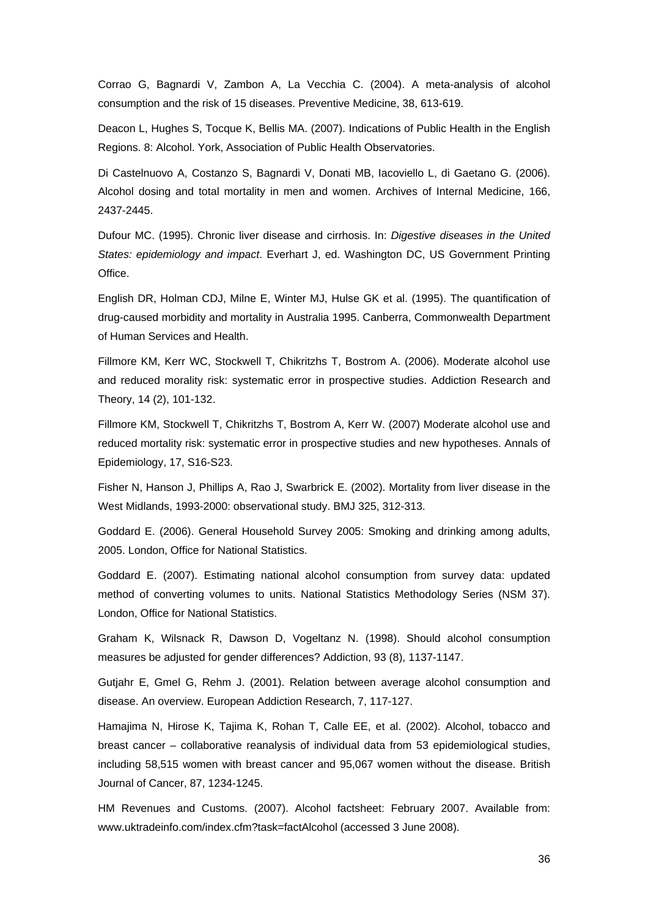Corrao G, Bagnardi V, Zambon A, La Vecchia C. (2004). A meta-analysis of alcohol consumption and the risk of 15 diseases. Preventive Medicine, 38, 613-619.

Deacon L, Hughes S, Tocque K, Bellis MA. (2007). Indications of Public Health in the English Regions. 8: Alcohol. York, Association of Public Health Observatories.

Di Castelnuovo A, Costanzo S, Bagnardi V, Donati MB, Iacoviello L, di Gaetano G. (2006). Alcohol dosing and total mortality in men and women. Archives of Internal Medicine, 166, 2437-2445.

Dufour MC. (1995). Chronic liver disease and cirrhosis. In: *Digestive diseases in the United States: epidemiology and impact*. Everhart J, ed. Washington DC, US Government Printing Office.

English DR, Holman CDJ, Milne E, Winter MJ, Hulse GK et al. (1995). The quantification of drug-caused morbidity and mortality in Australia 1995. Canberra, Commonwealth Department of Human Services and Health.

Fillmore KM, Kerr WC, Stockwell T, Chikritzhs T, Bostrom A. (2006). Moderate alcohol use and reduced morality risk: systematic error in prospective studies. Addiction Research and Theory, 14 (2), 101-132.

Fillmore KM, Stockwell T, Chikritzhs T, Bostrom A, Kerr W. (2007) Moderate alcohol use and reduced mortality risk: systematic error in prospective studies and new hypotheses. Annals of Epidemiology, 17, S16-S23.

Fisher N, Hanson J, Phillips A, Rao J, Swarbrick E. (2002). Mortality from liver disease in the West Midlands, 1993-2000: observational study. BMJ 325, 312-313.

Goddard E. (2006). General Household Survey 2005: Smoking and drinking among adults, 2005. London, Office for National Statistics.

Goddard E. (2007). Estimating national alcohol consumption from survey data: updated method of converting volumes to units. National Statistics Methodology Series (NSM 37). London, Office for National Statistics.

Graham K, Wilsnack R, Dawson D, Vogeltanz N. (1998). Should alcohol consumption measures be adjusted for gender differences? Addiction, 93 (8), 1137-1147.

Gutjahr E, Gmel G, Rehm J. (2001). Relation between average alcohol consumption and disease. An overview. European Addiction Research, 7, 117-127.

Hamajima N, Hirose K, Tajima K, Rohan T, Calle EE, et al. (2002). Alcohol, tobacco and breast cancer – collaborative reanalysis of individual data from 53 epidemiological studies, including 58,515 women with breast cancer and 95,067 women without the disease. British Journal of Cancer, 87, 1234-1245.

HM Revenues and Customs. (2007). Alcohol factsheet: February 2007. Available from: www.uktradeinfo.com/index.cfm?task=factAlcohol (accessed 3 June 2008).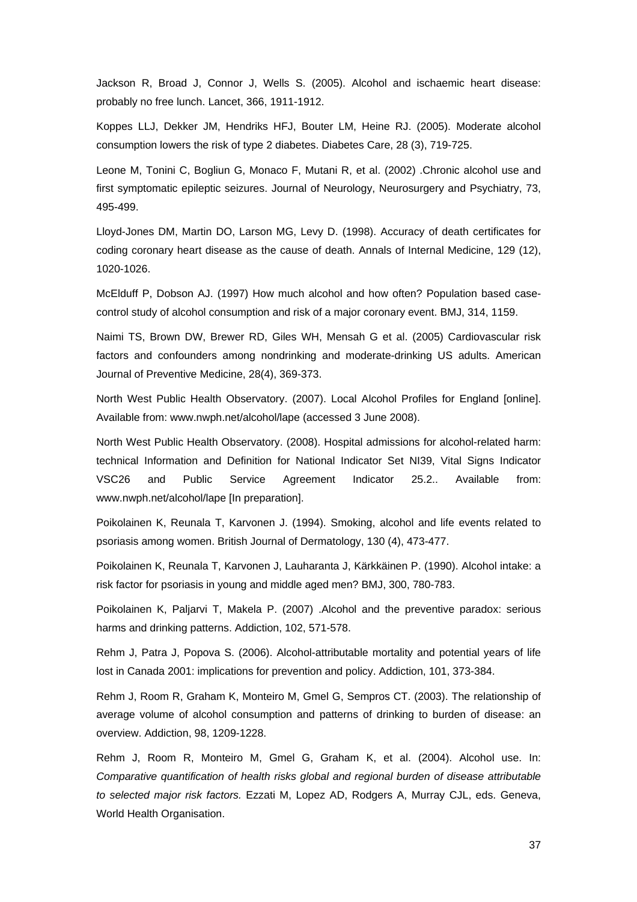Jackson R, Broad J, Connor J, Wells S. (2005). Alcohol and ischaemic heart disease: probably no free lunch. Lancet, 366, 1911-1912.

Koppes LLJ, Dekker JM, Hendriks HFJ, Bouter LM, Heine RJ. (2005). Moderate alcohol consumption lowers the risk of type 2 diabetes. Diabetes Care, 28 (3), 719-725.

Leone M, Tonini C, Bogliun G, Monaco F, Mutani R, et al. (2002) .Chronic alcohol use and first symptomatic epileptic seizures. Journal of Neurology, Neurosurgery and Psychiatry, 73, 495-499.

Lloyd-Jones DM, Martin DO, Larson MG, Levy D. (1998). Accuracy of death certificates for coding coronary heart disease as the cause of death. Annals of Internal Medicine, 129 (12), 1020-1026.

McElduff P, Dobson AJ. (1997) How much alcohol and how often? Population based case-control study of alcohol consumption and risk of a major coronary event. BMJ, 314, 1159.

Naimi TS, Brown DW, Brewer RD, Giles WH, Mensah G et al. (2005) Cardiovascular risk factors and confounders among nondrinking and moderate-drinking US adults. American Journal of Preventive Medicine, 28(4), 369-373.

North West Public Health Observatory. (2007). Local Alcohol Profiles for England [online]. Available from: www.nwph.net/alcohol/lape (accessed 3 June 2008).

North West Public Health Observatory. (2008). Hospital admissions for alcohol-related harm: technical Information and Definition for National Indicator Set NI39, Vital Signs Indicator VSC26 and Public Service Agreement Indicator 25.2.. Available from: www.nwph.net/alcohol/lape [In preparation].

Poikolainen K, Reunala T, Karvonen J. (1994). Smoking, alcohol and life events related to psoriasis among women. British Journal of Dermatology, 130 (4), 473-477.

Poikolainen K, Reunala T, Karvonen J, Lauharanta J, Kärkkäinen P. (1990). Alcohol intake: a risk factor for psoriasis in young and middle aged men? BMJ, 300, 780-783.

Poikolainen K, Paljarvi T, Makela P. (2007) .Alcohol and the preventive paradox: serious harms and drinking patterns. Addiction, 102, 571-578.

Rehm J, Patra J, Popova S. (2006). Alcohol-attributable mortality and potential years of life lost in Canada 2001: implications for prevention and policy. Addiction, 101, 373-384.

Rehm J, Room R, Graham K, Monteiro M, Gmel G, Sempros CT. (2003). The relationship of average volume of alcohol consumption and patterns of drinking to burden of disease: an overview. Addiction, 98, 1209-1228.

Rehm J, Room R, Monteiro M, Gmel G, Graham K, et al. (2004). Alcohol use. In: *Comparative quantification of health risks global and regional burden of disease attributable to selected major risk factors.* Ezzati M, Lopez AD, Rodgers A, Murray CJL, eds. Geneva, World Health Organisation.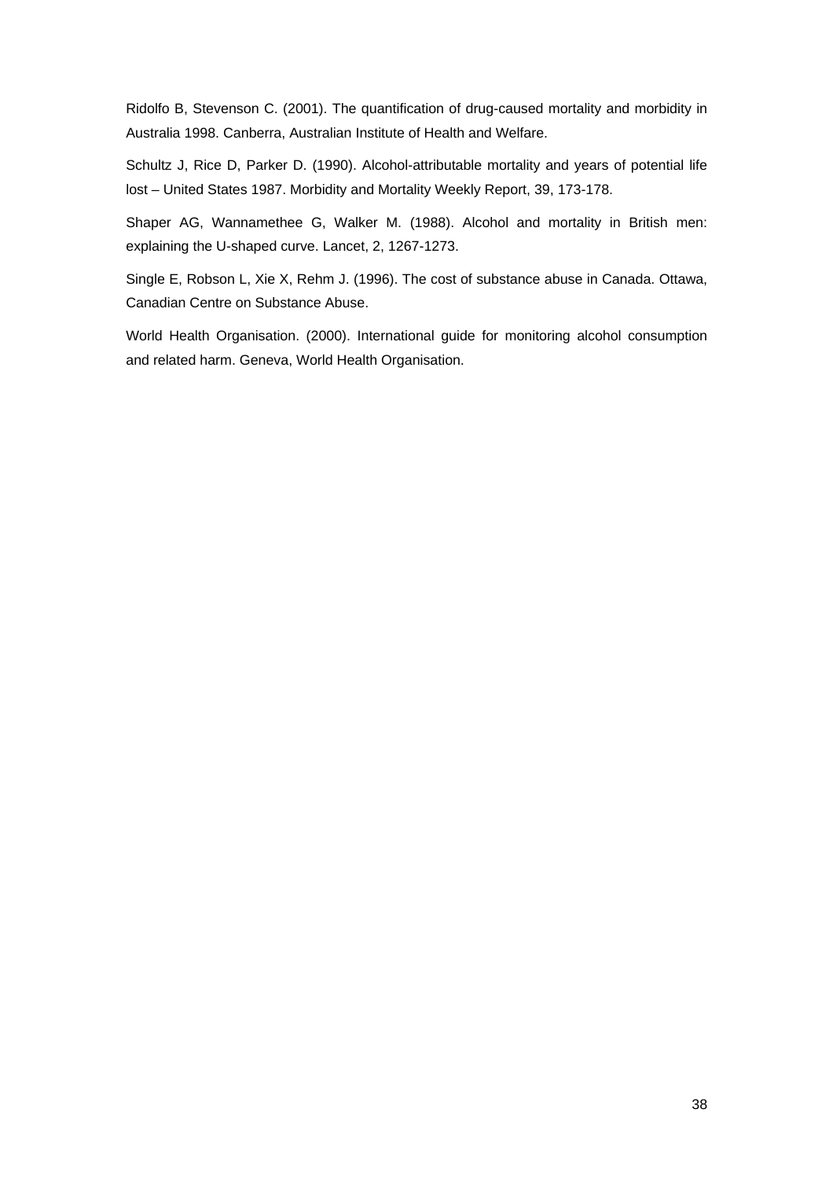Ridolfo B, Stevenson C. (2001). The quantification of drug-caused mortality and morbidity in Australia 1998. Canberra, Australian Institute of Health and Welfare.

Schultz J, Rice D, Parker D. (1990). Alcohol-attributable mortality and years of potential life lost – United States 1987. Morbidity and Mortality Weekly Report, 39, 173-178.

Shaper AG, Wannamethee G, Walker M. (1988). Alcohol and mortality in British men: explaining the U-shaped curve. Lancet, 2, 1267-1273.

Single E, Robson L, Xie X, Rehm J. (1996). The cost of substance abuse in Canada. Ottawa, Canadian Centre on Substance Abuse.

World Health Organisation. (2000). International guide for monitoring alcohol consumption and related harm. Geneva, World Health Organisation.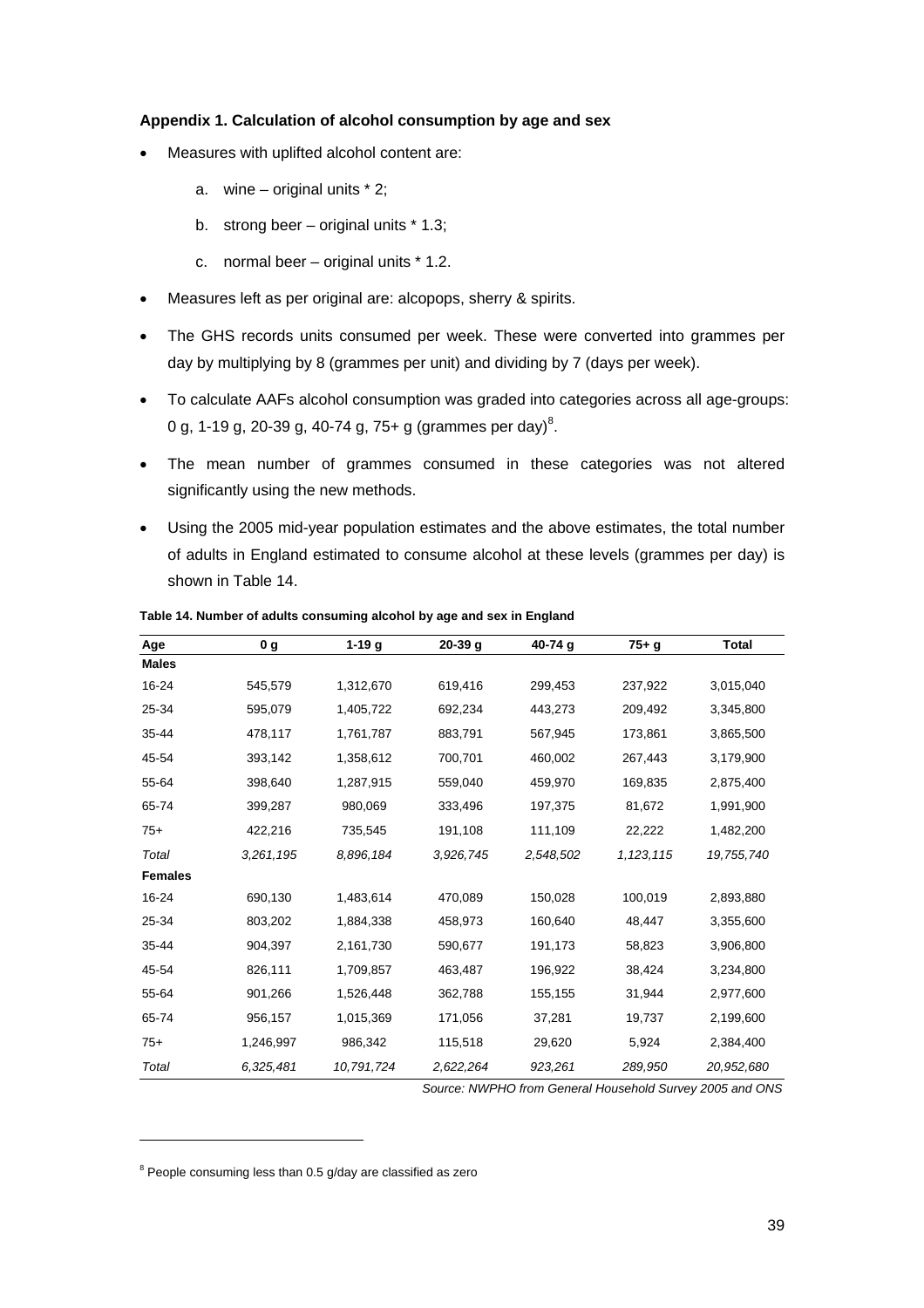### Appendix 1. Calculation of alcohol consumption by age and sex

- Measures with uplifted alcohol content are:
  a. wine – original units * 2;
  b. strong beer – original units * 1.3;
  c. normal beer – original units * 1.2.
- Measures left as per original are: alcopops, sherry & spirits.
- The GHS records units consumed per week. These were converted into grammes per day by multiplying by 8 (grammes per unit) and dividing by 7 (days per week).
- To calculate AAFs alcohol consumption was graded into categories across all age-groups: 0 g, 1-19 g, 20-39 g, 40-74 g, 75+ g (grammes per day)[8].
- The mean number of grammes consumed in these categories was not altered significantly using the new methods.
- Using the 2005 mid-year population estimates and the above estimates, the total number of adults in England estimated to consume alcohol at these levels (grammes per day) is shown in Table 14.

**Table 14. Number of adults consuming alcohol by age and sex in England**

| Age | 0 g | 1-19 g | 20-39 g | 40-74 g | 75+ g | Total |
|---|---|---|---|---|---|---|
| **Males** | | | | | | |
| 16-24 | 545,579 | 1,312,670 | 619,416 | 299,453 | 237,922 | 3,015,040 |
| 25-34 | 595,079 | 1,405,722 | 692,234 | 443,273 | 209,492 | 3,345,800 |
| 35-44 | 478,117 | 1,761,787 | 883,791 | 567,945 | 173,861 | 3,865,500 |
| 45-54 | 393,142 | 1,358,612 | 700,701 | 460,002 | 267,443 | 3,179,900 |
| 55-64 | 398,640 | 1,287,915 | 559,040 | 459,970 | 169,835 | 2,875,400 |
| 65-74 | 399,287 | 980,069 | 333,496 | 197,375 | 81,672 | 1,991,900 |
| 75+ | 422,216 | 735,545 | 191,108 | 111,109 | 22,222 | 1,482,200 |
| *Total* | *3,261,195* | *8,896,184* | *3,926,745* | *2,548,502* | *1,123,115* | *19,755,740* |
| **Females** | | | | | | |
| 16-24 | 690,130 | 1,483,614 | 470,089 | 150,028 | 100,019 | 2,893,880 |
| 25-34 | 803,202 | 1,884,338 | 458,973 | 160,640 | 48,447 | 3,355,600 |
| 35-44 | 904,397 | 2,161,730 | 590,677 | 191,173 | 58,823 | 3,906,800 |
| 45-54 | 826,111 | 1,709,857 | 463,487 | 196,922 | 38,424 | 3,234,800 |
| 55-64 | 901,266 | 1,526,448 | 362,788 | 155,155 | 31,944 | 2,977,600 |
| 65-74 | 956,157 | 1,015,369 | 171,056 | 37,281 | 19,737 | 2,199,600 |
| 75+ | 1,246,997 | 986,342 | 115,518 | 29,620 | 5,924 | 2,384,400 |
| *Total* | *6,325,481* | *10,791,724* | *2,622,264* | *923,261* | *289,950* | *20,952,680* |

*Source: NWPHO from General Household Survey 2005 and ONS*

[8] People consuming less than 0.5 g/day are classified as zero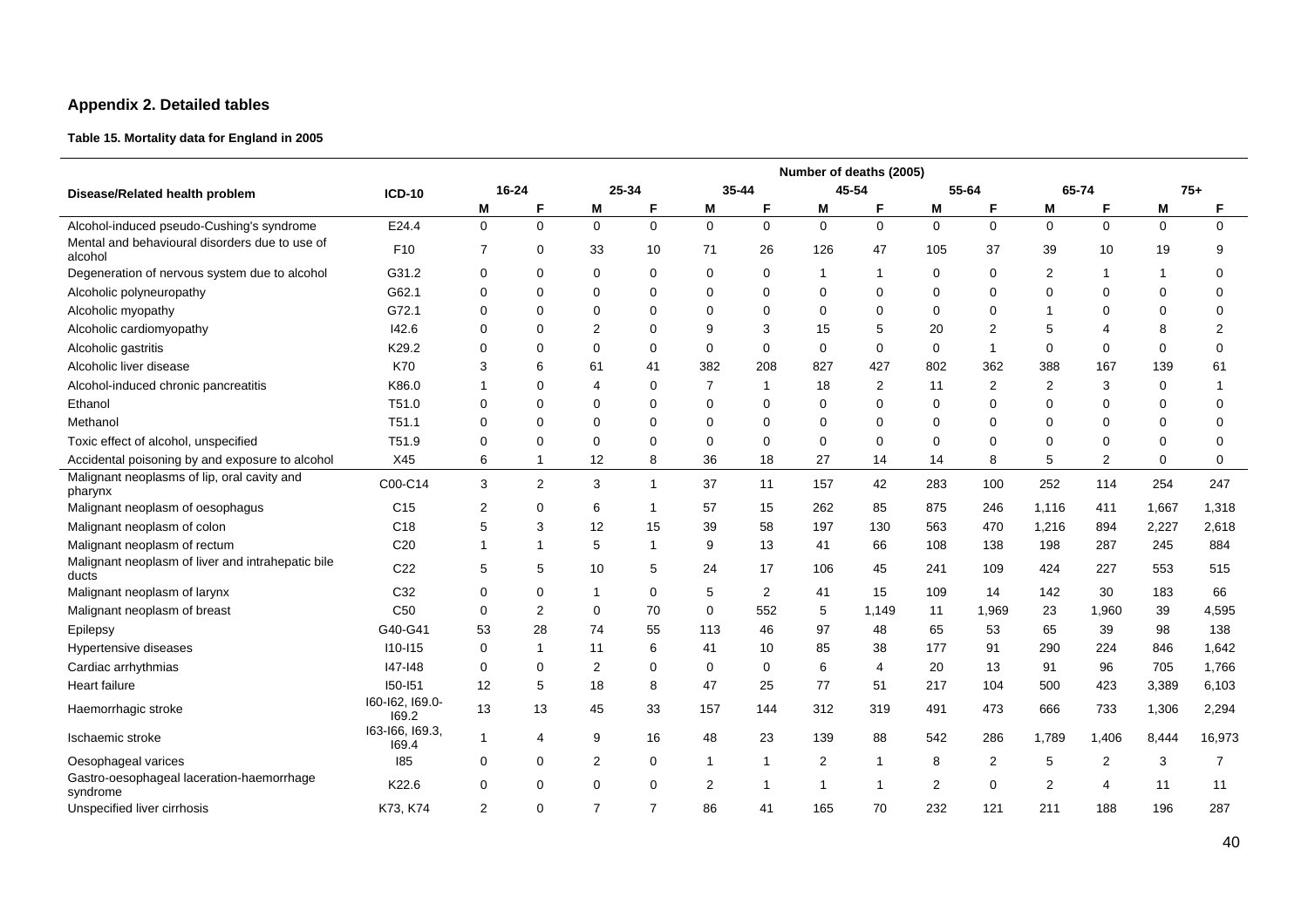## Appendix 2. Detailed tables

**Table 15. Mortality data for England in 2005**

| Disease/Related health problem | ICD-10 | Number of deaths (2005) | | | | | | | | | | | | | |
|---|---|---|---|---|---|---|---|---|---|---|---|---|---|---|---|
| | | 16-24 | | 25-34 | | 35-44 | | 45-54 | | 55-64 | | 65-74 | | 75+ | |
| | | M | F | M | F | M | F | M | F | M | F | M | F | M | F |
| Alcohol-induced pseudo-Cushing's syndrome | E24.4 | 0 | 0 | 0 | 0 | 0 | 0 | 0 | 0 | 0 | 0 | 0 | 0 | 0 | 0 |
| Mental and behavioural disorders due to use of alcohol | F10 | 7 | 0 | 33 | 10 | 71 | 26 | 126 | 47 | 105 | 37 | 39 | 10 | 19 | 9 |
| Degeneration of nervous system due to alcohol | G31.2 | 0 | 0 | 0 | 0 | 0 | 0 | 1 | 1 | 0 | 0 | 2 | 1 | 1 | 0 |
| Alcoholic polyneuropathy | G62.1 | 0 | 0 | 0 | 0 | 0 | 0 | 0 | 0 | 0 | 0 | 0 | 0 | 0 | 0 |
| Alcoholic myopathy | G72.1 | 0 | 0 | 0 | 0 | 0 | 0 | 0 | 0 | 0 | 0 | 1 | 0 | 0 | 0 |
| Alcoholic cardiomyopathy | I42.6 | 0 | 0 | 2 | 0 | 9 | 3 | 15 | 5 | 20 | 2 | 5 | 4 | 8 | 2 |
| Alcoholic gastritis | K29.2 | 0 | 0 | 0 | 0 | 0 | 0 | 0 | 0 | 0 | 1 | 0 | 0 | 0 | 0 |
| Alcoholic liver disease | K70 | 3 | 6 | 61 | 41 | 382 | 208 | 827 | 427 | 802 | 362 | 388 | 167 | 139 | 61 |
| Alcohol-induced chronic pancreatitis | K86.0 | 1 | 0 | 4 | 0 | 7 | 1 | 18 | 2 | 11 | 2 | 2 | 3 | 0 | 1 |
| Ethanol | T51.0 | 0 | 0 | 0 | 0 | 0 | 0 | 0 | 0 | 0 | 0 | 0 | 0 | 0 | 0 |
| Methanol | T51.1 | 0 | 0 | 0 | 0 | 0 | 0 | 0 | 0 | 0 | 0 | 0 | 0 | 0 | 0 |
| Toxic effect of alcohol, unspecified | T51.9 | 0 | 0 | 0 | 0 | 0 | 0 | 0 | 0 | 0 | 0 | 0 | 0 | 0 | 0 |
| Accidental poisoning by and exposure to alcohol | X45 | 6 | 1 | 12 | 8 | 36 | 18 | 27 | 14 | 14 | 8 | 5 | 2 | 0 | 0 |
| Malignant neoplasms of lip, oral cavity and pharynx | C00-C14 | 3 | 2 | 3 | 1 | 37 | 11 | 157 | 42 | 283 | 100 | 252 | 114 | 254 | 247 |
| Malignant neoplasm of oesophagus | C15 | 2 | 0 | 6 | 1 | 57 | 15 | 262 | 85 | 875 | 246 | 1,116 | 411 | 1,667 | 1,318 |
| Malignant neoplasm of colon | C18 | 5 | 3 | 12 | 15 | 39 | 58 | 197 | 130 | 563 | 470 | 1,216 | 894 | 2,227 | 2,618 |
| Malignant neoplasm of rectum | C20 | 1 | 1 | 5 | 1 | 9 | 13 | 41 | 66 | 108 | 138 | 198 | 287 | 245 | 884 |
| Malignant neoplasm of liver and intrahepatic bile ducts | C22 | 5 | 5 | 10 | 5 | 24 | 17 | 106 | 45 | 241 | 109 | 424 | 227 | 553 | 515 |
| Malignant neoplasm of larynx | C32 | 0 | 0 | 1 | 0 | 5 | 2 | 41 | 15 | 109 | 14 | 142 | 30 | 183 | 66 |
| Malignant neoplasm of breast | C50 | 0 | 2 | 0 | 70 | 0 | 552 | 5 | 1,149 | 11 | 1,969 | 23 | 1,960 | 39 | 4,595 |
| Epilepsy | G40-G41 | 53 | 28 | 74 | 55 | 113 | 46 | 97 | 48 | 65 | 53 | 65 | 39 | 98 | 138 |
| Hypertensive diseases | I10-I15 | 0 | 1 | 11 | 6 | 41 | 10 | 85 | 38 | 177 | 91 | 290 | 224 | 846 | 1,642 |
| Cardiac arrhythmias | I47-I48 | 0 | 0 | 2 | 0 | 0 | 0 | 6 | 4 | 20 | 13 | 91 | 96 | 705 | 1,766 |
| Heart failure | I50-I51 | 12 | 5 | 18 | 8 | 47 | 25 | 77 | 51 | 217 | 104 | 500 | 423 | 3,389 | 6,103 |
| Haemorrhagic stroke | I60-I62, I69.0-I69.2 | 13 | 13 | 45 | 33 | 157 | 144 | 312 | 319 | 491 | 473 | 666 | 733 | 1,306 | 2,294 |
| Ischaemic stroke | I63-I66, I69.3, I69.4 | 1 | 4 | 9 | 16 | 48 | 23 | 139 | 88 | 542 | 286 | 1,789 | 1,406 | 8,444 | 16,973 |
| Oesophageal varices | I85 | 0 | 0 | 2 | 0 | 1 | 1 | 2 | 1 | 8 | 2 | 5 | 2 | 3 | 7 |
| Gastro-oesophageal laceration-haemorrhage syndrome | K22.6 | 0 | 0 | 0 | 0 | 2 | 1 | 1 | 1 | 2 | 0 | 2 | 4 | 11 | 11 |
| Unspecified liver cirrhosis | K73, K74 | 2 | 0 | 7 | 7 | 86 | 41 | 165 | 70 | 232 | 121 | 211 | 188 | 196 | 287 |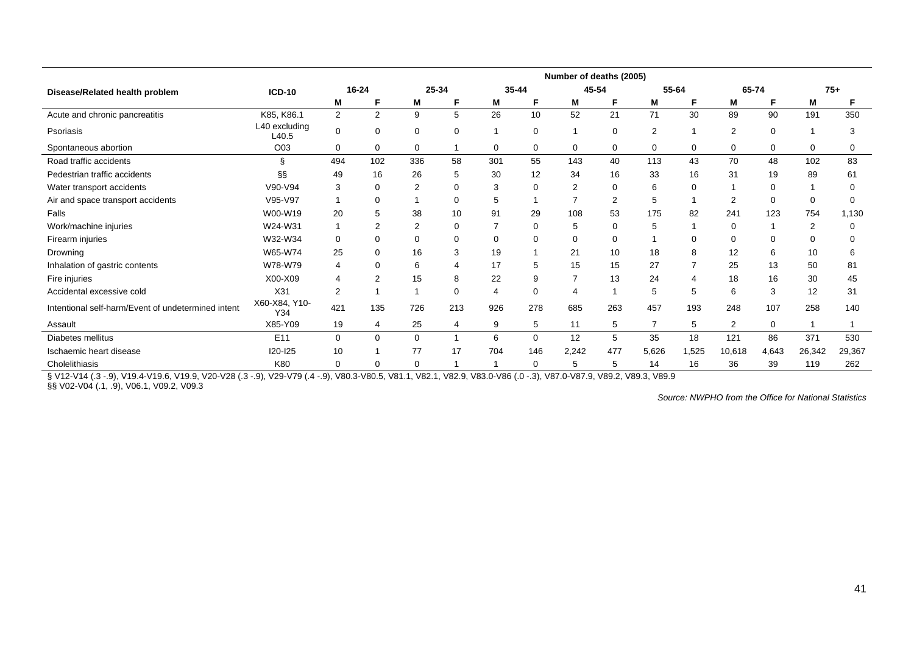| Disease/Related health problem | ICD-10 | Number of deaths (2005) | | | | | | | | | | | | | |
|---|---|---|---|---|---|---|---|---|---|---|---|---|---|---|---|
| | | 16-24 | | 25-34 | | 35-44 | | 45-54 | | 55-64 | | 65-74 | | 75+ | |
| | | M | F | M | F | M | F | M | F | M | F | M | F | M | F |
| Acute and chronic pancreatitis | K85, K86.1 | 2 | 2 | 9 | 5 | 26 | 10 | 52 | 21 | 71 | 30 | 89 | 90 | 191 | 350 |
| Psoriasis | L40 excluding L40.5 | 0 | 0 | 0 | 0 | 1 | 0 | 1 | 0 | 2 | 1 | 2 | 0 | 1 | 3 |
| Spontaneous abortion | O03 | 0 | 0 | 0 | 1 | 0 | 0 | 0 | 0 | 0 | 0 | 0 | 0 | 0 | 0 |
| Road traffic accidents | § | 494 | 102 | 336 | 58 | 301 | 55 | 143 | 40 | 113 | 43 | 70 | 48 | 102 | 83 |
| Pedestrian traffic accidents | §§ | 49 | 16 | 26 | 5 | 30 | 12 | 34 | 16 | 33 | 16 | 31 | 19 | 89 | 61 |
| Water transport accidents | V90-V94 | 3 | 0 | 2 | 0 | 3 | 0 | 2 | 0 | 6 | 0 | 1 | 0 | 1 | 0 |
| Air and space transport accidents | V95-V97 | 1 | 0 | 1 | 0 | 5 | 1 | 7 | 2 | 5 | 1 | 2 | 0 | 0 | 0 |
| Falls | W00-W19 | 20 | 5 | 38 | 10 | 91 | 29 | 108 | 53 | 175 | 82 | 241 | 123 | 754 | 1,130 |
| Work/machine injuries | W24-W31 | 1 | 2 | 2 | 0 | 7 | 0 | 5 | 0 | 5 | 1 | 0 | 1 | 2 | 0 |
| Firearm injuries | W32-W34 | 0 | 0 | 0 | 0 | 0 | 0 | 0 | 0 | 1 | 0 | 0 | 0 | 0 | 0 |
| Drowning | W65-W74 | 25 | 0 | 16 | 3 | 19 | 1 | 21 | 10 | 18 | 8 | 12 | 6 | 10 | 6 |
| Inhalation of gastric contents | W78-W79 | 4 | 0 | 6 | 4 | 17 | 5 | 15 | 15 | 27 | 7 | 25 | 13 | 50 | 81 |
| Fire injuries | X00-X09 | 4 | 2 | 15 | 8 | 22 | 9 | 7 | 13 | 24 | 4 | 18 | 16 | 30 | 45 |
| Accidental excessive cold | X31 | 2 | 1 | 1 | 0 | 4 | 0 | 4 | 1 | 5 | 5 | 6 | 3 | 12 | 31 |
| Intentional self-harm/Event of undetermined intent | X60-X84, Y10-Y34 | 421 | 135 | 726 | 213 | 926 | 278 | 685 | 263 | 457 | 193 | 248 | 107 | 258 | 140 |
| Assault | X85-Y09 | 19 | 4 | 25 | 4 | 9 | 5 | 11 | 5 | 7 | 5 | 2 | 0 | 1 | 1 |
| Diabetes mellitus | E11 | 0 | 0 | 0 | 1 | 6 | 0 | 12 | 5 | 35 | 18 | 121 | 86 | 371 | 530 |
| Ischaemic heart disease | I20-I25 | 10 | 1 | 77 | 17 | 704 | 146 | 2,242 | 477 | 5,626 | 1,525 | 10,618 | 4,643 | 26,342 | 29,367 |
| Cholelithiasis | K80 | 0 | 0 | 0 | 1 | 1 | 0 | 5 | 5 | 14 | 16 | 36 | 39 | 119 | 262 |

§ V12-V14 (.3 -.9), V19.4-V19.6, V19.9, V20-V28 (.3 -.9), V29-V79 (.4 -.9), V80.3-V80.5, V81.1, V82.1, V82.9, V83.0-V86 (.0 -.3), V87.0-V87.9, V89.2, V89.3, V89.9
§§ V02-V04 (.1, .9), V06.1, V09.2, V09.3

*Source: NWPHO from the Office for National Statistics*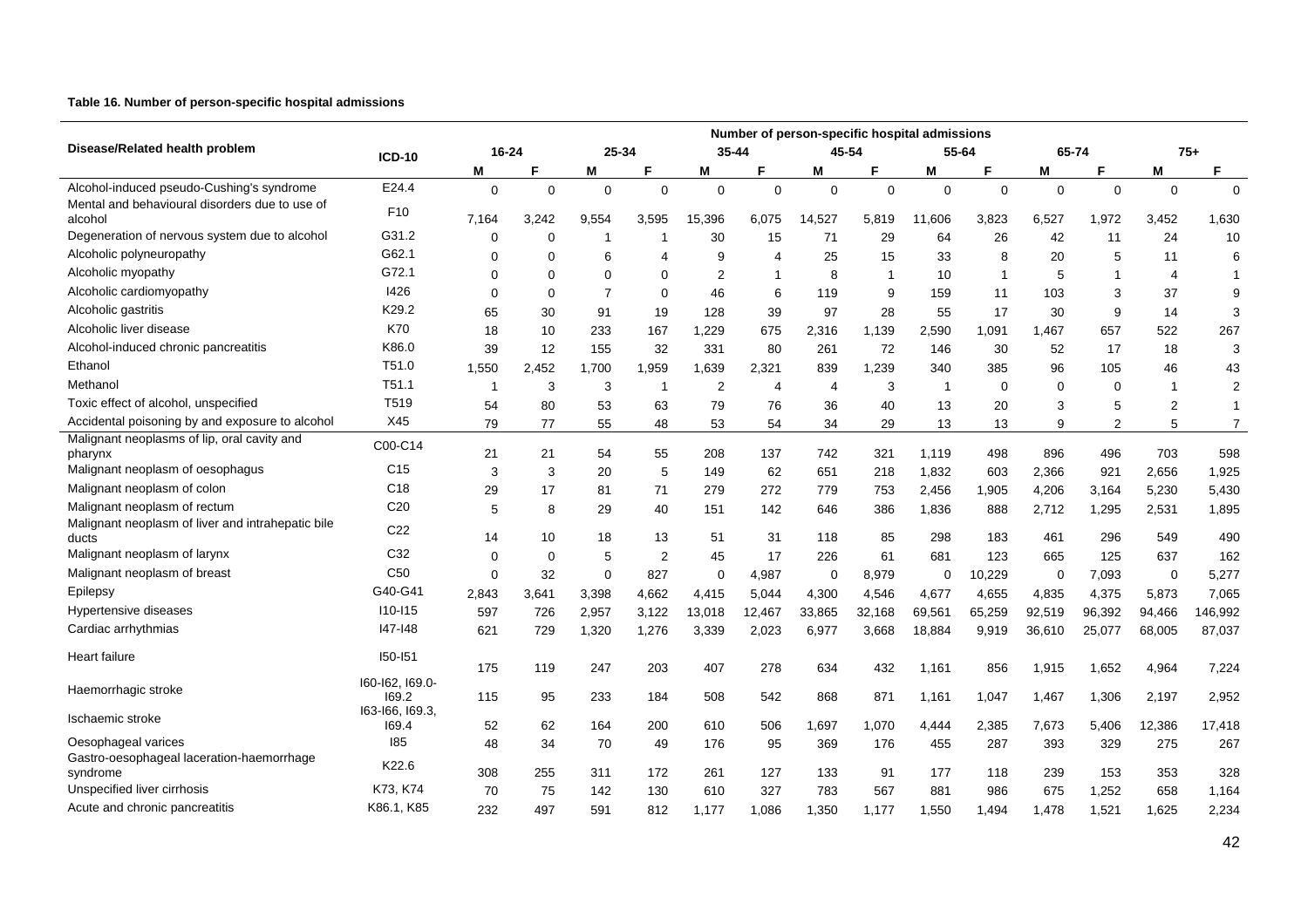**Table 16. Number of person-specific hospital admissions**

| Disease/Related health problem | ICD-10 | Number of person-specific hospital admissions | | | | | | | | | | | | | |
|---|---|---|---|---|---|---|---|---|---|---|---|---|---|---|---|
| | | 16-24 | | 25-34 | | 35-44 | | 45-54 | | 55-64 | | 65-74 | | 75+ | |
| | | M | F | M | F | M | F | M | F | M | F | M | F | M | F |
| Alcohol-induced pseudo-Cushing's syndrome | E24.4 | 0 | 0 | 0 | 0 | 0 | 0 | 0 | 0 | 0 | 0 | 0 | 0 | 0 | 0 |
| Mental and behavioural disorders due to use of alcohol | F10 | 7,164 | 3,242 | 9,554 | 3,595 | 15,396 | 6,075 | 14,527 | 5,819 | 11,606 | 3,823 | 6,527 | 1,972 | 3,452 | 1,630 |
| Degeneration of nervous system due to alcohol | G31.2 | 0 | 0 | 1 | 1 | 30 | 15 | 71 | 29 | 64 | 26 | 42 | 11 | 24 | 10 |
| Alcoholic polyneuropathy | G62.1 | 0 | 0 | 6 | 4 | 9 | 4 | 25 | 15 | 33 | 8 | 20 | 5 | 11 | 6 |
| Alcoholic myopathy | G72.1 | 0 | 0 | 0 | 0 | 2 | 1 | 8 | 1 | 10 | 1 | 5 | 1 | 4 | 1 |
| Alcoholic cardiomyopathy | I426 | 0 | 0 | 7 | 0 | 46 | 6 | 119 | 9 | 159 | 11 | 103 | 3 | 37 | 9 |
| Alcoholic gastritis | K29.2 | 65 | 30 | 91 | 19 | 128 | 39 | 97 | 28 | 55 | 17 | 30 | 9 | 14 | 3 |
| Alcoholic liver disease | K70 | 18 | 10 | 233 | 167 | 1,229 | 675 | 2,316 | 1,139 | 2,590 | 1,091 | 1,467 | 657 | 522 | 267 |
| Alcohol-induced chronic pancreatitis | K86.0 | 39 | 12 | 155 | 32 | 331 | 80 | 261 | 72 | 146 | 30 | 52 | 17 | 18 | 3 |
| Ethanol | T51.0 | 1,550 | 2,452 | 1,700 | 1,959 | 1,639 | 2,321 | 839 | 1,239 | 340 | 385 | 96 | 105 | 46 | 43 |
| Methanol | T51.1 | 1 | 3 | 3 | 1 | 2 | 4 | 4 | 3 | 1 | 0 | 0 | 0 | 1 | 2 |
| Toxic effect of alcohol, unspecified | T519 | 54 | 80 | 53 | 63 | 79 | 76 | 36 | 40 | 13 | 20 | 3 | 5 | 2 | 1 |
| Accidental poisoning by and exposure to alcohol | X45 | 79 | 77 | 55 | 48 | 53 | 54 | 34 | 29 | 13 | 13 | 9 | 2 | 5 | 7 |
| Malignant neoplasms of lip, oral cavity and pharynx | C00-C14 | 21 | 21 | 54 | 55 | 208 | 137 | 742 | 321 | 1,119 | 498 | 896 | 496 | 703 | 598 |
| Malignant neoplasm of oesophagus | C15 | 3 | 3 | 20 | 5 | 149 | 62 | 651 | 218 | 1,832 | 603 | 2,366 | 921 | 2,656 | 1,925 |
| Malignant neoplasm of colon | C18 | 29 | 17 | 81 | 71 | 279 | 272 | 779 | 753 | 2,456 | 1,905 | 4,206 | 3,164 | 5,230 | 5,430 |
| Malignant neoplasm of rectum | C20 | 5 | 8 | 29 | 40 | 151 | 142 | 646 | 386 | 1,836 | 888 | 2,712 | 1,295 | 2,531 | 1,895 |
| Malignant neoplasm of liver and intrahepatic bile ducts | C22 | 14 | 10 | 18 | 13 | 51 | 31 | 118 | 85 | 298 | 183 | 461 | 296 | 549 | 490 |
| Malignant neoplasm of larynx | C32 | 0 | 0 | 5 | 2 | 45 | 17 | 226 | 61 | 681 | 123 | 665 | 125 | 637 | 162 |
| Malignant neoplasm of breast | C50 | 0 | 32 | 0 | 827 | 0 | 4,987 | 0 | 8,979 | 0 | 10,229 | 0 | 7,093 | 0 | 5,277 |
| Epilepsy | G40-G41 | 2,843 | 3,641 | 3,398 | 4,662 | 4,415 | 5,044 | 4,300 | 4,546 | 4,677 | 4,655 | 4,835 | 4,375 | 5,873 | 7,065 |
| Hypertensive diseases | I10-I15 | 597 | 726 | 2,957 | 3,122 | 13,018 | 12,467 | 33,865 | 32,168 | 69,561 | 65,259 | 92,519 | 96,392 | 94,466 | 146,992 |
| Cardiac arrhythmias | I47-I48 | 621 | 729 | 1,320 | 1,276 | 3,339 | 2,023 | 6,977 | 3,668 | 18,884 | 9,919 | 36,610 | 25,077 | 68,005 | 87,037 |
| Heart failure | I50-I51 | 175 | 119 | 247 | 203 | 407 | 278 | 634 | 432 | 1,161 | 856 | 1,915 | 1,652 | 4,964 | 7,224 |
| Haemorrhagic stroke | I60-I62, I69.0-I69.2 | 115 | 95 | 233 | 184 | 508 | 542 | 868 | 871 | 1,161 | 1,047 | 1,467 | 1,306 | 2,197 | 2,952 |
| Ischaemic stroke | I63-I66, I69.3, I69.4 | 52 | 62 | 164 | 200 | 610 | 506 | 1,697 | 1,070 | 4,444 | 2,385 | 7,673 | 5,406 | 12,386 | 17,418 |
| Oesophageal varices | I85 | 48 | 34 | 70 | 49 | 176 | 95 | 369 | 176 | 455 | 287 | 393 | 329 | 275 | 267 |
| Gastro-oesophageal laceration-haemorrhage syndrome | K22.6 | 308 | 255 | 311 | 172 | 261 | 127 | 133 | 91 | 177 | 118 | 239 | 153 | 353 | 328 |
| Unspecified liver cirrhosis | K73, K74 | 70 | 75 | 142 | 130 | 610 | 327 | 783 | 567 | 881 | 986 | 675 | 1,252 | 658 | 1,164 |
| Acute and chronic pancreatitis | K86.1, K85 | 232 | 497 | 591 | 812 | 1,177 | 1,086 | 1,350 | 1,177 | 1,550 | 1,494 | 1,478 | 1,521 | 1,625 | 2,234 |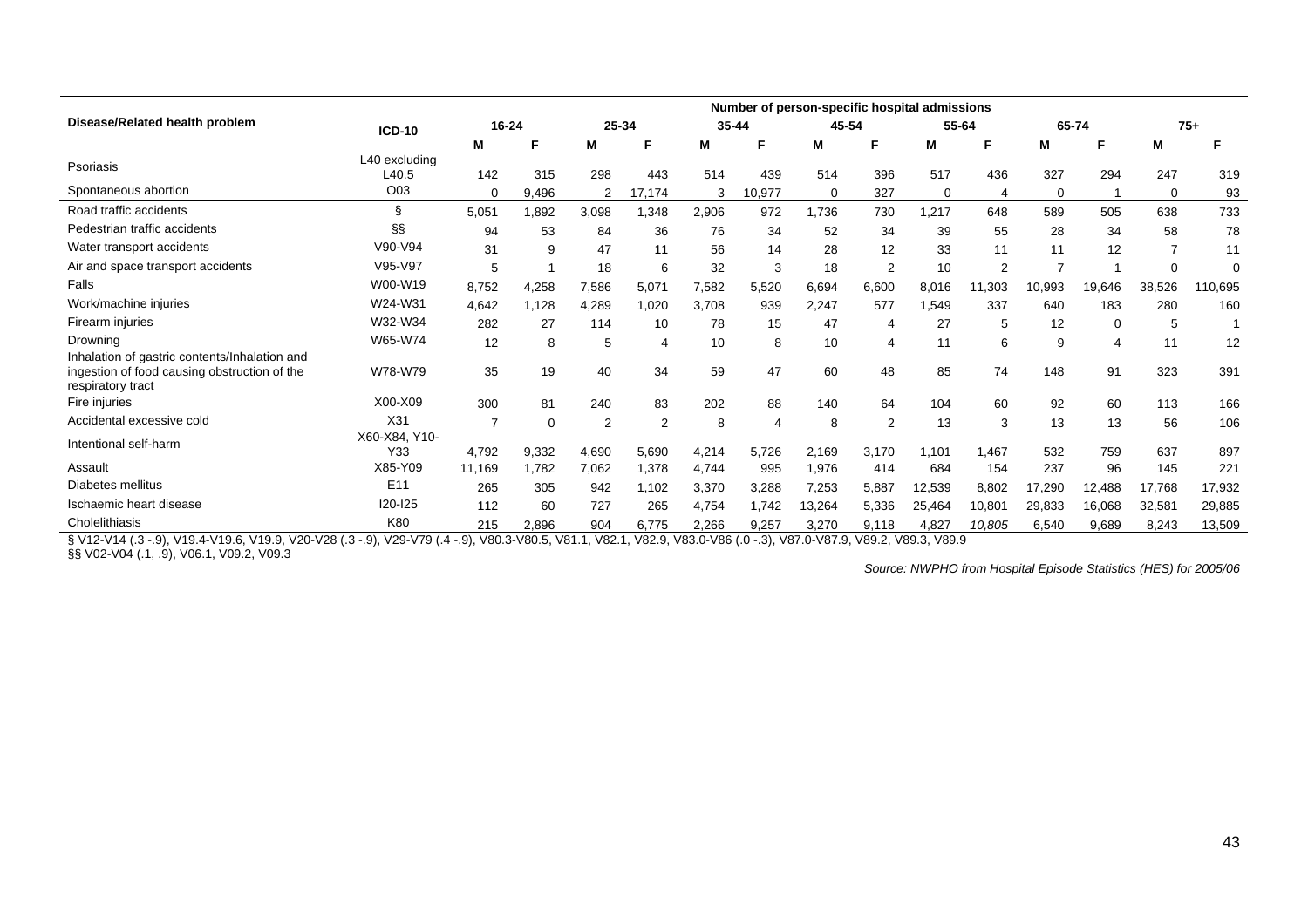| Disease/Related health problem | ICD-10 | Number of person-specific hospital admissions | | | | | | | | | | | | | |
|---|---|---|---|---|---|---|---|---|---|---|---|---|---|---|---|
| | | 16-24 | | 25-34 | | 35-44 | | 45-54 | | 55-64 | | 65-74 | | 75+ | |
| | | M | F | M | F | M | F | M | F | M | F | M | F | M | F |
| Psoriasis | L40 excluding L40.5 | 142 | 315 | 298 | 443 | 514 | 439 | 514 | 396 | 517 | 436 | 327 | 294 | 247 | 319 |
| Spontaneous abortion | O03 | 0 | 9,496 | 2 | 17,174 | 3 | 10,977 | 0 | 327 | 0 | 4 | 0 | 1 | 0 | 93 |
| Road traffic accidents | § | 5,051 | 1,892 | 3,098 | 1,348 | 2,906 | 972 | 1,736 | 730 | 1,217 | 648 | 589 | 505 | 638 | 733 |
| Pedestrian traffic accidents | §§ | 94 | 53 | 84 | 36 | 76 | 34 | 52 | 34 | 39 | 55 | 28 | 34 | 58 | 78 |
| Water transport accidents | V90-V94 | 31 | 9 | 47 | 11 | 56 | 14 | 28 | 12 | 33 | 11 | 11 | 12 | 7 | 11 |
| Air and space transport accidents | V95-V97 | 5 | 1 | 18 | 6 | 32 | 3 | 18 | 2 | 10 | 2 | 7 | 1 | 0 | 0 |
| Falls | W00-W19 | 8,752 | 4,258 | 7,586 | 5,071 | 7,582 | 5,520 | 6,694 | 6,600 | 8,016 | 11,303 | 10,993 | 19,646 | 38,526 | 110,695 |
| Work/machine injuries | W24-W31 | 4,642 | 1,128 | 4,289 | 1,020 | 3,708 | 939 | 2,247 | 577 | 1,549 | 337 | 640 | 183 | 280 | 160 |
| Firearm injuries | W32-W34 | 282 | 27 | 114 | 10 | 78 | 15 | 47 | 4 | 27 | 5 | 12 | 0 | 5 | 1 |
| Drowning | W65-W74 | 12 | 8 | 5 | 4 | 10 | 8 | 10 | 4 | 11 | 6 | 9 | 4 | 11 | 12 |
| Inhalation of gastric contents/Inhalation and ingestion of food causing obstruction of the respiratory tract | W78-W79 | 35 | 19 | 40 | 34 | 59 | 47 | 60 | 48 | 85 | 74 | 148 | 91 | 323 | 391 |
| Fire injuries | X00-X09 | 300 | 81 | 240 | 83 | 202 | 88 | 140 | 64 | 104 | 60 | 92 | 60 | 113 | 166 |
| Accidental excessive cold | X31 | 7 | 0 | 2 | 2 | 8 | 4 | 8 | 2 | 13 | 3 | 13 | 13 | 56 | 106 |
| Intentional self-harm | X60-X84, Y10-Y33 | 4,792 | 9,332 | 4,690 | 5,690 | 4,214 | 5,726 | 2,169 | 3,170 | 1,101 | 1,467 | 532 | 759 | 637 | 897 |
| Assault | X85-Y09 | 11,169 | 1,782 | 7,062 | 1,378 | 4,744 | 995 | 1,976 | 414 | 684 | 154 | 237 | 96 | 145 | 221 |
| Diabetes mellitus | E11 | 265 | 305 | 942 | 1,102 | 3,370 | 3,288 | 7,253 | 5,887 | 12,539 | 8,802 | 17,290 | 12,488 | 17,768 | 17,932 |
| Ischaemic heart disease | I20-I25 | 112 | 60 | 727 | 265 | 4,754 | 1,742 | 13,264 | 5,336 | 25,464 | 10,801 | 29,833 | 16,068 | 32,581 | 29,885 |
| Cholelithiasis | K80 | 215 | 2,896 | 904 | 6,775 | 2,266 | 9,257 | 3,270 | 9,118 | 4,827 | 10,805 | 6,540 | 9,689 | 8,243 | 13,509 |

§ V12-V14 (.3 -.9), V19.4-V19.6, V19.9, V20-V28 (.3 -.9), V29-V79 (.4 -.9), V80.3-V80.5, V81.1, V82.1, V82.9, V83.0-V86 (.0 -.3), V87.0-V87.9, V89.2, V89.3, V89.9

§§ V02-V04 (.1, .9), V06.1, V09.2, V09.3

*Source: NWPHO from Hospital Episode Statistics (HES) for 2005/06*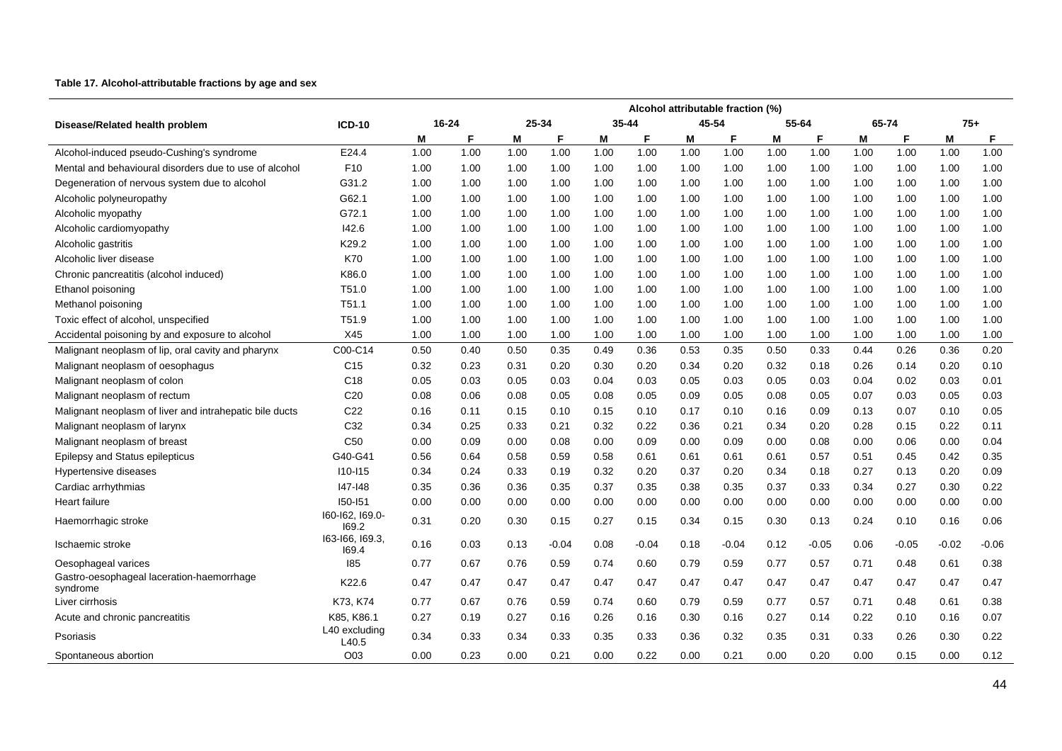**Table 17. Alcohol-attributable fractions by age and sex**

| Disease/Related health problem | ICD-10 | Alcohol attributable fraction (%) | | | | | | | | | | | | | |
|---|---|---|---|---|---|---|---|---|---|---|---|---|---|---|---|
| | | 16-24 | | 25-34 | | 35-44 | | 45-54 | | 55-64 | | 65-74 | | 75+ | |
| | | M | F | M | F | M | F | M | F | M | F | M | F | M | F |
| Alcohol-induced pseudo-Cushing's syndrome | E24.4 | 1.00 | 1.00 | 1.00 | 1.00 | 1.00 | 1.00 | 1.00 | 1.00 | 1.00 | 1.00 | 1.00 | 1.00 | 1.00 | 1.00 |
| Mental and behavioural disorders due to use of alcohol | F10 | 1.00 | 1.00 | 1.00 | 1.00 | 1.00 | 1.00 | 1.00 | 1.00 | 1.00 | 1.00 | 1.00 | 1.00 | 1.00 | 1.00 |
| Degeneration of nervous system due to alcohol | G31.2 | 1.00 | 1.00 | 1.00 | 1.00 | 1.00 | 1.00 | 1.00 | 1.00 | 1.00 | 1.00 | 1.00 | 1.00 | 1.00 | 1.00 |
| Alcoholic polyneuropathy | G62.1 | 1.00 | 1.00 | 1.00 | 1.00 | 1.00 | 1.00 | 1.00 | 1.00 | 1.00 | 1.00 | 1.00 | 1.00 | 1.00 | 1.00 |
| Alcoholic myopathy | G72.1 | 1.00 | 1.00 | 1.00 | 1.00 | 1.00 | 1.00 | 1.00 | 1.00 | 1.00 | 1.00 | 1.00 | 1.00 | 1.00 | 1.00 |
| Alcoholic cardiomyopathy | I42.6 | 1.00 | 1.00 | 1.00 | 1.00 | 1.00 | 1.00 | 1.00 | 1.00 | 1.00 | 1.00 | 1.00 | 1.00 | 1.00 | 1.00 |
| Alcoholic gastritis | K29.2 | 1.00 | 1.00 | 1.00 | 1.00 | 1.00 | 1.00 | 1.00 | 1.00 | 1.00 | 1.00 | 1.00 | 1.00 | 1.00 | 1.00 |
| Alcoholic liver disease | K70 | 1.00 | 1.00 | 1.00 | 1.00 | 1.00 | 1.00 | 1.00 | 1.00 | 1.00 | 1.00 | 1.00 | 1.00 | 1.00 | 1.00 |
| Chronic pancreatitis (alcohol induced) | K86.0 | 1.00 | 1.00 | 1.00 | 1.00 | 1.00 | 1.00 | 1.00 | 1.00 | 1.00 | 1.00 | 1.00 | 1.00 | 1.00 | 1.00 |
| Ethanol poisoning | T51.0 | 1.00 | 1.00 | 1.00 | 1.00 | 1.00 | 1.00 | 1.00 | 1.00 | 1.00 | 1.00 | 1.00 | 1.00 | 1.00 | 1.00 |
| Methanol poisoning | T51.1 | 1.00 | 1.00 | 1.00 | 1.00 | 1.00 | 1.00 | 1.00 | 1.00 | 1.00 | 1.00 | 1.00 | 1.00 | 1.00 | 1.00 |
| Toxic effect of alcohol, unspecified | T51.9 | 1.00 | 1.00 | 1.00 | 1.00 | 1.00 | 1.00 | 1.00 | 1.00 | 1.00 | 1.00 | 1.00 | 1.00 | 1.00 | 1.00 |
| Accidental poisoning by and exposure to alcohol | X45 | 1.00 | 1.00 | 1.00 | 1.00 | 1.00 | 1.00 | 1.00 | 1.00 | 1.00 | 1.00 | 1.00 | 1.00 | 1.00 | 1.00 |
| Malignant neoplasm of lip, oral cavity and pharynx | C00-C14 | 0.50 | 0.40 | 0.50 | 0.35 | 0.49 | 0.36 | 0.53 | 0.35 | 0.50 | 0.33 | 0.44 | 0.26 | 0.36 | 0.20 |
| Malignant neoplasm of oesophagus | C15 | 0.32 | 0.23 | 0.31 | 0.20 | 0.30 | 0.20 | 0.34 | 0.20 | 0.32 | 0.18 | 0.26 | 0.14 | 0.20 | 0.10 |
| Malignant neoplasm of colon | C18 | 0.05 | 0.03 | 0.05 | 0.03 | 0.04 | 0.03 | 0.05 | 0.03 | 0.05 | 0.03 | 0.04 | 0.02 | 0.03 | 0.01 |
| Malignant neoplasm of rectum | C20 | 0.08 | 0.06 | 0.08 | 0.05 | 0.08 | 0.05 | 0.09 | 0.05 | 0.08 | 0.05 | 0.07 | 0.03 | 0.05 | 0.03 |
| Malignant neoplasm of liver and intrahepatic bile ducts | C22 | 0.16 | 0.11 | 0.15 | 0.10 | 0.15 | 0.10 | 0.17 | 0.10 | 0.16 | 0.09 | 0.13 | 0.07 | 0.10 | 0.05 |
| Malignant neoplasm of larynx | C32 | 0.34 | 0.25 | 0.33 | 0.21 | 0.32 | 0.22 | 0.36 | 0.21 | 0.34 | 0.20 | 0.28 | 0.15 | 0.22 | 0.11 |
| Malignant neoplasm of breast | C50 | 0.00 | 0.09 | 0.00 | 0.08 | 0.00 | 0.09 | 0.00 | 0.09 | 0.00 | 0.08 | 0.00 | 0.06 | 0.00 | 0.04 |
| Epilepsy and Status epilepticus | G40-G41 | 0.56 | 0.64 | 0.58 | 0.59 | 0.58 | 0.61 | 0.61 | 0.61 | 0.61 | 0.57 | 0.51 | 0.45 | 0.42 | 0.35 |
| Hypertensive diseases | I10-I15 | 0.34 | 0.24 | 0.33 | 0.19 | 0.32 | 0.20 | 0.37 | 0.20 | 0.34 | 0.18 | 0.27 | 0.13 | 0.20 | 0.09 |
| Cardiac arrhythmias | I47-I48 | 0.35 | 0.36 | 0.36 | 0.35 | 0.37 | 0.35 | 0.38 | 0.35 | 0.37 | 0.33 | 0.34 | 0.27 | 0.30 | 0.22 |
| Heart failure | I50-I51 | 0.00 | 0.00 | 0.00 | 0.00 | 0.00 | 0.00 | 0.00 | 0.00 | 0.00 | 0.00 | 0.00 | 0.00 | 0.00 | 0.00 |
| Haemorrhagic stroke | I60-I62, I69.0-I69.2 | 0.31 | 0.20 | 0.30 | 0.15 | 0.27 | 0.15 | 0.34 | 0.15 | 0.30 | 0.13 | 0.24 | 0.10 | 0.16 | 0.06 |
| Ischaemic stroke | I63-I66, I69.3, I69.4 | 0.16 | 0.03 | 0.13 | -0.04 | 0.08 | -0.04 | 0.18 | -0.04 | 0.12 | -0.05 | 0.06 | -0.05 | -0.02 | -0.06 |
| Oesophageal varices | I85 | 0.77 | 0.67 | 0.76 | 0.59 | 0.74 | 0.60 | 0.79 | 0.59 | 0.77 | 0.57 | 0.71 | 0.48 | 0.61 | 0.38 |
| Gastro-oesophageal laceration-haemorrhage syndrome | K22.6 | 0.47 | 0.47 | 0.47 | 0.47 | 0.47 | 0.47 | 0.47 | 0.47 | 0.47 | 0.47 | 0.47 | 0.47 | 0.47 | 0.47 |
| Liver cirrhosis | K73, K74 | 0.77 | 0.67 | 0.76 | 0.59 | 0.74 | 0.60 | 0.79 | 0.59 | 0.77 | 0.57 | 0.71 | 0.48 | 0.61 | 0.38 |
| Acute and chronic pancreatitis | K85, K86.1 | 0.27 | 0.19 | 0.27 | 0.16 | 0.26 | 0.16 | 0.30 | 0.16 | 0.27 | 0.14 | 0.22 | 0.10 | 0.16 | 0.07 |
| Psoriasis | L40 excluding L40.5 | 0.34 | 0.33 | 0.34 | 0.33 | 0.35 | 0.33 | 0.36 | 0.32 | 0.35 | 0.31 | 0.33 | 0.26 | 0.30 | 0.22 |
| Spontaneous abortion | O03 | 0.00 | 0.23 | 0.00 | 0.21 | 0.00 | 0.22 | 0.00 | 0.21 | 0.00 | 0.20 | 0.00 | 0.15 | 0.00 | 0.12 |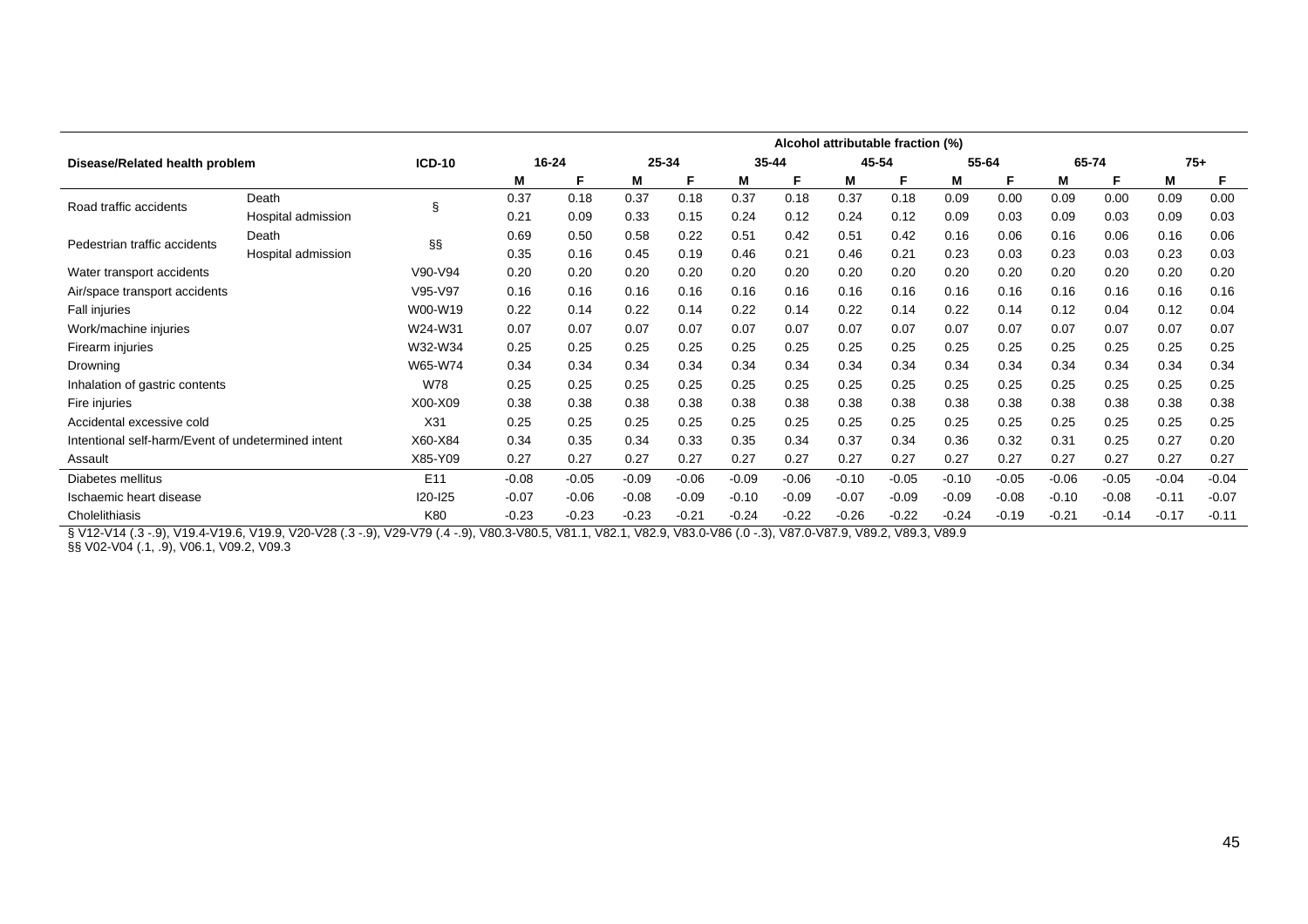| Disease/Related health problem | | ICD-10 | Alcohol attributable fraction (%) | | | | | | | | | | | | | |
|---|---|---|---|---|---|---|---|---|---|---|---|---|---|---|---|---|
| | | | 16-24 | | 25-34 | | 35-44 | | 45-54 | | 55-64 | | 65-74 | | 75+ | |
| | | | M | F | M | F | M | F | M | F | M | F | M | F | M | F |
| Road traffic accidents | Death | § | 0.37 | 0.18 | 0.37 | 0.18 | 0.37 | 0.18 | 0.37 | 0.18 | 0.09 | 0.00 | 0.09 | 0.00 | 0.09 | 0.00 |
| | Hospital admission | | 0.21 | 0.09 | 0.33 | 0.15 | 0.24 | 0.12 | 0.24 | 0.12 | 0.09 | 0.03 | 0.09 | 0.03 | 0.09 | 0.03 |
| Pedestrian traffic accidents | Death | §§ | 0.69 | 0.50 | 0.58 | 0.22 | 0.51 | 0.42 | 0.51 | 0.42 | 0.16 | 0.06 | 0.16 | 0.06 | 0.16 | 0.06 |
| | Hospital admission | | 0.35 | 0.16 | 0.45 | 0.19 | 0.46 | 0.21 | 0.46 | 0.21 | 0.23 | 0.03 | 0.23 | 0.03 | 0.23 | 0.03 |
| Water transport accidents | | V90-V94 | 0.20 | 0.20 | 0.20 | 0.20 | 0.20 | 0.20 | 0.20 | 0.20 | 0.20 | 0.20 | 0.20 | 0.20 | 0.20 | 0.20 |
| Air/space transport accidents | | V95-V97 | 0.16 | 0.16 | 0.16 | 0.16 | 0.16 | 0.16 | 0.16 | 0.16 | 0.16 | 0.16 | 0.16 | 0.16 | 0.16 | 0.16 |
| Fall injuries | | W00-W19 | 0.22 | 0.14 | 0.22 | 0.14 | 0.22 | 0.14 | 0.22 | 0.14 | 0.22 | 0.14 | 0.12 | 0.04 | 0.12 | 0.04 |
| Work/machine injuries | | W24-W31 | 0.07 | 0.07 | 0.07 | 0.07 | 0.07 | 0.07 | 0.07 | 0.07 | 0.07 | 0.07 | 0.07 | 0.07 | 0.07 | 0.07 |
| Firearm injuries | | W32-W34 | 0.25 | 0.25 | 0.25 | 0.25 | 0.25 | 0.25 | 0.25 | 0.25 | 0.25 | 0.25 | 0.25 | 0.25 | 0.25 | 0.25 |
| Drowning | | W65-W74 | 0.34 | 0.34 | 0.34 | 0.34 | 0.34 | 0.34 | 0.34 | 0.34 | 0.34 | 0.34 | 0.34 | 0.34 | 0.34 | 0.34 |
| Inhalation of gastric contents | | W78 | 0.25 | 0.25 | 0.25 | 0.25 | 0.25 | 0.25 | 0.25 | 0.25 | 0.25 | 0.25 | 0.25 | 0.25 | 0.25 | 0.25 |
| Fire injuries | | X00-X09 | 0.38 | 0.38 | 0.38 | 0.38 | 0.38 | 0.38 | 0.38 | 0.38 | 0.38 | 0.38 | 0.38 | 0.38 | 0.38 | 0.38 |
| Accidental excessive cold | | X31 | 0.25 | 0.25 | 0.25 | 0.25 | 0.25 | 0.25 | 0.25 | 0.25 | 0.25 | 0.25 | 0.25 | 0.25 | 0.25 | 0.25 |
| Intentional self-harm/Event of undetermined intent | | X60-X84 | 0.34 | 0.35 | 0.34 | 0.33 | 0.35 | 0.34 | 0.37 | 0.34 | 0.36 | 0.32 | 0.31 | 0.25 | 0.27 | 0.20 |
| Assault | | X85-Y09 | 0.27 | 0.27 | 0.27 | 0.27 | 0.27 | 0.27 | 0.27 | 0.27 | 0.27 | 0.27 | 0.27 | 0.27 | 0.27 | 0.27 |
| Diabetes mellitus | | E11 | -0.08 | -0.05 | -0.09 | -0.06 | -0.09 | -0.06 | -0.10 | -0.05 | -0.10 | -0.05 | -0.06 | -0.05 | -0.04 | -0.04 |
| Ischaemic heart disease | | I20-I25 | -0.07 | -0.06 | -0.08 | -0.09 | -0.10 | -0.09 | -0.07 | -0.09 | -0.09 | -0.08 | -0.10 | -0.08 | -0.11 | -0.07 |
| Cholelithiasis | | K80 | -0.23 | -0.23 | -0.23 | -0.21 | -0.24 | -0.22 | -0.26 | -0.22 | -0.24 | -0.19 | -0.21 | -0.14 | -0.17 | -0.11 |

§ V12-V14 (.3 -.9), V19.4-V19.6, V19.9, V20-V28 (.3 -.9), V29-V79 (.4 -.9), V80.3-V80.5, V81.1, V82.1, V82.9, V83.0-V86 (.0 -.3), V87.0-V87.9, V89.2, V89.3, V89.9

§§ V02-V04 (.1, .9), V06.1, V09.2, V09.3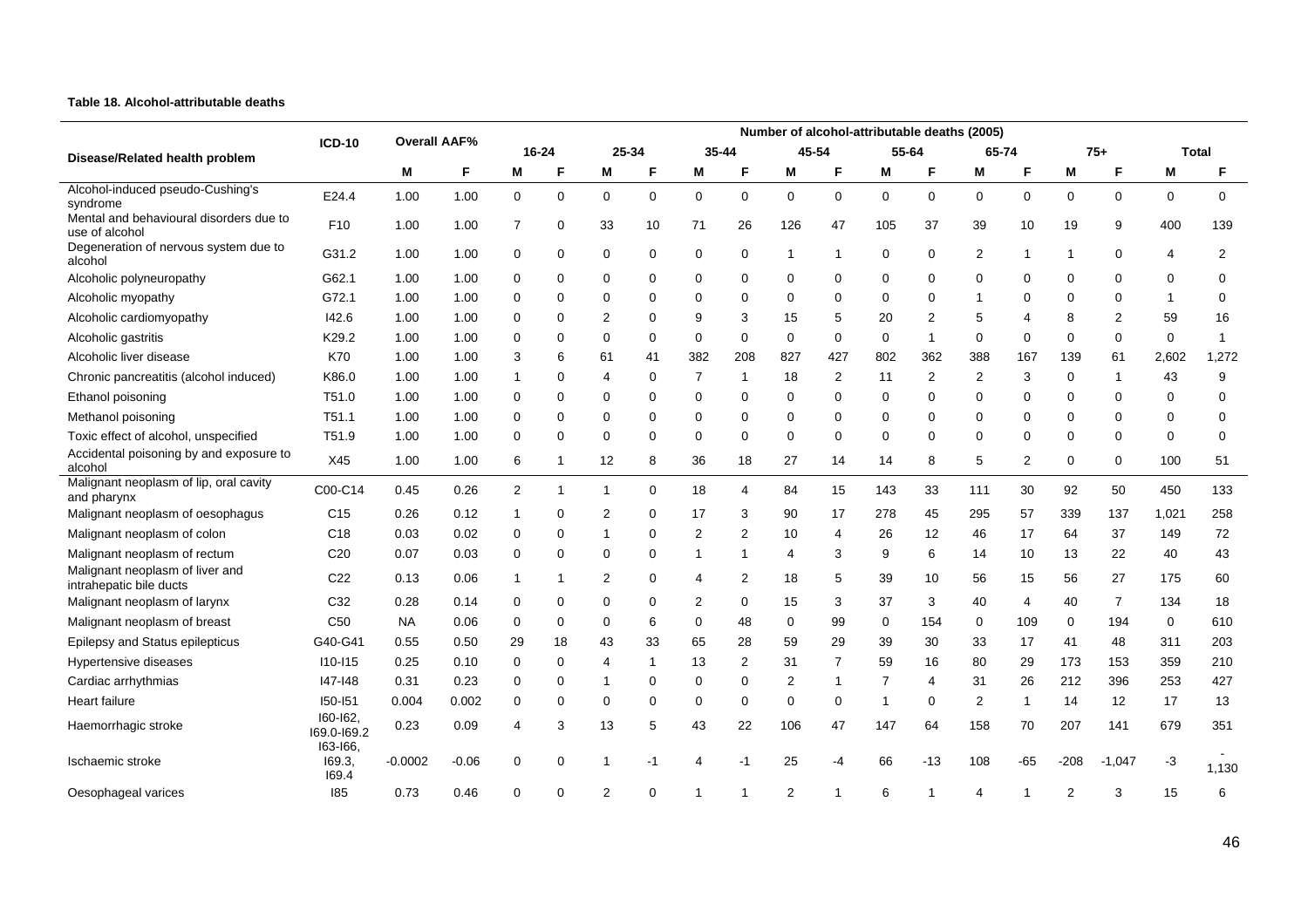**Table 18. Alcohol-attributable deaths**

| Disease/Related health problem | ICD-10 | Overall AAF% | | Number of alcohol-attributable deaths (2005) | | | | | | | | | | | | | | | |
|---|---|---|---|---|---|---|---|---|---|---|---|---|---|---|---|---|---|---|---|
| | | | | 16-24 | | 25-34 | | 35-44 | | 45-54 | | 55-64 | | 65-74 | | 75+ | | Total | |
| | | M | F | M | F | M | F | M | F | M | F | M | F | M | F | M | F | M | F |
| Alcohol-induced pseudo-Cushing's syndrome | E24.4 | 1.00 | 1.00 | 0 | 0 | 0 | 0 | 0 | 0 | 0 | 0 | 0 | 0 | 0 | 0 | 0 | 0 | 0 | 0 |
| Mental and behavioural disorders due to use of alcohol | F10 | 1.00 | 1.00 | 7 | 0 | 33 | 10 | 71 | 26 | 126 | 47 | 105 | 37 | 39 | 10 | 19 | 9 | 400 | 139 |
| Degeneration of nervous system due to alcohol | G31.2 | 1.00 | 1.00 | 0 | 0 | 0 | 0 | 0 | 0 | 1 | 1 | 0 | 0 | 2 | 1 | 1 | 0 | 4 | 2 |
| Alcoholic polyneuropathy | G62.1 | 1.00 | 1.00 | 0 | 0 | 0 | 0 | 0 | 0 | 0 | 0 | 0 | 0 | 0 | 0 | 0 | 0 | 0 | 0 |
| Alcoholic myopathy | G72.1 | 1.00 | 1.00 | 0 | 0 | 0 | 0 | 0 | 0 | 0 | 0 | 0 | 0 | 1 | 0 | 0 | 0 | 1 | 0 |
| Alcoholic cardiomyopathy | I42.6 | 1.00 | 1.00 | 0 | 0 | 2 | 0 | 9 | 3 | 15 | 5 | 20 | 2 | 5 | 4 | 8 | 2 | 59 | 16 |
| Alcoholic gastritis | K29.2 | 1.00 | 1.00 | 0 | 0 | 0 | 0 | 0 | 0 | 0 | 0 | 0 | 1 | 0 | 0 | 0 | 0 | 0 | 1 |
| Alcoholic liver disease | K70 | 1.00 | 1.00 | 3 | 6 | 61 | 41 | 382 | 208 | 827 | 427 | 802 | 362 | 388 | 167 | 139 | 61 | 2,602 | 1,272 |
| Chronic pancreatitis (alcohol induced) | K86.0 | 1.00 | 1.00 | 1 | 0 | 4 | 0 | 7 | 1 | 18 | 2 | 11 | 2 | 2 | 3 | 0 | 1 | 43 | 9 |
| Ethanol poisoning | T51.0 | 1.00 | 1.00 | 0 | 0 | 0 | 0 | 0 | 0 | 0 | 0 | 0 | 0 | 0 | 0 | 0 | 0 | 0 | 0 |
| Methanol poisoning | T51.1 | 1.00 | 1.00 | 0 | 0 | 0 | 0 | 0 | 0 | 0 | 0 | 0 | 0 | 0 | 0 | 0 | 0 | 0 | 0 |
| Toxic effect of alcohol, unspecified | T51.9 | 1.00 | 1.00 | 0 | 0 | 0 | 0 | 0 | 0 | 0 | 0 | 0 | 0 | 0 | 0 | 0 | 0 | 0 | 0 |
| Accidental poisoning by and exposure to alcohol | X45 | 1.00 | 1.00 | 6 | 1 | 12 | 8 | 36 | 18 | 27 | 14 | 14 | 8 | 5 | 2 | 0 | 0 | 100 | 51 |
| Malignant neoplasm of lip, oral cavity and pharynx | C00-C14 | 0.45 | 0.26 | 2 | 1 | 1 | 0 | 18 | 4 | 84 | 15 | 143 | 33 | 111 | 30 | 92 | 50 | 450 | 133 |
| Malignant neoplasm of oesophagus | C15 | 0.26 | 0.12 | 1 | 0 | 2 | 0 | 17 | 3 | 90 | 17 | 278 | 45 | 295 | 57 | 339 | 137 | 1,021 | 258 |
| Malignant neoplasm of colon | C18 | 0.03 | 0.02 | 0 | 0 | 1 | 0 | 2 | 2 | 10 | 4 | 26 | 12 | 46 | 17 | 64 | 37 | 149 | 72 |
| Malignant neoplasm of rectum | C20 | 0.07 | 0.03 | 0 | 0 | 0 | 0 | 1 | 1 | 4 | 3 | 9 | 6 | 14 | 10 | 13 | 22 | 40 | 43 |
| Malignant neoplasm of liver and intrahepatic bile ducts | C22 | 0.13 | 0.06 | 1 | 1 | 2 | 0 | 4 | 2 | 18 | 5 | 39 | 10 | 56 | 15 | 56 | 27 | 175 | 60 |
| Malignant neoplasm of larynx | C32 | 0.28 | 0.14 | 0 | 0 | 0 | 0 | 2 | 0 | 15 | 3 | 37 | 3 | 40 | 4 | 40 | 7 | 134 | 18 |
| Malignant neoplasm of breast | C50 | NA | 0.06 | 0 | 0 | 0 | 6 | 0 | 48 | 0 | 99 | 0 | 154 | 0 | 109 | 0 | 194 | 0 | 610 |
| Epilepsy and Status epilepticus | G40-G41 | 0.55 | 0.50 | 29 | 18 | 43 | 33 | 65 | 28 | 59 | 29 | 39 | 30 | 33 | 17 | 41 | 48 | 311 | 203 |
| Hypertensive diseases | I10-I15 | 0.25 | 0.10 | 0 | 0 | 4 | 1 | 13 | 2 | 31 | 7 | 59 | 16 | 80 | 29 | 173 | 153 | 359 | 210 |
| Cardiac arrhythmias | I47-I48 | 0.31 | 0.23 | 0 | 0 | 1 | 0 | 0 | 0 | 2 | 1 | 7 | 4 | 31 | 26 | 212 | 396 | 253 | 427 |
| Heart failure | I50-I51 | 0.004 | 0.002 | 0 | 0 | 0 | 0 | 0 | 0 | 0 | 0 | 1 | 0 | 2 | 1 | 14 | 12 | 17 | 13 |
| Haemorrhagic stroke | I60-I62, I69.0-I69.2 | 0.23 | 0.09 | 4 | 3 | 13 | 5 | 43 | 22 | 106 | 47 | 147 | 64 | 158 | 70 | 207 | 141 | 679 | 351 |
| Ischaemic stroke | I63-I66, I69.3, I69.4 | -0.0002 | -0.06 | 0 | 0 | 1 | -1 | 4 | -1 | 25 | -4 | 66 | -13 | 108 | -65 | -208 | -1,047 | -3 | -1,130 |
| Oesophageal varices | I85 | 0.73 | 0.46 | 0 | 0 | 2 | 0 | 1 | 1 | 2 | 1 | 6 | 1 | 4 | 1 | 2 | 3 | 15 | 6 |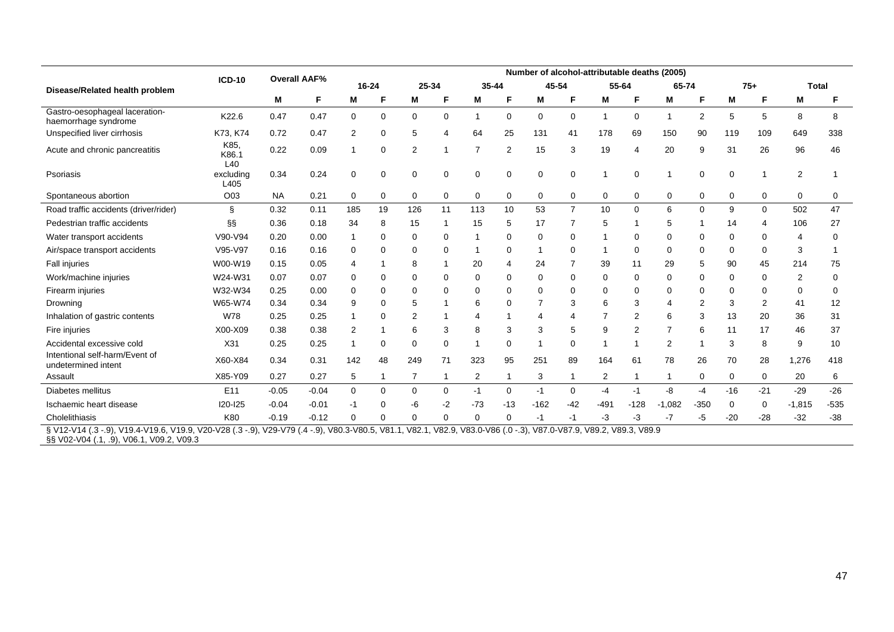| Disease/Related health problem | ICD-10 | Overall AAF% | | Number of alcohol-attributable deaths (2005) | | | | | | | | | | | | | | | |
|---|---|---|---|---|---|---|---|---|---|---|---|---|---|---|---|---|---|---|---|
| | | | | 16-24 | | 25-34 | | 35-44 | | 45-54 | | 55-64 | | 65-74 | | 75+ | | Total | |
| | | M | F | M | F | M | F | M | F | M | F | M | F | M | F | M | F | M | F |
| Gastro-oesophageal laceration-haemorrhage syndrome | K22.6 | 0.47 | 0.47 | 0 | 0 | 0 | 0 | 1 | 0 | 0 | 0 | 1 | 0 | 1 | 2 | 5 | 5 | 8 | 8 |
| Unspecified liver cirrhosis | K73, K74 | 0.72 | 0.47 | 2 | 0 | 5 | 4 | 64 | 25 | 131 | 41 | 178 | 69 | 150 | 90 | 119 | 109 | 649 | 338 |
| Acute and chronic pancreatitis | K85, K86.1 | 0.22 | 0.09 | 1 | 0 | 2 | 1 | 7 | 2 | 15 | 3 | 19 | 4 | 20 | 9 | 31 | 26 | 96 | 46 |
| Psoriasis | L40 excluding L405 | 0.34 | 0.24 | 0 | 0 | 0 | 0 | 0 | 0 | 0 | 0 | 1 | 0 | 1 | 0 | 0 | 1 | 2 | 1 |
| Spontaneous abortion | O03 | NA | 0.21 | 0 | 0 | 0 | 0 | 0 | 0 | 0 | 0 | 0 | 0 | 0 | 0 | 0 | 0 | 0 | 0 |
| Road traffic accidents (driver/rider) | § | 0.32 | 0.11 | 185 | 19 | 126 | 11 | 113 | 10 | 53 | 7 | 10 | 0 | 6 | 0 | 9 | 0 | 502 | 47 |
| Pedestrian traffic accidents | §§ | 0.36 | 0.18 | 34 | 8 | 15 | 1 | 15 | 5 | 17 | 7 | 5 | 1 | 5 | 1 | 14 | 4 | 106 | 27 |
| Water transport accidents | V90-V94 | 0.20 | 0.00 | 1 | 0 | 0 | 0 | 1 | 0 | 0 | 0 | 1 | 0 | 0 | 0 | 0 | 0 | 4 | 0 |
| Air/space transport accidents | V95-V97 | 0.16 | 0.16 | 0 | 0 | 0 | 0 | 1 | 0 | 1 | 0 | 1 | 0 | 0 | 0 | 0 | 0 | 3 | 1 |
| Fall injuries | W00-W19 | 0.15 | 0.05 | 4 | 1 | 8 | 1 | 20 | 4 | 24 | 7 | 39 | 11 | 29 | 5 | 90 | 45 | 214 | 75 |
| Work/machine injuries | W24-W31 | 0.07 | 0.07 | 0 | 0 | 0 | 0 | 0 | 0 | 0 | 0 | 0 | 0 | 0 | 0 | 0 | 0 | 2 | 0 |
| Firearm injuries | W32-W34 | 0.25 | 0.00 | 0 | 0 | 0 | 0 | 0 | 0 | 0 | 0 | 0 | 0 | 0 | 0 | 0 | 0 | 0 | 0 |
| Drowning | W65-W74 | 0.34 | 0.34 | 9 | 0 | 5 | 1 | 6 | 0 | 7 | 3 | 6 | 3 | 4 | 2 | 3 | 2 | 41 | 12 |
| Inhalation of gastric contents | W78 | 0.25 | 0.25 | 1 | 0 | 2 | 1 | 4 | 1 | 4 | 4 | 7 | 2 | 6 | 3 | 13 | 20 | 36 | 31 |
| Fire injuries | X00-X09 | 0.38 | 0.38 | 2 | 1 | 6 | 3 | 8 | 3 | 3 | 5 | 9 | 2 | 7 | 6 | 11 | 17 | 46 | 37 |
| Accidental excessive cold | X31 | 0.25 | 0.25 | 1 | 0 | 0 | 0 | 1 | 0 | 1 | 0 | 1 | 1 | 2 | 1 | 3 | 8 | 9 | 10 |
| Intentional self-harm/Event of undetermined intent | X60-X84 | 0.34 | 0.31 | 142 | 48 | 249 | 71 | 323 | 95 | 251 | 89 | 164 | 61 | 78 | 26 | 70 | 28 | 1,276 | 418 |
| Assault | X85-Y09 | 0.27 | 0.27 | 5 | 1 | 7 | 1 | 2 | 1 | 3 | 1 | 2 | 1 | 1 | 0 | 0 | 0 | 20 | 6 |
| Diabetes mellitus | E11 | -0.05 | -0.04 | 0 | 0 | 0 | 0 | -1 | 0 | -1 | 0 | -4 | -1 | -8 | -4 | -16 | -21 | -29 | -26 |
| Ischaemic heart disease | I20-I25 | -0.04 | -0.01 | -1 | 0 | -6 | -2 | -73 | -13 | -162 | -42 | -491 | -128 | -1,082 | -350 | 0 | 0 | -1,815 | -535 |
| Cholelithiasis | K80 | -0.19 | -0.12 | 0 | 0 | 0 | 0 | 0 | 0 | -1 | -1 | -3 | -3 | -7 | -5 | -20 | -28 | -32 | -38 |

§ V12-V14 (.3 -.9), V19.4-V19.6, V19.9, V20-V28 (.3 -.9), V29-V79 (.4 -.9), V80.3-V80.5, V81.1, V82.1, V82.9, V83.0-V86 (.0 -.3), V87.0-V87.9, V89.2, V89.3, V89.9
§§ V02-V04 (.1, .9), V06.1, V09.2, V09.3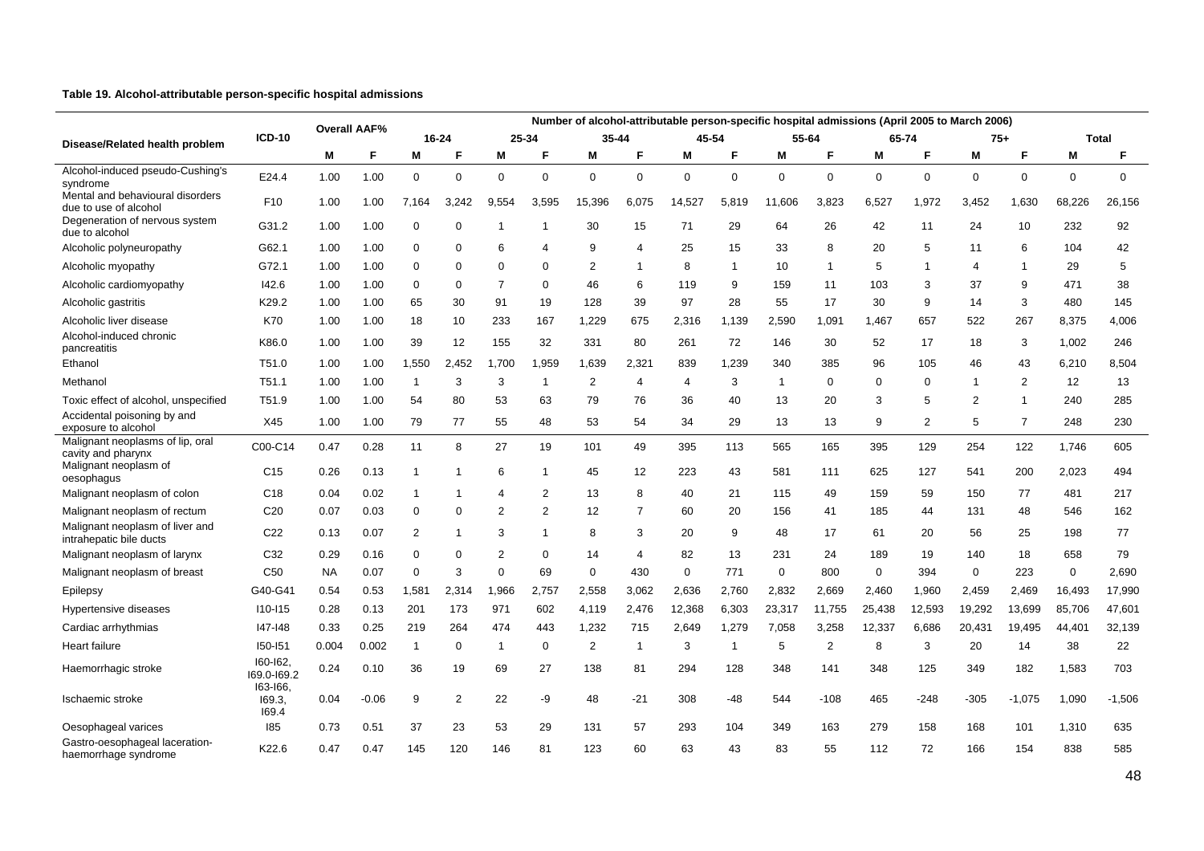**Table 19. Alcohol-attributable person-specific hospital admissions**

| Disease/Related health problem | ICD-10 | Overall AAF% | | Number of alcohol-attributable person-specific hospital admissions (April 2005 to March 2006) | | | | | | | | | | | | | | | |
|---|---|---|---|---|---|---|---|---|---|---|---|---|---|---|---|---|---|---|---|
| | | | | 16-24 | | 25-34 | | 35-44 | | 45-54 | | 55-64 | | 65-74 | | 75+ | | Total | |
| | | M | F | M | F | M | F | M | F | M | F | M | F | M | F | M | F | M | F |
| Alcohol-induced pseudo-Cushing's syndrome | E24.4 | 1.00 | 1.00 | 0 | 0 | 0 | 0 | 0 | 0 | 0 | 0 | 0 | 0 | 0 | 0 | 0 | 0 | 0 | 0 |
| Mental and behavioural disorders due to use of alcohol | F10 | 1.00 | 1.00 | 7,164 | 3,242 | 9,554 | 3,595 | 15,396 | 6,075 | 14,527 | 5,819 | 11,606 | 3,823 | 6,527 | 1,972 | 3,452 | 1,630 | 68,226 | 26,156 |
| Degeneration of nervous system due to alcohol | G31.2 | 1.00 | 1.00 | 0 | 0 | 1 | 1 | 30 | 15 | 71 | 29 | 64 | 26 | 42 | 11 | 24 | 10 | 232 | 92 |
| Alcoholic polyneuropathy | G62.1 | 1.00 | 1.00 | 0 | 0 | 6 | 4 | 9 | 4 | 25 | 15 | 33 | 8 | 20 | 5 | 11 | 6 | 104 | 42 |
| Alcoholic myopathy | G72.1 | 1.00 | 1.00 | 0 | 0 | 0 | 0 | 2 | 1 | 8 | 1 | 10 | 1 | 5 | 1 | 4 | 1 | 29 | 5 |
| Alcoholic cardiomyopathy | I42.6 | 1.00 | 1.00 | 0 | 0 | 7 | 0 | 46 | 6 | 119 | 9 | 159 | 11 | 103 | 3 | 37 | 9 | 471 | 38 |
| Alcoholic gastritis | K29.2 | 1.00 | 1.00 | 65 | 30 | 91 | 19 | 128 | 39 | 97 | 28 | 55 | 17 | 30 | 9 | 14 | 3 | 480 | 145 |
| Alcoholic liver disease | K70 | 1.00 | 1.00 | 18 | 10 | 233 | 167 | 1,229 | 675 | 2,316 | 1,139 | 2,590 | 1,091 | 1,467 | 657 | 522 | 267 | 8,375 | 4,006 |
| Alcohol-induced chronic pancreatitis | K86.0 | 1.00 | 1.00 | 39 | 12 | 155 | 32 | 331 | 80 | 261 | 72 | 146 | 30 | 52 | 17 | 18 | 3 | 1,002 | 246 |
| Ethanol | T51.0 | 1.00 | 1.00 | 1,550 | 2,452 | 1,700 | 1,959 | 1,639 | 2,321 | 839 | 1,239 | 340 | 385 | 96 | 105 | 46 | 43 | 6,210 | 8,504 |
| Methanol | T51.1 | 1.00 | 1.00 | 1 | 3 | 3 | 1 | 2 | 4 | 4 | 3 | 1 | 0 | 0 | 0 | 1 | 2 | 12 | 13 |
| Toxic effect of alcohol, unspecified | T51.9 | 1.00 | 1.00 | 54 | 80 | 53 | 63 | 79 | 76 | 36 | 40 | 13 | 20 | 3 | 5 | 2 | 1 | 240 | 285 |
| Accidental poisoning by and exposure to alcohol | X45 | 1.00 | 1.00 | 79 | 77 | 55 | 48 | 53 | 54 | 34 | 29 | 13 | 13 | 9 | 2 | 5 | 7 | 248 | 230 |
| Malignant neoplasms of lip, oral cavity and pharynx | C00-C14 | 0.47 | 0.28 | 11 | 8 | 27 | 19 | 101 | 49 | 395 | 113 | 565 | 165 | 395 | 129 | 254 | 122 | 1,746 | 605 |
| Malignant neoplasm of oesophagus | C15 | 0.26 | 0.13 | 1 | 1 | 6 | 1 | 45 | 12 | 223 | 43 | 581 | 111 | 625 | 127 | 541 | 200 | 2,023 | 494 |
| Malignant neoplasm of colon | C18 | 0.04 | 0.02 | 1 | 1 | 4 | 2 | 13 | 8 | 40 | 21 | 115 | 49 | 159 | 59 | 150 | 77 | 481 | 217 |
| Malignant neoplasm of rectum | C20 | 0.07 | 0.03 | 0 | 0 | 2 | 2 | 12 | 7 | 60 | 20 | 156 | 41 | 185 | 44 | 131 | 48 | 546 | 162 |
| Malignant neoplasm of liver and intrahepatic bile ducts | C22 | 0.13 | 0.07 | 2 | 1 | 3 | 1 | 8 | 3 | 20 | 9 | 48 | 17 | 61 | 20 | 56 | 25 | 198 | 77 |
| Malignant neoplasm of larynx | C32 | 0.29 | 0.16 | 0 | 0 | 2 | 0 | 14 | 4 | 82 | 13 | 231 | 24 | 189 | 19 | 140 | 18 | 658 | 79 |
| Malignant neoplasm of breast | C50 | NA | 0.07 | 0 | 3 | 0 | 69 | 0 | 430 | 0 | 771 | 0 | 800 | 0 | 394 | 0 | 223 | 0 | 2,690 |
| Epilepsy | G40-G41 | 0.54 | 0.53 | 1,581 | 2,314 | 1,966 | 2,757 | 2,558 | 3,062 | 2,636 | 2,760 | 2,832 | 2,669 | 2,460 | 1,960 | 2,459 | 2,469 | 16,493 | 17,990 |
| Hypertensive diseases | I10-I15 | 0.28 | 0.13 | 201 | 173 | 971 | 602 | 4,119 | 2,476 | 12,368 | 6,303 | 23,317 | 11,755 | 25,438 | 12,593 | 19,292 | 13,699 | 85,706 | 47,601 |
| Cardiac arrhythmias | I47-I48 | 0.33 | 0.25 | 219 | 264 | 474 | 443 | 1,232 | 715 | 2,649 | 1,279 | 7,058 | 3,258 | 12,337 | 6,686 | 20,431 | 19,495 | 44,401 | 32,139 |
| Heart failure | I50-I51 | 0.004 | 0.002 | 1 | 0 | 1 | 0 | 2 | 1 | 3 | 1 | 5 | 2 | 8 | 3 | 20 | 14 | 38 | 22 |
| Haemorrhagic stroke | I60-I62, I69.0-I69.2 | 0.24 | 0.10 | 36 | 19 | 69 | 27 | 138 | 81 | 294 | 128 | 348 | 141 | 348 | 125 | 349 | 182 | 1,583 | 703 |
| Ischaemic stroke | I63-I66, I69.3, I69.4 | 0.04 | -0.06 | 9 | 2 | 22 | -9 | 48 | -21 | 308 | -48 | 544 | -108 | 465 | -248 | -305 | -1,075 | 1,090 | -1,506 |
| Oesophageal varices | I85 | 0.73 | 0.51 | 37 | 23 | 53 | 29 | 131 | 57 | 293 | 104 | 349 | 163 | 279 | 158 | 168 | 101 | 1,310 | 635 |
| Gastro-oesophageal laceration-haemorrhage syndrome | K22.6 | 0.47 | 0.47 | 145 | 120 | 146 | 81 | 123 | 60 | 63 | 43 | 83 | 55 | 112 | 72 | 166 | 154 | 838 | 585 |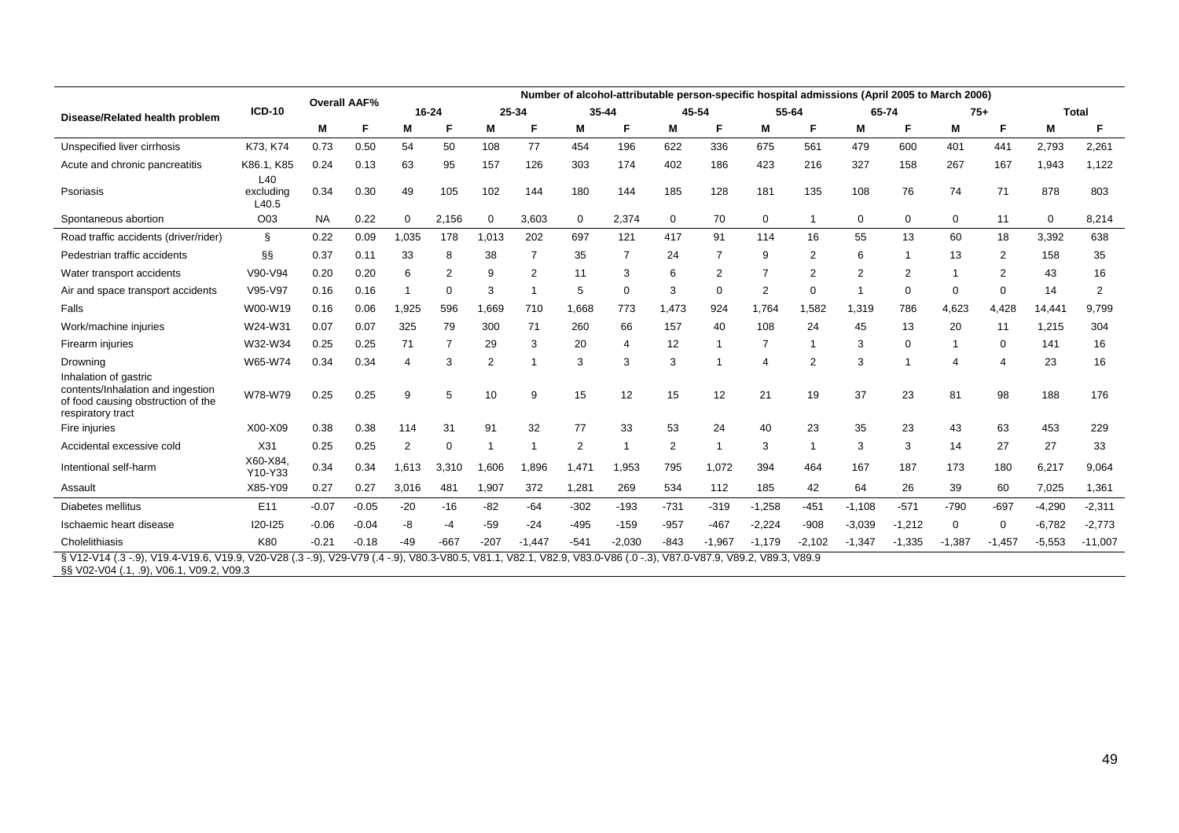| Disease/Related health problem | ICD-10 | Overall AAF% | | Number of alcohol-attributable person-specific hospital admissions (April 2005 to March 2006) | | | | | | | | | | | | | | | |
|---|---|---|---|---|---|---|---|---|---|---|---|---|---|---|---|---|---|---|---|
| | | | | 16-24 | | 25-34 | | 35-44 | | 45-54 | | 55-64 | | 65-74 | | 75+ | | Total | |
| | | M | F | M | F | M | F | M | F | M | F | M | F | M | F | M | F | M | F |
| Unspecified liver cirrhosis | K73, K74 | 0.73 | 0.50 | 54 | 50 | 108 | 77 | 454 | 196 | 622 | 336 | 675 | 561 | 479 | 600 | 401 | 441 | 2,793 | 2,261 |
| Acute and chronic pancreatitis | K86.1, K85 | 0.24 | 0.13 | 63 | 95 | 157 | 126 | 303 | 174 | 402 | 186 | 423 | 216 | 327 | 158 | 267 | 167 | 1,943 | 1,122 |
| Psoriasis | L40 excluding L40.5 | 0.34 | 0.30 | 49 | 105 | 102 | 144 | 180 | 144 | 185 | 128 | 181 | 135 | 108 | 76 | 74 | 71 | 878 | 803 |
| Spontaneous abortion | O03 | NA | 0.22 | 0 | 2,156 | 0 | 3,603 | 0 | 2,374 | 0 | 70 | 0 | 1 | 0 | 0 | 0 | 11 | 0 | 8,214 |
| Road traffic accidents (driver/rider) | § | 0.22 | 0.09 | 1,035 | 178 | 1,013 | 202 | 697 | 121 | 417 | 91 | 114 | 16 | 55 | 13 | 60 | 18 | 3,392 | 638 |
| Pedestrian traffic accidents | §§ | 0.37 | 0.11 | 33 | 8 | 38 | 7 | 35 | 7 | 24 | 7 | 9 | 2 | 6 | 1 | 13 | 2 | 158 | 35 |
| Water transport accidents | V90-V94 | 0.20 | 0.20 | 6 | 2 | 9 | 2 | 11 | 3 | 6 | 2 | 7 | 2 | 2 | 2 | 1 | 2 | 43 | 16 |
| Air and space transport accidents | V95-V97 | 0.16 | 0.16 | 1 | 0 | 3 | 1 | 5 | 0 | 3 | 0 | 2 | 0 | 1 | 0 | 0 | 0 | 14 | 2 |
| Falls | W00-W19 | 0.16 | 0.06 | 1,925 | 596 | 1,669 | 710 | 1,668 | 773 | 1,473 | 924 | 1,764 | 1,582 | 1,319 | 786 | 4,623 | 4,428 | 14,441 | 9,799 |
| Work/machine injuries | W24-W31 | 0.07 | 0.07 | 325 | 79 | 300 | 71 | 260 | 66 | 157 | 40 | 108 | 24 | 45 | 13 | 20 | 11 | 1,215 | 304 |
| Firearm injuries | W32-W34 | 0.25 | 0.25 | 71 | 7 | 29 | 3 | 20 | 4 | 12 | 1 | 7 | 1 | 3 | 0 | 1 | 0 | 141 | 16 |
| Drowning | W65-W74 | 0.34 | 0.34 | 4 | 3 | 2 | 1 | 3 | 3 | 3 | 1 | 4 | 2 | 3 | 1 | 4 | 4 | 23 | 16 |
| Inhalation of gastric contents/Inhalation and ingestion of food causing obstruction of the respiratory tract | W78-W79 | 0.25 | 0.25 | 9 | 5 | 10 | 9 | 15 | 12 | 15 | 12 | 21 | 19 | 37 | 23 | 81 | 98 | 188 | 176 |
| Fire injuries | X00-X09 | 0.38 | 0.38 | 114 | 31 | 91 | 32 | 77 | 33 | 53 | 24 | 40 | 23 | 35 | 23 | 43 | 63 | 453 | 229 |
| Accidental excessive cold | X31 | 0.25 | 0.25 | 2 | 0 | 1 | 1 | 2 | 1 | 2 | 1 | 3 | 1 | 3 | 3 | 14 | 27 | 27 | 33 |
| Intentional self-harm | X60-X84, Y10-Y33 | 0.34 | 0.34 | 1,613 | 3,310 | 1,606 | 1,896 | 1,471 | 1,953 | 795 | 1,072 | 394 | 464 | 167 | 187 | 173 | 180 | 6,217 | 9,064 |
| Assault | X85-Y09 | 0.27 | 0.27 | 3,016 | 481 | 1,907 | 372 | 1,281 | 269 | 534 | 112 | 185 | 42 | 64 | 26 | 39 | 60 | 7,025 | 1,361 |
| Diabetes mellitus | E11 | -0.07 | -0.05 | -20 | -16 | -82 | -64 | -302 | -193 | -731 | -319 | -1,258 | -451 | -1,108 | -571 | -790 | -697 | -4,290 | -2,311 |
| Ischaemic heart disease | I20-I25 | -0.06 | -0.04 | -8 | -4 | -59 | -24 | -495 | -159 | -957 | -467 | -2,224 | -908 | -3,039 | -1,212 | 0 | 0 | -6,782 | -2,773 |
| Cholelithiasis | K80 | -0.21 | -0.18 | -49 | -667 | -207 | -1,447 | -541 | -2,030 | -843 | -1,967 | -1,179 | -2,102 | -1,347 | -1,335 | -1,387 | -1,457 | -5,553 | -11,007 |

§ V12-V14 (.3 -.9), V19.4-V19.6, V19.9, V20-V28 (.3 -.9), V29-V79 (.4 -.9), V80.3-V80.5, V81.1, V82.1, V82.9, V83.0-V86 (.0 -.3), V87.0-V87.9, V89.2, V89.3, V89.9
§§ V02-V04 (.1, .9), V06.1, V09.2, V09.3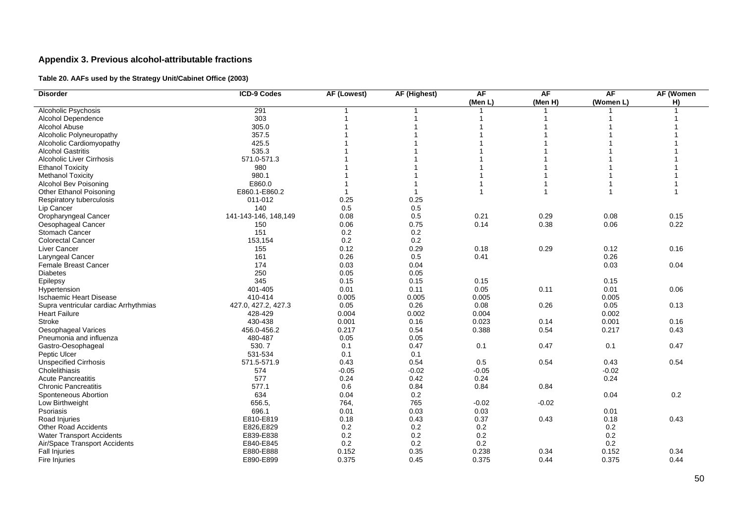## Appendix 3. Previous alcohol-attributable fractions

**Table 20. AAFs used by the Strategy Unit/Cabinet Office (2003)**

| Disorder | ICD-9 Codes | AF (Lowest) | AF (Highest) | AF (Men L) | AF (Men H) | AF (Women L) | AF (Women H) |
|---|---|---|---|---|---|---|---|
| Alcoholic Psychosis | 291 | 1 | 1 | 1 | 1 | 1 | 1 |
| Alcohol Dependence | 303 | 1 | 1 | 1 | 1 | 1 | 1 |
| Alcohol Abuse | 305.0 | 1 | 1 | 1 | 1 | 1 | 1 |
| Alcoholic Polyneuropathy | 357.5 | 1 | 1 | 1 | 1 | 1 | 1 |
| Alcoholic Cardiomyopathy | 425.5 | 1 | 1 | 1 | 1 | 1 | 1 |
| Alcohol Gastritis | 535.3 | 1 | 1 | 1 | 1 | 1 | 1 |
| Alcoholic Liver Cirrhosis | 571.0-571.3 | 1 | 1 | 1 | 1 | 1 | 1 |
| Ethanol Toxicity | 980 | 1 | 1 | 1 | 1 | 1 | 1 |
| Methanol Toxicity | 980.1 | 1 | 1 | 1 | 1 | 1 | 1 |
| Alcohol Bev Poisoning | E860.0 | 1 | 1 | 1 | 1 | 1 | 1 |
| Other Ethanol Poisoning | E860.1-E860.2 | 1 | 1 | 1 | 1 | 1 | 1 |
| Respiratory tuberculosis | 011-012 | 0.25 | 0.25 | | | | |
| Lip Cancer | 140 | 0.5 | 0.5 | | | | |
| Oropharyngeal Cancer | 141-143-146, 148,149 | 0.08 | 0.5 | 0.21 | 0.29 | 0.08 | 0.15 |
| Oesophageal Cancer | 150 | 0.06 | 0.75 | 0.14 | 0.38 | 0.06 | 0.22 |
| Stomach Cancer | 151 | 0.2 | 0.2 | | | | |
| Colorectal Cancer | 153,154 | 0.2 | 0.2 | | | | |
| Liver Cancer | 155 | 0.12 | 0.29 | 0.18 | 0.29 | 0.12 | 0.16 |
| Laryngeal Cancer | 161 | 0.26 | 0.5 | 0.41 | | 0.26 | |
| Female Breast Cancer | 174 | 0.03 | 0.04 | | | 0.03 | 0.04 |
| Diabetes | 250 | 0.05 | 0.05 | | | | |
| Epilepsy | 345 | 0.15 | 0.15 | 0.15 | | 0.15 | |
| Hypertension | 401-405 | 0.01 | 0.11 | 0.05 | 0.11 | 0.01 | 0.06 |
| Ischaemic Heart Disease | 410-414 | 0.005 | 0.005 | 0.005 | | 0.005 | |
| Supra ventricular cardiac Arrhythmias | 427.0, 427.2, 427.3 | 0.05 | 0.26 | 0.08 | 0.26 | 0.05 | 0.13 |
| Heart Failure | 428-429 | 0.004 | 0.002 | 0.004 | | 0.002 | |
| Stroke | 430-438 | 0.001 | 0.16 | 0.023 | 0.14 | 0.001 | 0.16 |
| Oesophageal Varices | 456.0-456.2 | 0.217 | 0.54 | 0.388 | 0.54 | 0.217 | 0.43 |
| Pneumonia and influenza | 480-487 | 0.05 | 0.05 | | | | |
| Gastro-Oesophageal | 530. 7 | 0.1 | 0.47 | 0.1 | 0.47 | 0.1 | 0.47 |
| Peptic Ulcer | 531-534 | 0.1 | 0.1 | | | | |
| Unspecified Cirrhosis | 571.5-571.9 | 0.43 | 0.54 | 0.5 | 0.54 | 0.43 | 0.54 |
| Cholelithiasis | 574 | -0.05 | -0.02 | -0.05 | | -0.02 | |
| Acute Pancreatitis | 577 | 0.24 | 0.42 | 0.24 | | 0.24 | |
| Chronic Pancreatitis | 577.1 | 0.6 | 0.84 | 0.84 | 0.84 | | |
| Sponteneous Abortion | 634 | 0.04 | 0.2 | | | 0.04 | 0.2 |
| Low Birthweight | 656.5, | 764, | 765 | -0.02 | -0.02 | | |
| Psoriasis | 696.1 | 0.01 | 0.03 | 0.03 | | 0.01 | |
| Road Injuries | E810-E819 | 0.18 | 0.43 | 0.37 | 0.43 | 0.18 | 0.43 |
| Other Road Accidents | E826,E829 | 0.2 | 0.2 | 0.2 | | 0.2 | |
| Water Transport Accidents | E839-E838 | 0.2 | 0.2 | 0.2 | | 0.2 | |
| Air/Space Transport Accidents | E840-E845 | 0.2 | 0.2 | 0.2 | | 0.2 | |
| Fall Injuries | E880-E888 | 0.152 | 0.35 | 0.238 | 0.34 | 0.152 | 0.34 |
| Fire Injuries | E890-E899 | 0.375 | 0.45 | 0.375 | 0.44 | 0.375 | 0.44 |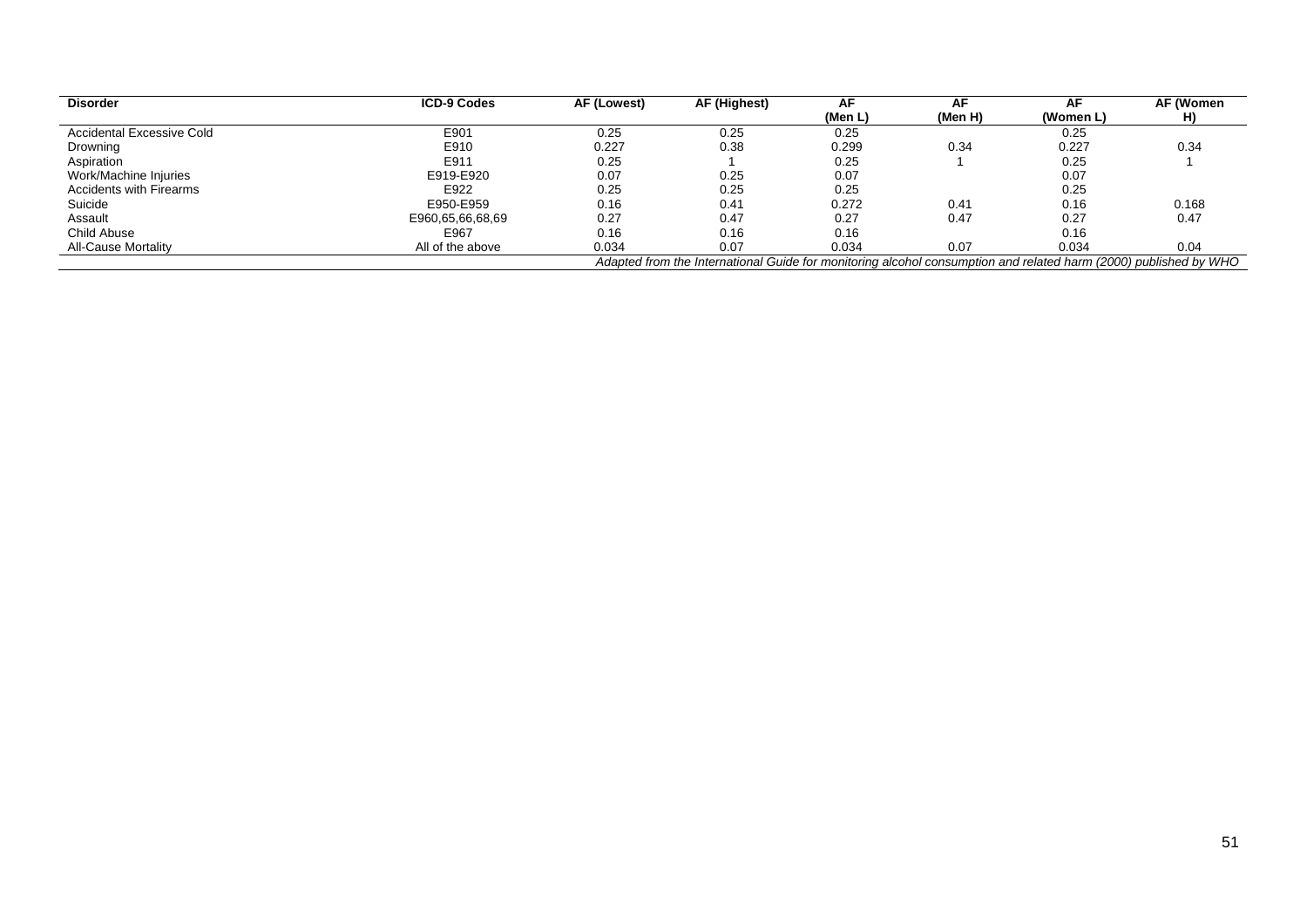| Disorder | ICD-9 Codes | AF (Lowest) | AF (Highest) | AF (Men L) | AF (Men H) | AF (Women L) | AF (Women H) |
|---|---|---|---|---|---|---|---|
| Accidental Excessive Cold | E901 | 0.25 | 0.25 | 0.25 | | 0.25 | |
| Drowning | E910 | 0.227 | 0.38 | 0.299 | 0.34 | 0.227 | 0.34 |
| Aspiration | E911 | 0.25 | 1 | 0.25 | 1 | 0.25 | 1 |
| Work/Machine Injuries | E919-E920 | 0.07 | 0.25 | 0.07 | | 0.07 | |
| Accidents with Firearms | E922 | 0.25 | 0.25 | 0.25 | | 0.25 | |
| Suicide | E950-E959 | 0.16 | 0.41 | 0.272 | 0.41 | 0.16 | 0.168 |
| Assault | E960,65,66,68,69 | 0.27 | 0.47 | 0.27 | 0.47 | 0.27 | 0.47 |
| Child Abuse | E967 | 0.16 | 0.16 | 0.16 | | 0.16 | |
| All-Cause Mortality | All of the above | 0.034 | 0.07 | 0.034 | 0.07 | 0.034 | 0.04 |

*Adapted from the International Guide for monitoring alcohol consumption and related harm (2000) published by WHO*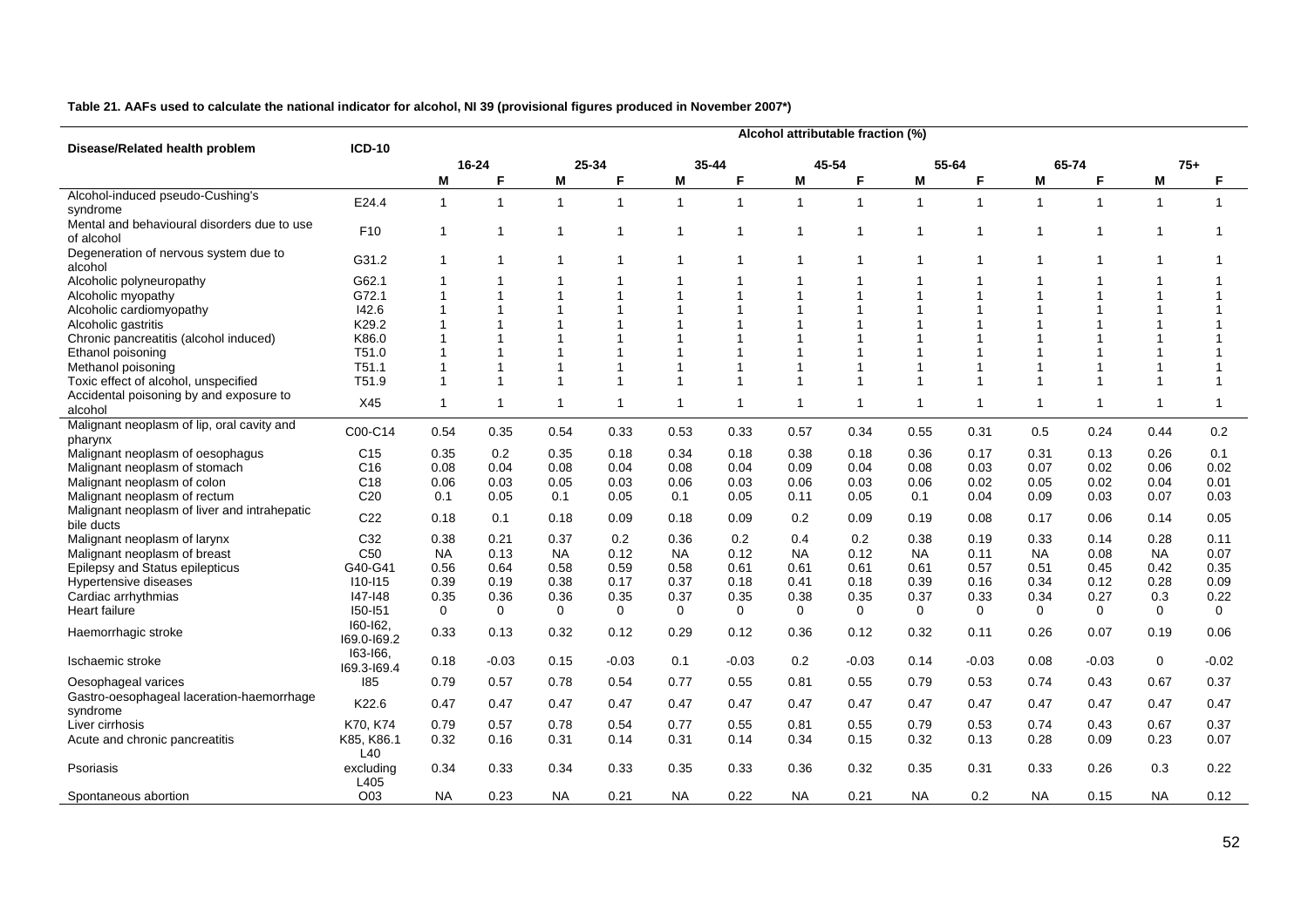**Table 21. AAFs used to calculate the national indicator for alcohol, NI 39 (provisional figures produced in November 2007*)**

| Disease/Related health problem | ICD-10 | Alcohol attributable fraction (%) | | | | | | | | | | | | | |
|---|---|---|---|---|---|---|---|---|---|---|---|---|---|---|---|
| | | 16-24 | | 25-34 | | 35-44 | | 45-54 | | 55-64 | | 65-74 | | 75+ | |
| | | M | F | M | F | M | F | M | F | M | F | M | F | M | F |
| Alcohol-induced pseudo-Cushing's syndrome | E24.4 | 1 | 1 | 1 | 1 | 1 | 1 | 1 | 1 | 1 | 1 | 1 | 1 | 1 | 1 |
| Mental and behavioural disorders due to use of alcohol | F10 | 1 | 1 | 1 | 1 | 1 | 1 | 1 | 1 | 1 | 1 | 1 | 1 | 1 | 1 |
| Degeneration of nervous system due to alcohol | G31.2 | 1 | 1 | 1 | 1 | 1 | 1 | 1 | 1 | 1 | 1 | 1 | 1 | 1 | 1 |
| Alcoholic polyneuropathy | G62.1 | 1 | 1 | 1 | 1 | 1 | 1 | 1 | 1 | 1 | 1 | 1 | 1 | 1 | 1 |
| Alcoholic myopathy | G72.1 | 1 | 1 | 1 | 1 | 1 | 1 | 1 | 1 | 1 | 1 | 1 | 1 | 1 | 1 |
| Alcoholic cardiomyopathy | I42.6 | 1 | 1 | 1 | 1 | 1 | 1 | 1 | 1 | 1 | 1 | 1 | 1 | 1 | 1 |
| Alcoholic gastritis | K29.2 | 1 | 1 | 1 | 1 | 1 | 1 | 1 | 1 | 1 | 1 | 1 | 1 | 1 | 1 |
| Chronic pancreatitis (alcohol induced) | K86.0 | 1 | 1 | 1 | 1 | 1 | 1 | 1 | 1 | 1 | 1 | 1 | 1 | 1 | 1 |
| Ethanol poisoning | T51.0 | 1 | 1 | 1 | 1 | 1 | 1 | 1 | 1 | 1 | 1 | 1 | 1 | 1 | 1 |
| Methanol poisoning | T51.1 | 1 | 1 | 1 | 1 | 1 | 1 | 1 | 1 | 1 | 1 | 1 | 1 | 1 | 1 |
| Toxic effect of alcohol, unspecified | T51.9 | 1 | 1 | 1 | 1 | 1 | 1 | 1 | 1 | 1 | 1 | 1 | 1 | 1 | 1 |
| Accidental poisoning by and exposure to alcohol | X45 | 1 | 1 | 1 | 1 | 1 | 1 | 1 | 1 | 1 | 1 | 1 | 1 | 1 | 1 |
| Malignant neoplasm of lip, oral cavity and pharynx | C00-C14 | 0.54 | 0.35 | 0.54 | 0.33 | 0.53 | 0.33 | 0.57 | 0.34 | 0.55 | 0.31 | 0.5 | 0.24 | 0.44 | 0.2 |
| Malignant neoplasm of oesophagus | C15 | 0.35 | 0.2 | 0.35 | 0.18 | 0.34 | 0.18 | 0.38 | 0.18 | 0.36 | 0.17 | 0.31 | 0.13 | 0.26 | 0.1 |
| Malignant neoplasm of stomach | C16 | 0.08 | 0.04 | 0.08 | 0.04 | 0.08 | 0.04 | 0.09 | 0.04 | 0.08 | 0.03 | 0.07 | 0.02 | 0.06 | 0.02 |
| Malignant neoplasm of colon | C18 | 0.06 | 0.03 | 0.05 | 0.03 | 0.06 | 0.03 | 0.06 | 0.03 | 0.06 | 0.02 | 0.05 | 0.02 | 0.04 | 0.01 |
| Malignant neoplasm of rectum | C20 | 0.1 | 0.05 | 0.1 | 0.05 | 0.1 | 0.05 | 0.11 | 0.05 | 0.1 | 0.04 | 0.09 | 0.03 | 0.07 | 0.03 |
| Malignant neoplasm of liver and intrahepatic bile ducts | C22 | 0.18 | 0.1 | 0.18 | 0.09 | 0.18 | 0.09 | 0.2 | 0.09 | 0.19 | 0.08 | 0.17 | 0.06 | 0.14 | 0.05 |
| Malignant neoplasm of larynx | C32 | 0.38 | 0.21 | 0.37 | 0.2 | 0.36 | 0.2 | 0.4 | 0.2 | 0.38 | 0.19 | 0.33 | 0.14 | 0.28 | 0.11 |
| Malignant neoplasm of breast | C50 | NA | 0.13 | NA | 0.12 | NA | 0.12 | NA | 0.12 | NA | 0.11 | NA | 0.08 | NA | 0.07 |
| Epilepsy and Status epilepticus | G40-G41 | 0.56 | 0.64 | 0.58 | 0.59 | 0.58 | 0.61 | 0.61 | 0.61 | 0.61 | 0.57 | 0.51 | 0.45 | 0.42 | 0.35 |
| Hypertensive diseases | I10-I15 | 0.39 | 0.19 | 0.38 | 0.17 | 0.37 | 0.18 | 0.41 | 0.18 | 0.39 | 0.16 | 0.34 | 0.12 | 0.28 | 0.09 |
| Cardiac arrhythmias | I47-I48 | 0.35 | 0.36 | 0.36 | 0.35 | 0.37 | 0.35 | 0.38 | 0.35 | 0.37 | 0.33 | 0.34 | 0.27 | 0.3 | 0.22 |
| Heart failure | I50-I51 | 0 | 0 | 0 | 0 | 0 | 0 | 0 | 0 | 0 | 0 | 0 | 0 | 0 | 0 |
| Haemorrhagic stroke | I60-I62, I69.0-I69.2 | 0.33 | 0.13 | 0.32 | 0.12 | 0.29 | 0.12 | 0.36 | 0.12 | 0.32 | 0.11 | 0.26 | 0.07 | 0.19 | 0.06 |
| Ischaemic stroke | I63-I66, I69.3-I69.4 | 0.18 | -0.03 | 0.15 | -0.03 | 0.1 | -0.03 | 0.2 | -0.03 | 0.14 | -0.03 | 0.08 | -0.03 | 0 | -0.02 |
| Oesophageal varices | I85 | 0.79 | 0.57 | 0.78 | 0.54 | 0.77 | 0.55 | 0.81 | 0.55 | 0.79 | 0.53 | 0.74 | 0.43 | 0.67 | 0.37 |
| Gastro-oesophageal laceration-haemorrhage syndrome | K22.6 | 0.47 | 0.47 | 0.47 | 0.47 | 0.47 | 0.47 | 0.47 | 0.47 | 0.47 | 0.47 | 0.47 | 0.47 | 0.47 | 0.47 |
| Liver cirrhosis | K70, K74 | 0.79 | 0.57 | 0.78 | 0.54 | 0.77 | 0.55 | 0.81 | 0.55 | 0.79 | 0.53 | 0.74 | 0.43 | 0.67 | 0.37 |
| Acute and chronic pancreatitis | K85, K86.1 | 0.32 | 0.16 | 0.31 | 0.14 | 0.31 | 0.14 | 0.34 | 0.15 | 0.32 | 0.13 | 0.28 | 0.09 | 0.23 | 0.07 |
| Psoriasis | L40 excluding L405 | 0.34 | 0.33 | 0.34 | 0.33 | 0.35 | 0.33 | 0.36 | 0.32 | 0.35 | 0.31 | 0.33 | 0.26 | 0.3 | 0.22 |
| Spontaneous abortion | O03 | NA | 0.23 | NA | 0.21 | NA | 0.22 | NA | 0.21 | NA | 0.2 | NA | 0.15 | NA | 0.12 |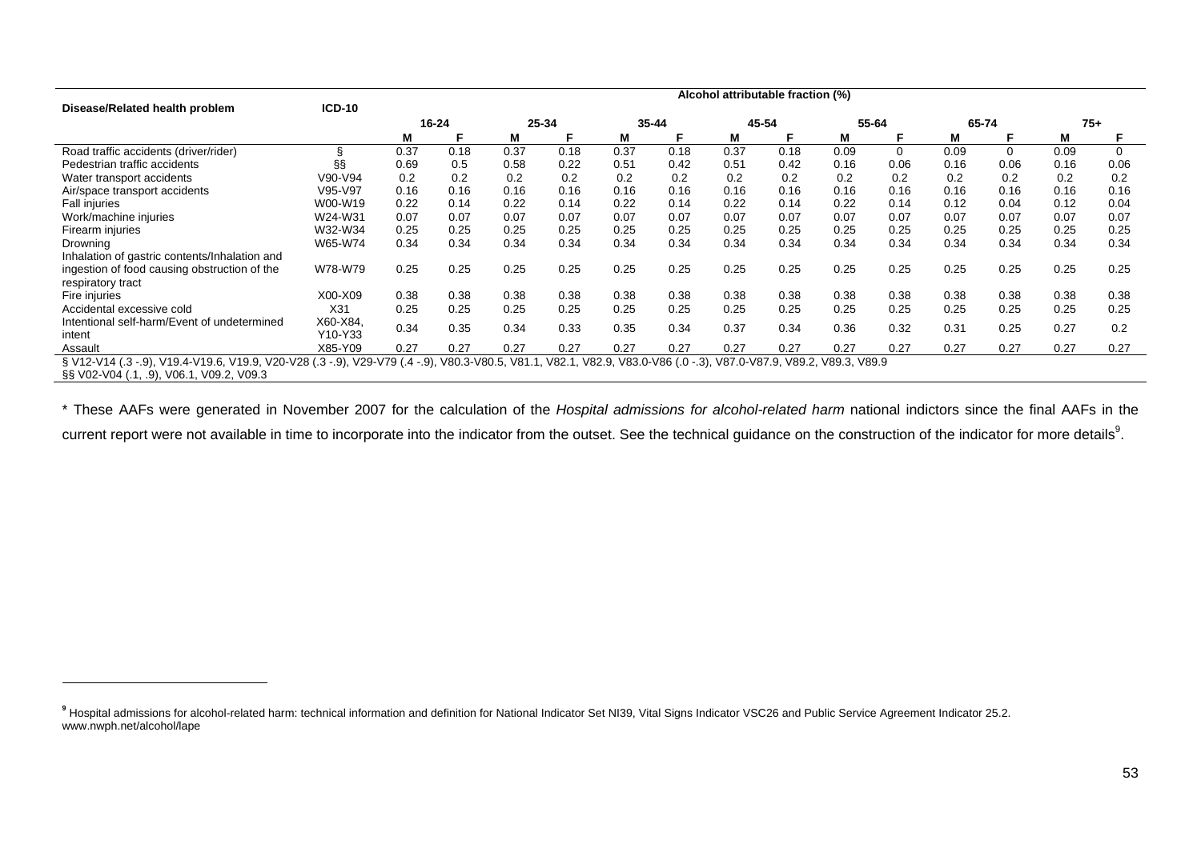| Disease/Related health problem | ICD-10 | Alcohol attributable fraction (%) | | | | | | | | | | | | | |
|---|---|---|---|---|---|---|---|---|---|---|---|---|---|---|---|
| | | 16-24 | | 25-34 | | 35-44 | | 45-54 | | 55-64 | | 65-74 | | 75+ | |
| | | M | F | M | F | M | F | M | F | M | F | M | F | M | F |
| Road traffic accidents (driver/rider) | § | 0.37 | 0.18 | 0.37 | 0.18 | 0.37 | 0.18 | 0.37 | 0.18 | 0.09 | 0 | 0.09 | 0 | 0.09 | 0 |
| Pedestrian traffic accidents | §§ | 0.69 | 0.5 | 0.58 | 0.22 | 0.51 | 0.42 | 0.51 | 0.42 | 0.16 | 0.06 | 0.16 | 0.06 | 0.16 | 0.06 |
| Water transport accidents | V90-V94 | 0.2 | 0.2 | 0.2 | 0.2 | 0.2 | 0.2 | 0.2 | 0.2 | 0.2 | 0.2 | 0.2 | 0.2 | 0.2 | 0.2 |
| Air/space transport accidents | V95-V97 | 0.16 | 0.16 | 0.16 | 0.16 | 0.16 | 0.16 | 0.16 | 0.16 | 0.16 | 0.16 | 0.16 | 0.16 | 0.16 | 0.16 |
| Fall injuries | W00-W19 | 0.22 | 0.14 | 0.22 | 0.14 | 0.22 | 0.14 | 0.22 | 0.14 | 0.22 | 0.14 | 0.12 | 0.04 | 0.12 | 0.04 |
| Work/machine injuries | W24-W31 | 0.07 | 0.07 | 0.07 | 0.07 | 0.07 | 0.07 | 0.07 | 0.07 | 0.07 | 0.07 | 0.07 | 0.07 | 0.07 | 0.07 |
| Firearm injuries | W32-W34 | 0.25 | 0.25 | 0.25 | 0.25 | 0.25 | 0.25 | 0.25 | 0.25 | 0.25 | 0.25 | 0.25 | 0.25 | 0.25 | 0.25 |
| Drowning | W65-W74 | 0.34 | 0.34 | 0.34 | 0.34 | 0.34 | 0.34 | 0.34 | 0.34 | 0.34 | 0.34 | 0.34 | 0.34 | 0.34 | 0.34 |
| Inhalation of gastric contents/Inhalation and ingestion of food causing obstruction of the respiratory tract | W78-W79 | 0.25 | 0.25 | 0.25 | 0.25 | 0.25 | 0.25 | 0.25 | 0.25 | 0.25 | 0.25 | 0.25 | 0.25 | 0.25 | 0.25 |
| Fire injuries | X00-X09 | 0.38 | 0.38 | 0.38 | 0.38 | 0.38 | 0.38 | 0.38 | 0.38 | 0.38 | 0.38 | 0.38 | 0.38 | 0.38 | 0.38 |
| Accidental excessive cold | X31 | 0.25 | 0.25 | 0.25 | 0.25 | 0.25 | 0.25 | 0.25 | 0.25 | 0.25 | 0.25 | 0.25 | 0.25 | 0.25 | 0.25 |
| Intentional self-harm/Event of undetermined intent | X60-X84, Y10-Y33 | 0.34 | 0.35 | 0.34 | 0.33 | 0.35 | 0.34 | 0.37 | 0.34 | 0.36 | 0.32 | 0.31 | 0.25 | 0.27 | 0.2 |
| Assault | X85-Y09 | 0.27 | 0.27 | 0.27 | 0.27 | 0.27 | 0.27 | 0.27 | 0.27 | 0.27 | 0.27 | 0.27 | 0.27 | 0.27 | 0.27 |

§ V12-V14 (.3 -.9), V19.4-V19.6, V19.9, V20-V28 (.3 -.9), V29-V79 (.4 -.9), V80.3-V80.5, V81.1, V82.1, V82.9, V83.0-V86 (.0 -.3), V87.0-V87.9, V89.2, V89.3, V89.9
§§ V02-V04 (.1, .9), V06.1, V09.2, V09.3

\* These AAFs were generated in November 2007 for the calculation of the *Hospital admissions for alcohol-related harm* national indictors since the final AAFs in the current report were not available in time to incorporate into the indicator from the outset. See the technical guidance on the construction of the indicator for more details[9].

[9] Hospital admissions for alcohol-related harm: technical information and definition for National Indicator Set NI39, Vital Signs Indicator VSC26 and Public Service Agreement Indicator 25.2. www.nwph.net/alcohol/lape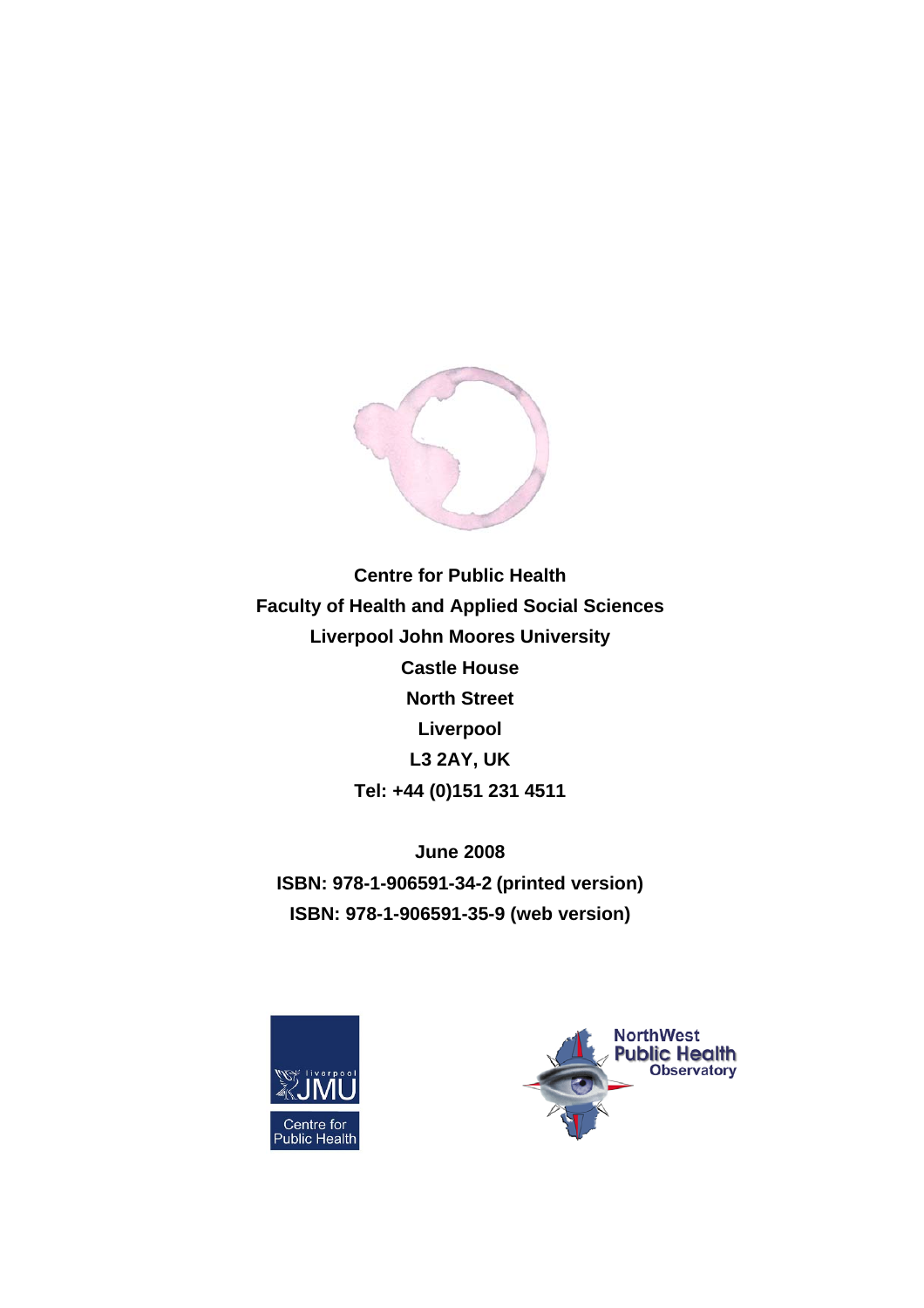**Centre for Public Health**

**Faculty of Health and Applied Social Sciences**

**Liverpool John Moores University**

**Castle House**

**North Street**

**Liverpool**

**L3 2AY, UK**

**Tel: +44 (0)151 231 4511**

**June 2008**

**ISBN: 978-1-906591-34-2 (printed version)**

**ISBN: 978-1-906591-35-9 (web version)**